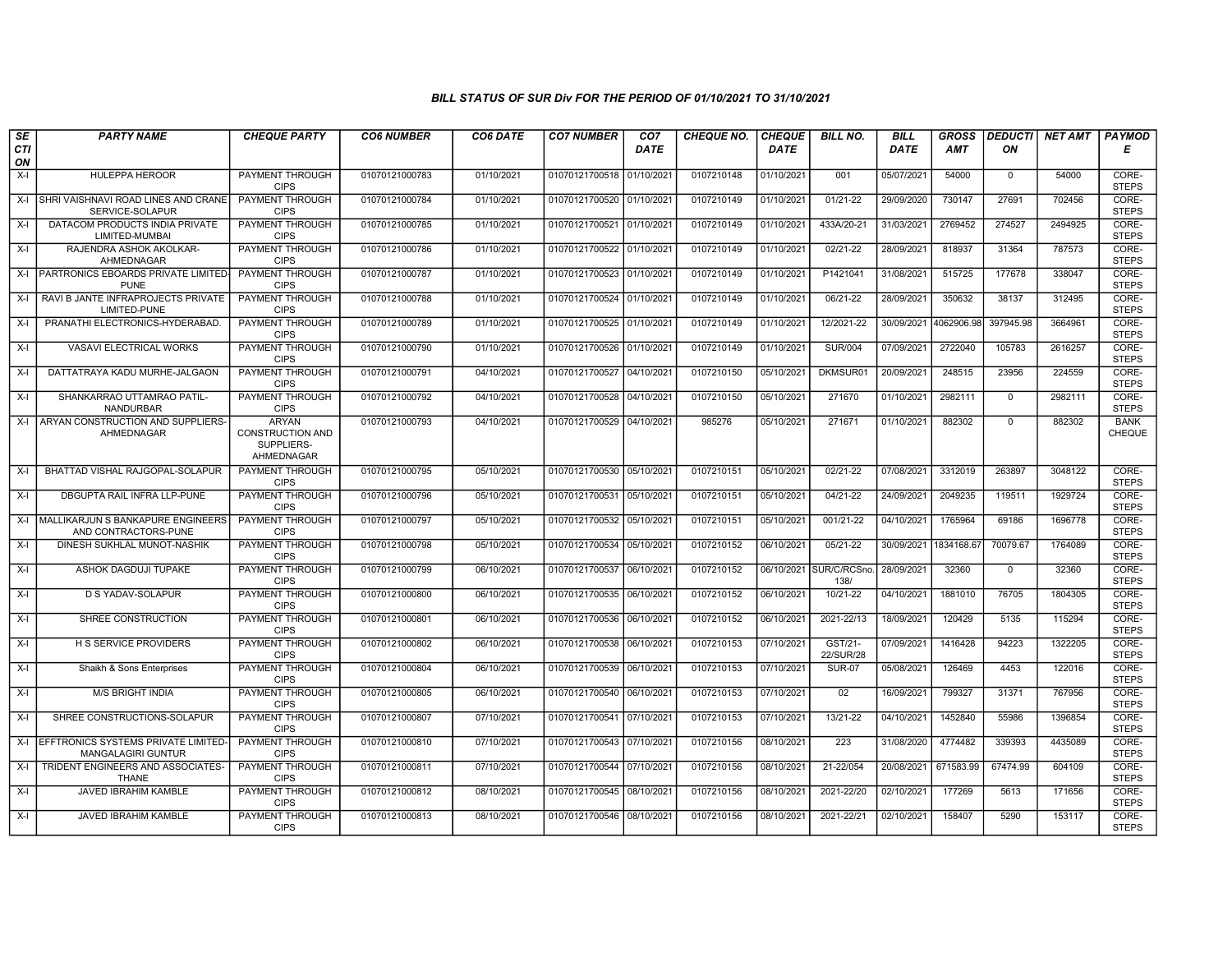# BILL STATUS OF SUR Div FOR THE PERIOD OF 01/10/2021 TO 31/10/2021

| SECTION | PARTY NAME | CHEQUE PARTY | CO6 NUMBER | CO6 DATE | CO7 NUMBER | CO7 DATE | CHEQUE NO. | CHEQUE DATE | BILL NO. | BILL DATE | GROSS AMT | DEDUCTION | NET AMT | PAYMODE |
|---|---|---|---|---|---|---|---|---|---|---|---|---|---|---|
| X-I | HULEPPA HEROOR | PAYMENT THROUGH CIPS | 01070121000783 | 01/10/2021 | 01070121700518 | 01/10/2021 | 0107210148 | 01/10/2021 | 001 | 05/07/2021 | 54000 | 0 | 54000 | CORE-STEPS |
| X-I | SHRI VAISHNAVI ROAD LINES AND CRANE SERVICE-SOLAPUR | PAYMENT THROUGH CIPS | 01070121000784 | 01/10/2021 | 01070121700520 | 01/10/2021 | 0107210149 | 01/10/2021 | 01/21-22 | 29/09/2020 | 730147 | 27691 | 702456 | CORE-STEPS |
| X-I | DATACOM PRODUCTS INDIA PRIVATE LIMITED-MUMBAI | PAYMENT THROUGH CIPS | 01070121000785 | 01/10/2021 | 01070121700521 | 01/10/2021 | 0107210149 | 01/10/2021 | 433A/20-21 | 31/03/2021 | 2769452 | 274527 | 2494925 | CORE-STEPS |
| X-I | RAJENDRA ASHOK AKOLKAR-AHMEDNAGAR | PAYMENT THROUGH CIPS | 01070121000786 | 01/10/2021 | 01070121700522 | 01/10/2021 | 0107210149 | 01/10/2021 | 02/21-22 | 28/09/2021 | 818937 | 31364 | 787573 | CORE-STEPS |
| X-I | PARTRONICS EBOARDS PRIVATE LIMITED-PUNE | PAYMENT THROUGH CIPS | 01070121000787 | 01/10/2021 | 01070121700523 | 01/10/2021 | 0107210149 | 01/10/2021 | P1421041 | 31/08/2021 | 515725 | 177678 | 338047 | CORE-STEPS |
| X-I | RAVI B JANTE INFRAPROJECTS PRIVATE LIMITED-PUNE | PAYMENT THROUGH CIPS | 01070121000788 | 01/10/2021 | 01070121700524 | 01/10/2021 | 0107210149 | 01/10/2021 | 06/21-22 | 28/09/2021 | 350632 | 38137 | 312495 | CORE-STEPS |
| X-I | PRANATHI ELECTRONICS-HYDERABAD. | PAYMENT THROUGH CIPS | 01070121000789 | 01/10/2021 | 01070121700525 | 01/10/2021 | 0107210149 | 01/10/2021 | 12/2021-22 | 30/09/2021 | 4062906.98 | 397945.98 | 3664961 | CORE-STEPS |
| X-I | VASAVI ELECTRICAL WORKS | PAYMENT THROUGH CIPS | 01070121000790 | 01/10/2021 | 01070121700526 | 01/10/2021 | 0107210149 | 01/10/2021 | SUR/004 | 07/09/2021 | 2722040 | 105783 | 2616257 | CORE-STEPS |
| X-I | DATTATRAYA KADU MURHE-JALGAON | PAYMENT THROUGH CIPS | 01070121000791 | 04/10/2021 | 01070121700527 | 04/10/2021 | 0107210150 | 05/10/2021 | DKMSUR01 | 20/09/2021 | 248515 | 23956 | 224559 | CORE-STEPS |
| X-I | SHANKARRAO UTTAMRAO PATIL-NANDURBAR | PAYMENT THROUGH CIPS | 01070121000792 | 04/10/2021 | 01070121700528 | 04/10/2021 | 0107210150 | 05/10/2021 | 271670 | 01/10/2021 | 2982111 | 0 | 2982111 | CORE-STEPS |
| X-I | ARYAN CONSTRUCTION AND SUPPLIERS-AHMEDNAGAR | ARYAN CONSTRUCTION AND SUPPLIERS-AHMEDNAGAR | 01070121000793 | 04/10/2021 | 01070121700529 | 04/10/2021 | 985276 | 05/10/2021 | 271671 | 01/10/2021 | 882302 | 0 | 882302 | BANK CHEQUE |
| X-I | BHATTAD VISHAL RAJGOPAL-SOLAPUR | PAYMENT THROUGH CIPS | 01070121000795 | 05/10/2021 | 01070121700530 | 05/10/2021 | 0107210151 | 05/10/2021 | 02/21-22 | 07/08/2021 | 3312019 | 263897 | 3048122 | CORE-STEPS |
| X-I | DBGUPTA RAIL INFRA LLP-PUNE | PAYMENT THROUGH CIPS | 01070121000796 | 05/10/2021 | 01070121700531 | 05/10/2021 | 0107210151 | 05/10/2021 | 04/21-22 | 24/09/2021 | 2049235 | 119511 | 1929724 | CORE-STEPS |
| X-I | MALLIKARJUN S BANKAPURE ENGINEERS AND CONTRACTORS-PUNE | PAYMENT THROUGH CIPS | 01070121000797 | 05/10/2021 | 01070121700532 | 05/10/2021 | 0107210151 | 05/10/2021 | 001/21-22 | 04/10/2021 | 1765964 | 69186 | 1696778 | CORE-STEPS |
| X-I | DINESH SUKHLAL MUNOT-NASHIK | PAYMENT THROUGH CIPS | 01070121000798 | 05/10/2021 | 01070121700534 | 05/10/2021 | 0107210152 | 06/10/2021 | 05/21-22 | 30/09/2021 | 1834168.67 | 70079.67 | 1764089 | CORE-STEPS |
| X-I | ASHOK DAGDUJI TUPAKE | PAYMENT THROUGH CIPS | 01070121000799 | 06/10/2021 | 01070121700537 | 06/10/2021 | 0107210152 | 06/10/2021 | SUR/C/RCSno.138/ | 28/09/2021 | 32360 | 0 | 32360 | CORE-STEPS |
| X-I | D S YADAV-SOLAPUR | PAYMENT THROUGH CIPS | 01070121000800 | 06/10/2021 | 01070121700535 | 06/10/2021 | 0107210152 | 06/10/2021 | 10/21-22 | 04/10/2021 | 1881010 | 76705 | 1804305 | CORE-STEPS |
| X-I | SHREE CONSTRUCTION | PAYMENT THROUGH CIPS | 01070121000801 | 06/10/2021 | 01070121700536 | 06/10/2021 | 0107210152 | 06/10/2021 | 2021-22/13 | 18/09/2021 | 120429 | 5135 | 115294 | CORE-STEPS |
| X-I | H S SERVICE PROVIDERS | PAYMENT THROUGH CIPS | 01070121000802 | 06/10/2021 | 01070121700538 | 06/10/2021 | 0107210153 | 07/10/2021 | GST/21-22/SUR/28 | 07/09/2021 | 1416428 | 94223 | 1322205 | CORE-STEPS |
| X-I | Shaikh & Sons Enterprises | PAYMENT THROUGH CIPS | 01070121000804 | 06/10/2021 | 01070121700539 | 06/10/2021 | 0107210153 | 07/10/2021 | SUR-07 | 05/08/2021 | 126469 | 4453 | 122016 | CORE-STEPS |
| X-I | M/S BRIGHT INDIA | PAYMENT THROUGH CIPS | 01070121000805 | 06/10/2021 | 01070121700540 | 06/10/2021 | 0107210153 | 07/10/2021 | 02 | 16/09/2021 | 799327 | 31371 | 767956 | CORE-STEPS |
| X-I | SHREE CONSTRUCTIONS-SOLAPUR | PAYMENT THROUGH CIPS | 01070121000807 | 07/10/2021 | 01070121700541 | 07/10/2021 | 0107210153 | 07/10/2021 | 13/21-22 | 04/10/2021 | 1452840 | 55986 | 1396854 | CORE-STEPS |
| X-I | EFFTRONICS SYSTEMS PRIVATE LIMITED-MANGALAGIRI GUNTUR | PAYMENT THROUGH CIPS | 01070121000810 | 07/10/2021 | 01070121700543 | 07/10/2021 | 0107210156 | 08/10/2021 | 223 | 31/08/2020 | 4774482 | 339393 | 4435089 | CORE-STEPS |
| X-I | TRIDENT ENGINEERS AND ASSOCIATES-THANE | PAYMENT THROUGH CIPS | 01070121000811 | 07/10/2021 | 01070121700544 | 07/10/2021 | 0107210156 | 08/10/2021 | 21-22/054 | 20/08/2021 | 671583.99 | 67474.99 | 604109 | CORE-STEPS |
| X-I | JAVED IBRAHIM KAMBLE | PAYMENT THROUGH CIPS | 01070121000812 | 08/10/2021 | 01070121700545 | 08/10/2021 | 0107210156 | 08/10/2021 | 2021-22/20 | 02/10/2021 | 177269 | 5613 | 171656 | CORE-STEPS |
| X-I | JAVED IBRAHIM KAMBLE | PAYMENT THROUGH CIPS | 01070121000813 | 08/10/2021 | 01070121700546 | 08/10/2021 | 0107210156 | 08/10/2021 | 2021-22/21 | 02/10/2021 | 158407 | 5290 | 153117 | CORE-STEPS |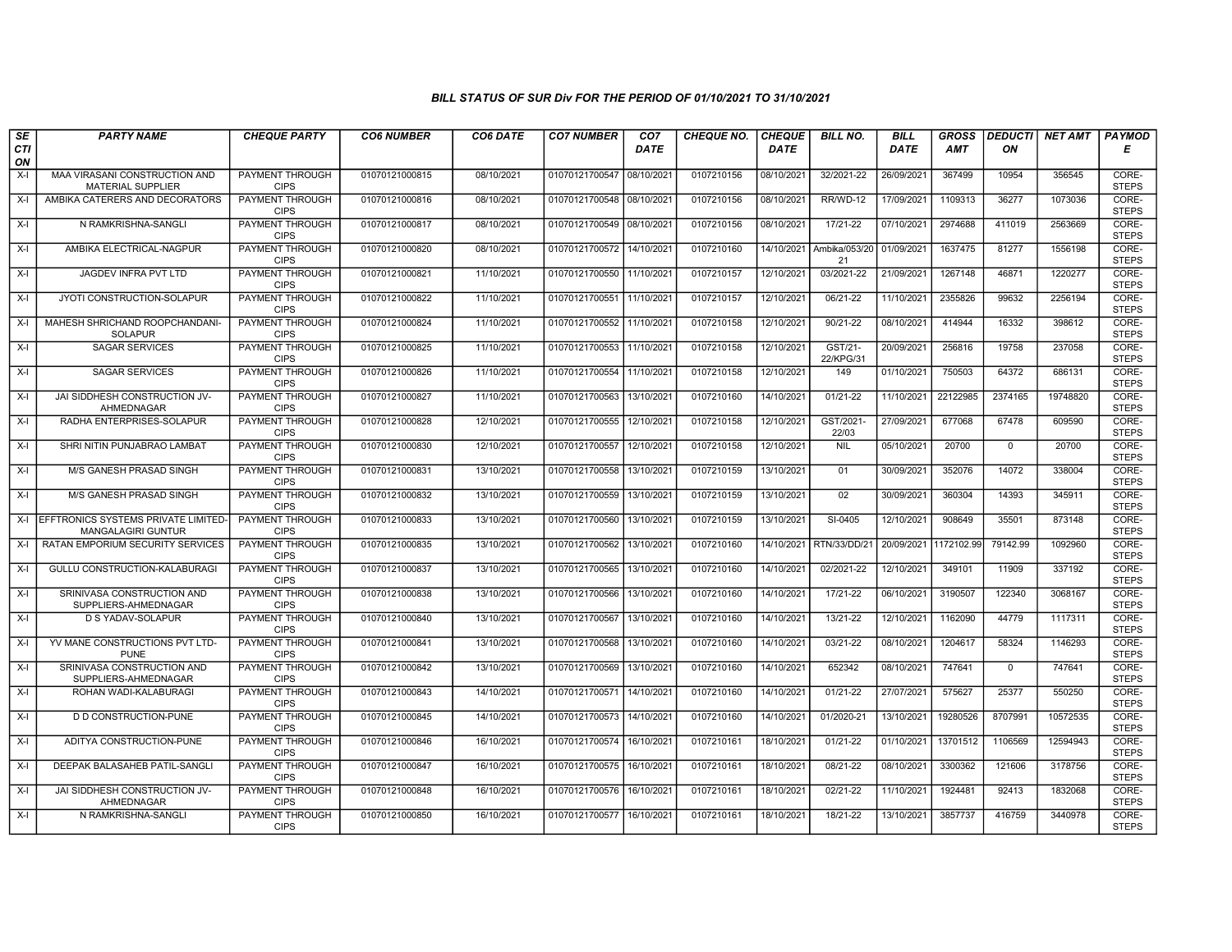*BILL STATUS OF SUR Div FOR THE PERIOD OF 01/10/2021 TO 31/10/2021*

| SECTION | PARTY NAME | CHEQUE PARTY | CO6 NUMBER | CO6 DATE | CO7 NUMBER | CO7 DATE | CHEQUE NO. | CHEQUE DATE | BILL NO. | BILL DATE | GROSS AMT | DEDUCTION | NET AMT | PAYMODE |
|---|---|---|---|---|---|---|---|---|---|---|---|---|---|---|
| X-I | MAA VIRASANI CONSTRUCTION AND MATERIAL SUPPLIER | PAYMENT THROUGH CIPS | 01070121000815 | 08/10/2021 | 01070121700547 | 08/10/2021 | 0107210156 | 08/10/2021 | 32/2021-22 | 26/09/2021 | 367499 | 10954 | 356545 | CORE-STEPS |
| X-I | AMBIKA CATERERS AND DECORATORS | PAYMENT THROUGH CIPS | 01070121000816 | 08/10/2021 | 01070121700548 | 08/10/2021 | 0107210156 | 08/10/2021 | RR/WD-12 | 17/09/2021 | 1109313 | 36277 | 1073036 | CORE-STEPS |
| X-I | N RAMKRISHNA-SANGLI | PAYMENT THROUGH CIPS | 01070121000817 | 08/10/2021 | 01070121700549 | 08/10/2021 | 0107210156 | 08/10/2021 | 17/21-22 | 07/10/2021 | 2974688 | 411019 | 2563669 | CORE-STEPS |
| X-I | AMBIKA ELECTRICAL-NAGPUR | PAYMENT THROUGH CIPS | 01070121000820 | 08/10/2021 | 01070121700572 | 14/10/2021 | 0107210160 | 14/10/2021 | Ambika/053/2021 | 01/09/2021 | 1637475 | 81277 | 1556198 | CORE-STEPS |
| X-I | JAGDEV INFRA PVT LTD | PAYMENT THROUGH CIPS | 01070121000821 | 11/10/2021 | 01070121700550 | 11/10/2021 | 0107210157 | 12/10/2021 | 03/2021-22 | 21/09/2021 | 1267148 | 46871 | 1220277 | CORE-STEPS |
| X-I | JYOTI CONSTRUCTION-SOLAPUR | PAYMENT THROUGH CIPS | 01070121000822 | 11/10/2021 | 01070121700551 | 11/10/2021 | 0107210157 | 12/10/2021 | 06/21-22 | 11/10/2021 | 2355826 | 99632 | 2256194 | CORE-STEPS |
| X-I | MAHESH SHRICHAND ROOPCHANDANI-SOLAPUR | PAYMENT THROUGH CIPS | 01070121000824 | 11/10/2021 | 01070121700552 | 11/10/2021 | 0107210158 | 12/10/2021 | 90/21-22 | 08/10/2021 | 414944 | 16332 | 398612 | CORE-STEPS |
| X-I | SAGAR SERVICES | PAYMENT THROUGH CIPS | 01070121000825 | 11/10/2021 | 01070121700553 | 11/10/2021 | 0107210158 | 12/10/2021 | GST/21-22/KPG/31 | 20/09/2021 | 256816 | 19758 | 237058 | CORE-STEPS |
| X-I | SAGAR SERVICES | PAYMENT THROUGH CIPS | 01070121000826 | 11/10/2021 | 01070121700554 | 11/10/2021 | 0107210158 | 12/10/2021 | 149 | 01/10/2021 | 750503 | 64372 | 686131 | CORE-STEPS |
| X-I | JAI SIDDHESH CONSTRUCTION JV-AHMEDNAGAR | PAYMENT THROUGH CIPS | 01070121000827 | 11/10/2021 | 01070121700563 | 13/10/2021 | 0107210160 | 14/10/2021 | 01/21-22 | 11/10/2021 | 22122985 | 2374165 | 19748820 | CORE-STEPS |
| X-I | RADHA ENTERPRISES-SOLAPUR | PAYMENT THROUGH CIPS | 01070121000828 | 12/10/2021 | 01070121700555 | 12/10/2021 | 0107210158 | 12/10/2021 | GST/2021-22/03 | 27/09/2021 | 677068 | 67478 | 609590 | CORE-STEPS |
| X-I | SHRI NITIN PUNJABRAO LAMBAT | PAYMENT THROUGH CIPS | 01070121000830 | 12/10/2021 | 01070121700557 | 12/10/2021 | 0107210158 | 12/10/2021 | NIL | 05/10/2021 | 20700 | 0 | 20700 | CORE-STEPS |
| X-I | M/S GANESH PRASAD SINGH | PAYMENT THROUGH CIPS | 01070121000831 | 13/10/2021 | 01070121700558 | 13/10/2021 | 0107210159 | 13/10/2021 | 01 | 30/09/2021 | 352076 | 14072 | 338004 | CORE-STEPS |
| X-I | M/S GANESH PRASAD SINGH | PAYMENT THROUGH CIPS | 01070121000832 | 13/10/2021 | 01070121700559 | 13/10/2021 | 0107210159 | 13/10/2021 | 02 | 30/09/2021 | 360304 | 14393 | 345911 | CORE-STEPS |
| X-I | EFFTRONICS SYSTEMS PRIVATE LIMITED-MANGALAGIRI GUNTUR | PAYMENT THROUGH CIPS | 01070121000833 | 13/10/2021 | 01070121700560 | 13/10/2021 | 0107210159 | 13/10/2021 | SI-0405 | 12/10/2021 | 908649 | 35501 | 873148 | CORE-STEPS |
| X-I | RATAN EMPORIUM SECURITY SERVICES | PAYMENT THROUGH CIPS | 01070121000835 | 13/10/2021 | 01070121700562 | 13/10/2021 | 0107210160 | 14/10/2021 | RTN/33/DD/21 | 20/09/2021 | 1172102.99 | 79142.99 | 1092960 | CORE-STEPS |
| X-I | GULLU CONSTRUCTION-KALABURAGI | PAYMENT THROUGH CIPS | 01070121000837 | 13/10/2021 | 01070121700565 | 13/10/2021 | 0107210160 | 14/10/2021 | 02/2021-22 | 12/10/2021 | 349101 | 11909 | 337192 | CORE-STEPS |
| X-I | SRINIVASA CONSTRUCTION AND SUPPLIERS-AHMEDNAGAR | PAYMENT THROUGH CIPS | 01070121000838 | 13/10/2021 | 01070121700566 | 13/10/2021 | 0107210160 | 14/10/2021 | 17/21-22 | 06/10/2021 | 3190507 | 122340 | 3068167 | CORE-STEPS |
| X-I | D S YADAV-SOLAPUR | PAYMENT THROUGH CIPS | 01070121000840 | 13/10/2021 | 01070121700567 | 13/10/2021 | 0107210160 | 14/10/2021 | 13/21-22 | 12/10/2021 | 1162090 | 44779 | 1117311 | CORE-STEPS |
| X-I | YV MANE CONSTRUCTIONS PVT LTD-PUNE | PAYMENT THROUGH CIPS | 01070121000841 | 13/10/2021 | 01070121700568 | 13/10/2021 | 0107210160 | 14/10/2021 | 03/21-22 | 08/10/2021 | 1204617 | 58324 | 1146293 | CORE-STEPS |
| X-I | SRINIVASA CONSTRUCTION AND SUPPLIERS-AHMEDNAGAR | PAYMENT THROUGH CIPS | 01070121000842 | 13/10/2021 | 01070121700569 | 13/10/2021 | 0107210160 | 14/10/2021 | 652342 | 08/10/2021 | 747641 | 0 | 747641 | CORE-STEPS |
| X-I | ROHAN WADI-KALABURAGI | PAYMENT THROUGH CIPS | 01070121000843 | 14/10/2021 | 01070121700571 | 14/10/2021 | 0107210160 | 14/10/2021 | 01/21-22 | 27/07/2021 | 575627 | 25377 | 550250 | CORE-STEPS |
| X-I | D D CONSTRUCTION-PUNE | PAYMENT THROUGH CIPS | 01070121000845 | 14/10/2021 | 01070121700573 | 14/10/2021 | 0107210160 | 14/10/2021 | 01/2020-21 | 13/10/2021 | 19280526 | 8707991 | 10572535 | CORE-STEPS |
| X-I | ADITYA CONSTRUCTION-PUNE | PAYMENT THROUGH CIPS | 01070121000846 | 16/10/2021 | 01070121700574 | 16/10/2021 | 0107210161 | 18/10/2021 | 01/21-22 | 01/10/2021 | 13701512 | 1106569 | 12594943 | CORE-STEPS |
| X-I | DEEPAK BALASAHEB PATIL-SANGLI | PAYMENT THROUGH CIPS | 01070121000847 | 16/10/2021 | 01070121700575 | 16/10/2021 | 0107210161 | 18/10/2021 | 08/21-22 | 08/10/2021 | 3300362 | 121606 | 3178756 | CORE-STEPS |
| X-I | JAI SIDDHESH CONSTRUCTION JV-AHMEDNAGAR | PAYMENT THROUGH CIPS | 01070121000848 | 16/10/2021 | 01070121700576 | 16/10/2021 | 0107210161 | 18/10/2021 | 02/21-22 | 11/10/2021 | 1924481 | 92413 | 1832068 | CORE-STEPS |
| X-I | N RAMKRISHNA-SANGLI | PAYMENT THROUGH CIPS | 01070121000850 | 16/10/2021 | 01070121700577 | 16/10/2021 | 0107210161 | 18/10/2021 | 18/21-22 | 13/10/2021 | 3857737 | 416759 | 3440978 | CORE-STEPS |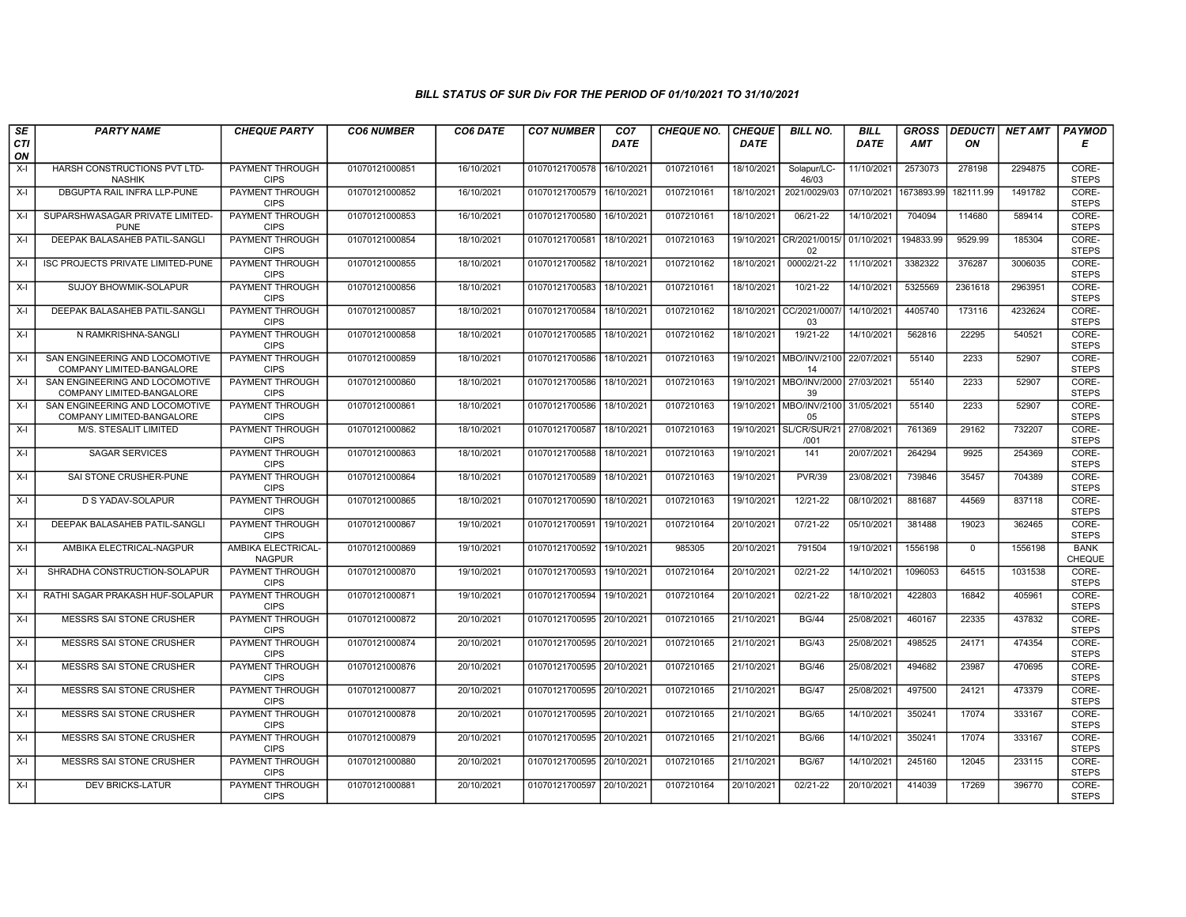*BILL STATUS OF SUR Div FOR THE PERIOD OF 01/10/2021 TO 31/10/2021*

| *SECTION* | *PARTY NAME* | *CHEQUE PARTY* | *CO6 NUMBER* | *CO6 DATE* | *CO7 NUMBER* | *CO7 DATE* | *CHEQUE NO.* | *CHEQUE DATE* | *BILL NO.* | *BILL DATE* | *GROSS AMT* | *DEDUCTION* | *NET AMT* | *PAYMODE* |
|---|---|---|---|---|---|---|---|---|---|---|---|---|---|---|
| X-I | HARSH CONSTRUCTIONS PVT LTD-NASHIK | PAYMENT THROUGH CIPS | 01070121000851 | 16/10/2021 | 01070121700578 | 16/10/2021 | 0107210161 | 18/10/2021 | Solapur/LC-46/03 | 11/10/2021 | 2573073 | 278198 | 2294875 | CORE-STEPS |
| X-I | DBGUPTA RAIL INFRA LLP-PUNE | PAYMENT THROUGH CIPS | 01070121000852 | 16/10/2021 | 01070121700579 | 16/10/2021 | 0107210161 | 18/10/2021 | 2021/0029/03 | 07/10/2021 | 1673893.99 | 182111.99 | 1491782 | CORE-STEPS |
| X-I | SUPARSHWASAGAR PRIVATE LIMITED-PUNE | PAYMENT THROUGH CIPS | 01070121000853 | 16/10/2021 | 01070121700580 | 16/10/2021 | 0107210161 | 18/10/2021 | 06/21-22 | 14/10/2021 | 704094 | 114680 | 589414 | CORE-STEPS |
| X-I | DEEPAK BALASAHEB PATIL-SANGLI | PAYMENT THROUGH CIPS | 01070121000854 | 18/10/2021 | 01070121700581 | 18/10/2021 | 0107210163 | 19/10/2021 | CR/2021/0015/02 | 01/10/2021 | 194833.99 | 9529.99 | 185304 | CORE-STEPS |
| X-I | ISC PROJECTS PRIVATE LIMITED-PUNE | PAYMENT THROUGH CIPS | 01070121000855 | 18/10/2021 | 01070121700582 | 18/10/2021 | 0107210162 | 18/10/2021 | 00002/21-22 | 11/10/2021 | 3382322 | 376287 | 3006035 | CORE-STEPS |
| X-I | SUJOY BHOWMIK-SOLAPUR | PAYMENT THROUGH CIPS | 01070121000856 | 18/10/2021 | 01070121700583 | 18/10/2021 | 0107210161 | 18/10/2021 | 10/21-22 | 14/10/2021 | 5325569 | 2361618 | 2963951 | CORE-STEPS |
| X-I | DEEPAK BALASAHEB PATIL-SANGLI | PAYMENT THROUGH CIPS | 01070121000857 | 18/10/2021 | 01070121700584 | 18/10/2021 | 0107210162 | 18/10/2021 | CC/2021/0007/03 | 14/10/2021 | 4405740 | 173116 | 4232624 | CORE-STEPS |
| X-I | N RAMKRISHNA-SANGLI | PAYMENT THROUGH CIPS | 01070121000858 | 18/10/2021 | 01070121700585 | 18/10/2021 | 0107210162 | 18/10/2021 | 19/21-22 | 14/10/2021 | 562816 | 22295 | 540521 | CORE-STEPS |
| X-I | SAN ENGINEERING AND LOCOMOTIVE COMPANY LIMITED-BANGALORE | PAYMENT THROUGH CIPS | 01070121000859 | 18/10/2021 | 01070121700586 | 18/10/2021 | 0107210163 | 19/10/2021 | MBO/INV/210014 | 22/07/2021 | 55140 | 2233 | 52907 | CORE-STEPS |
| X-I | SAN ENGINEERING AND LOCOMOTIVE COMPANY LIMITED-BANGALORE | PAYMENT THROUGH CIPS | 01070121000860 | 18/10/2021 | 01070121700586 | 18/10/2021 | 0107210163 | 19/10/2021 | MBO/INV/200039 | 27/03/2021 | 55140 | 2233 | 52907 | CORE-STEPS |
| X-I | SAN ENGINEERING AND LOCOMOTIVE COMPANY LIMITED-BANGALORE | PAYMENT THROUGH CIPS | 01070121000861 | 18/10/2021 | 01070121700586 | 18/10/2021 | 0107210163 | 19/10/2021 | MBO/INV/210005 | 31/05/2021 | 55140 | 2233 | 52907 | CORE-STEPS |
| X-I | M/S. STESALIT LIMITED | PAYMENT THROUGH CIPS | 01070121000862 | 18/10/2021 | 01070121700587 | 18/10/2021 | 0107210163 | 19/10/2021 | SL/CR/SUR/21/001 | 27/08/2021 | 761369 | 29162 | 732207 | CORE-STEPS |
| X-I | SAGAR SERVICES | PAYMENT THROUGH CIPS | 01070121000863 | 18/10/2021 | 01070121700588 | 18/10/2021 | 0107210163 | 19/10/2021 | 141 | 20/07/2021 | 264294 | 9925 | 254369 | CORE-STEPS |
| X-I | SAI STONE CRUSHER-PUNE | PAYMENT THROUGH CIPS | 01070121000864 | 18/10/2021 | 01070121700589 | 18/10/2021 | 0107210163 | 19/10/2021 | PVR/39 | 23/08/2021 | 739846 | 35457 | 704389 | CORE-STEPS |
| X-I | D S YADAV-SOLAPUR | PAYMENT THROUGH CIPS | 01070121000865 | 18/10/2021 | 01070121700590 | 18/10/2021 | 0107210163 | 19/10/2021 | 12/21-22 | 08/10/2021 | 881687 | 44569 | 837118 | CORE-STEPS |
| X-I | DEEPAK BALASAHEB PATIL-SANGLI | PAYMENT THROUGH CIPS | 01070121000867 | 19/10/2021 | 01070121700591 | 19/10/2021 | 0107210164 | 20/10/2021 | 07/21-22 | 05/10/2021 | 381488 | 19023 | 362465 | CORE-STEPS |
| X-I | AMBIKA ELECTRICAL-NAGPUR | AMBIKA ELECTRICAL-NAGPUR | 01070121000869 | 19/10/2021 | 01070121700592 | 19/10/2021 | 985305 | 20/10/2021 | 791504 | 19/10/2021 | 1556198 | 0 | 1556198 | BANK CHEQUE |
| X-I | SHRADHA CONSTRUCTION-SOLAPUR | PAYMENT THROUGH CIPS | 01070121000870 | 19/10/2021 | 01070121700593 | 19/10/2021 | 0107210164 | 20/10/2021 | 02/21-22 | 14/10/2021 | 1096053 | 64515 | 1031538 | CORE-STEPS |
| X-I | RATHI SAGAR PRAKASH HUF-SOLAPUR | PAYMENT THROUGH CIPS | 01070121000871 | 19/10/2021 | 01070121700594 | 19/10/2021 | 0107210164 | 20/10/2021 | 02/21-22 | 18/10/2021 | 422803 | 16842 | 405961 | CORE-STEPS |
| X-I | MESSRS SAI STONE CRUSHER | PAYMENT THROUGH CIPS | 01070121000872 | 20/10/2021 | 01070121700595 | 20/10/2021 | 0107210165 | 21/10/2021 | BG/44 | 25/08/2021 | 460167 | 22335 | 437832 | CORE-STEPS |
| X-I | MESSRS SAI STONE CRUSHER | PAYMENT THROUGH CIPS | 01070121000874 | 20/10/2021 | 01070121700595 | 20/10/2021 | 0107210165 | 21/10/2021 | BG/43 | 25/08/2021 | 498525 | 24171 | 474354 | CORE-STEPS |
| X-I | MESSRS SAI STONE CRUSHER | PAYMENT THROUGH CIPS | 01070121000876 | 20/10/2021 | 01070121700595 | 20/10/2021 | 0107210165 | 21/10/2021 | BG/46 | 25/08/2021 | 494682 | 23987 | 470695 | CORE-STEPS |
| X-I | MESSRS SAI STONE CRUSHER | PAYMENT THROUGH CIPS | 01070121000877 | 20/10/2021 | 01070121700595 | 20/10/2021 | 0107210165 | 21/10/2021 | BG/47 | 25/08/2021 | 497500 | 24121 | 473379 | CORE-STEPS |
| X-I | MESSRS SAI STONE CRUSHER | PAYMENT THROUGH CIPS | 01070121000878 | 20/10/2021 | 01070121700595 | 20/10/2021 | 0107210165 | 21/10/2021 | BG/65 | 14/10/2021 | 350241 | 17074 | 333167 | CORE-STEPS |
| X-I | MESSRS SAI STONE CRUSHER | PAYMENT THROUGH CIPS | 01070121000879 | 20/10/2021 | 01070121700595 | 20/10/2021 | 0107210165 | 21/10/2021 | BG/66 | 14/10/2021 | 350241 | 17074 | 333167 | CORE-STEPS |
| X-I | MESSRS SAI STONE CRUSHER | PAYMENT THROUGH CIPS | 01070121000880 | 20/10/2021 | 01070121700595 | 20/10/2021 | 0107210165 | 21/10/2021 | BG/67 | 14/10/2021 | 245160 | 12045 | 233115 | CORE-STEPS |
| X-I | DEV BRICKS-LATUR | PAYMENT THROUGH CIPS | 01070121000881 | 20/10/2021 | 01070121700597 | 20/10/2021 | 0107210164 | 20/10/2021 | 02/21-22 | 20/10/2021 | 414039 | 17269 | 396770 | CORE-STEPS |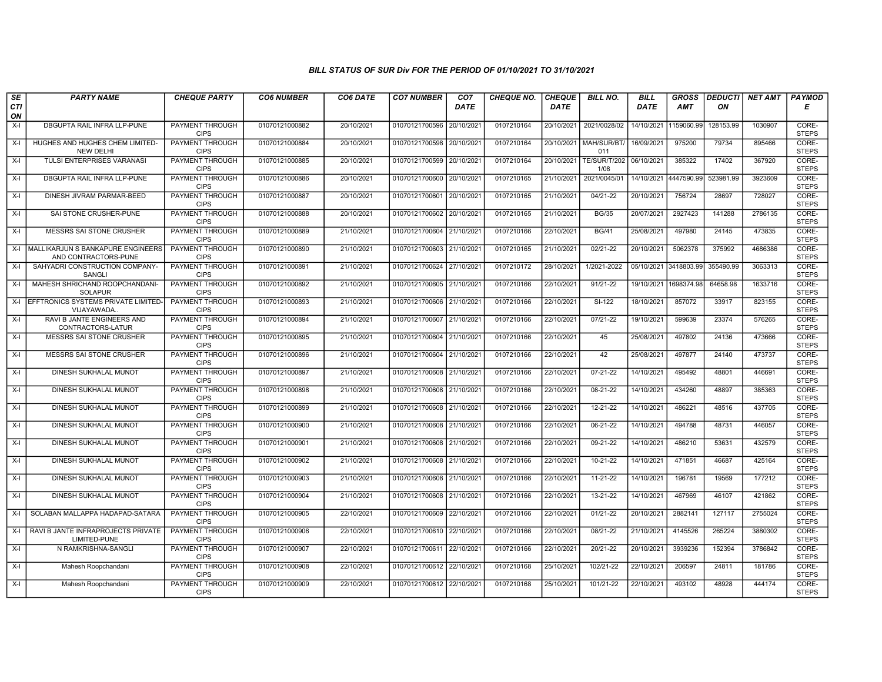*BILL STATUS OF SUR Div FOR THE PERIOD OF 01/10/2021 TO 31/10/2021*

| SECTION | PARTY NAME | CHEQUE PARTY | CO6 NUMBER | CO6 DATE | CO7 NUMBER | CO7 DATE | CHEQUE NO. | CHEQUE DATE | BILL NO. | BILL DATE | GROSS AMT | DEDUCTION | NET AMT | PAYMODE |
|---|---|---|---|---|---|---|---|---|---|---|---|---|---|---|
| X-I | DBGUPTA RAIL INFRA LLP-PUNE | PAYMENT THROUGH CIPS | 01070121000882 | 20/10/2021 | 01070121700596 | 20/10/2021 | 0107210164 | 20/10/2021 | 2021/0028/02 | 14/10/2021 | 1159060.99 | 128153.99 | 1030907 | CORE-STEPS |
| X-I | HUGHES AND HUGHES CHEM LIMITED-NEW DELHI | PAYMENT THROUGH CIPS | 01070121000884 | 20/10/2021 | 01070121700598 | 20/10/2021 | 0107210164 | 20/10/2021 | MAH/SUR/BT/011 | 16/09/2021 | 975200 | 79734 | 895466 | CORE-STEPS |
| X-I | TULSI ENTERPRISES VARANASI | PAYMENT THROUGH CIPS | 01070121000885 | 20/10/2021 | 01070121700599 | 20/10/2021 | 0107210164 | 20/10/2021 | TE/SUR/T/2021/08 | 06/10/2021 | 385322 | 17402 | 367920 | CORE-STEPS |
| X-I | DBGUPTA RAIL INFRA LLP-PUNE | PAYMENT THROUGH CIPS | 01070121000886 | 20/10/2021 | 01070121700600 | 20/10/2021 | 0107210165 | 21/10/2021 | 2021/0045/01 | 14/10/2021 | 4447590.99 | 523981.99 | 3923609 | CORE-STEPS |
| X-I | DINESH JIVRAM PARMAR-BEED | PAYMENT THROUGH CIPS | 01070121000887 | 20/10/2021 | 01070121700601 | 20/10/2021 | 0107210165 | 21/10/2021 | 04/21-22 | 20/10/2021 | 756724 | 28697 | 728027 | CORE-STEPS |
| X-I | SAI STONE CRUSHER-PUNE | PAYMENT THROUGH CIPS | 01070121000888 | 20/10/2021 | 01070121700602 | 20/10/2021 | 0107210165 | 21/10/2021 | BG/35 | 20/07/2021 | 2927423 | 141288 | 2786135 | CORE-STEPS |
| X-I | MESSRS SAI STONE CRUSHER | PAYMENT THROUGH CIPS | 01070121000889 | 21/10/2021 | 01070121700604 | 21/10/2021 | 0107210166 | 22/10/2021 | BG/41 | 25/08/2021 | 497980 | 24145 | 473835 | CORE-STEPS |
| X-I | MALLIKARJUN S BANKAPURE ENGINEERS AND CONTRACTORS-PUNE | PAYMENT THROUGH CIPS | 01070121000890 | 21/10/2021 | 01070121700603 | 21/10/2021 | 0107210165 | 21/10/2021 | 02/21-22 | 20/10/2021 | 5062378 | 375992 | 4686386 | CORE-STEPS |
| X-I | SAHYADRI CONSTRUCTION COMPANY-SANGLI | PAYMENT THROUGH CIPS | 01070121000891 | 21/10/2021 | 01070121700624 | 27/10/2021 | 0107210172 | 28/10/2021 | 1/2021-2022 | 05/10/2021 | 3418803.99 | 355490.99 | 3063313 | CORE-STEPS |
| X-I | MAHESH SHRICHAND ROOPCHANDANI-SOLAPUR | PAYMENT THROUGH CIPS | 01070121000892 | 21/10/2021 | 01070121700605 | 21/10/2021 | 0107210166 | 22/10/2021 | 91/21-22 | 19/10/2021 | 1698374.98 | 64658.98 | 1633716 | CORE-STEPS |
| X-I | EFFTRONICS SYSTEMS PRIVATE LIMITED-VIJAYAWADA.. | PAYMENT THROUGH CIPS | 01070121000893 | 21/10/2021 | 01070121700606 | 21/10/2021 | 0107210166 | 22/10/2021 | SI-122 | 18/10/2021 | 857072 | 33917 | 823155 | CORE-STEPS |
| X-I | RAVI B JANTE ENGINEERS AND CONTRACTORS-LATUR | PAYMENT THROUGH CIPS | 01070121000894 | 21/10/2021 | 01070121700607 | 21/10/2021 | 0107210166 | 22/10/2021 | 07/21-22 | 19/10/2021 | 599639 | 23374 | 576265 | CORE-STEPS |
| X-I | MESSRS SAI STONE CRUSHER | PAYMENT THROUGH CIPS | 01070121000895 | 21/10/2021 | 01070121700604 | 21/10/2021 | 0107210166 | 22/10/2021 | 45 | 25/08/2021 | 497802 | 24136 | 473666 | CORE-STEPS |
| X-I | MESSRS SAI STONE CRUSHER | PAYMENT THROUGH CIPS | 01070121000896 | 21/10/2021 | 01070121700604 | 21/10/2021 | 0107210166 | 22/10/2021 | 42 | 25/08/2021 | 497877 | 24140 | 473737 | CORE-STEPS |
| X-I | DINESH SUKHALAL MUNOT | PAYMENT THROUGH CIPS | 01070121000897 | 21/10/2021 | 01070121700608 | 21/10/2021 | 0107210166 | 22/10/2021 | 07-21-22 | 14/10/2021 | 495492 | 48801 | 446691 | CORE-STEPS |
| X-I | DINESH SUKHALAL MUNOT | PAYMENT THROUGH CIPS | 01070121000898 | 21/10/2021 | 01070121700608 | 21/10/2021 | 0107210166 | 22/10/2021 | 08-21-22 | 14/10/2021 | 434260 | 48897 | 385363 | CORE-STEPS |
| X-I | DINESH SUKHALAL MUNOT | PAYMENT THROUGH CIPS | 01070121000899 | 21/10/2021 | 01070121700608 | 21/10/2021 | 0107210166 | 22/10/2021 | 12-21-22 | 14/10/2021 | 486221 | 48516 | 437705 | CORE-STEPS |
| X-I | DINESH SUKHALAL MUNOT | PAYMENT THROUGH CIPS | 01070121000900 | 21/10/2021 | 01070121700608 | 21/10/2021 | 0107210166 | 22/10/2021 | 06-21-22 | 14/10/2021 | 494788 | 48731 | 446057 | CORE-STEPS |
| X-I | DINESH SUKHALAL MUNOT | PAYMENT THROUGH CIPS | 01070121000901 | 21/10/2021 | 01070121700608 | 21/10/2021 | 0107210166 | 22/10/2021 | 09-21-22 | 14/10/2021 | 486210 | 53631 | 432579 | CORE-STEPS |
| X-I | DINESH SUKHALAL MUNOT | PAYMENT THROUGH CIPS | 01070121000902 | 21/10/2021 | 01070121700608 | 21/10/2021 | 0107210166 | 22/10/2021 | 10-21-22 | 14/10/2021 | 471851 | 46687 | 425164 | CORE-STEPS |
| X-I | DINESH SUKHALAL MUNOT | PAYMENT THROUGH CIPS | 01070121000903 | 21/10/2021 | 01070121700608 | 21/10/2021 | 0107210166 | 22/10/2021 | 11-21-22 | 14/10/2021 | 196781 | 19569 | 177212 | CORE-STEPS |
| X-I | DINESH SUKHALAL MUNOT | PAYMENT THROUGH CIPS | 01070121000904 | 21/10/2021 | 01070121700608 | 21/10/2021 | 0107210166 | 22/10/2021 | 13-21-22 | 14/10/2021 | 467969 | 46107 | 421862 | CORE-STEPS |
| X-I | SOLABAN MALLAPPA HADAPAD-SATARA | PAYMENT THROUGH CIPS | 01070121000905 | 22/10/2021 | 01070121700609 | 22/10/2021 | 0107210166 | 22/10/2021 | 01/21-22 | 20/10/2021 | 2882141 | 127117 | 2755024 | CORE-STEPS |
| X-I | RAVI B JANTE INFRAPROJECTS PRIVATE LIMITED-PUNE | PAYMENT THROUGH CIPS | 01070121000906 | 22/10/2021 | 01070121700610 | 22/10/2021 | 0107210166 | 22/10/2021 | 08/21-22 | 21/10/2021 | 4145526 | 265224 | 3880302 | CORE-STEPS |
| X-I | N RAMKRISHNA-SANGLI | PAYMENT THROUGH CIPS | 01070121000907 | 22/10/2021 | 01070121700611 | 22/10/2021 | 0107210166 | 22/10/2021 | 20/21-22 | 20/10/2021 | 3939236 | 152394 | 3786842 | CORE-STEPS |
| X-I | Mahesh Roopchandani | PAYMENT THROUGH CIPS | 01070121000908 | 22/10/2021 | 01070121700612 | 22/10/2021 | 0107210168 | 25/10/2021 | 102/21-22 | 22/10/2021 | 206597 | 24811 | 181786 | CORE-STEPS |
| X-I | Mahesh Roopchandani | PAYMENT THROUGH CIPS | 01070121000909 | 22/10/2021 | 01070121700612 | 22/10/2021 | 0107210168 | 25/10/2021 | 101/21-22 | 22/10/2021 | 493102 | 48928 | 444174 | CORE-STEPS |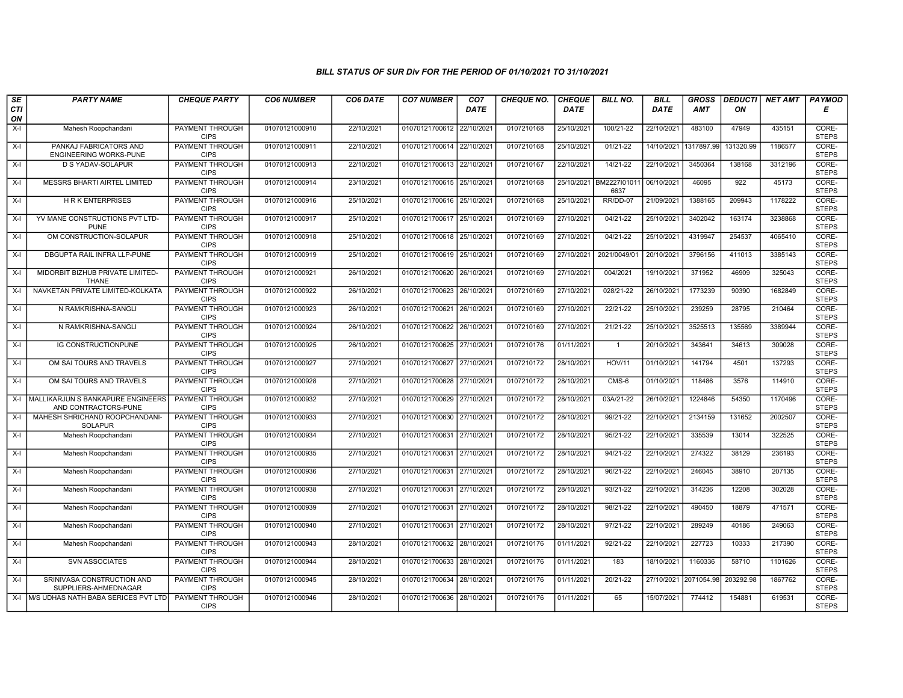### BILL STATUS OF SUR Div FOR THE PERIOD OF 01/10/2021 TO 31/10/2021

| SECTION | PARTY NAME | CHEQUE PARTY | CO6 NUMBER | CO6 DATE | CO7 NUMBER | CO7 DATE | CHEQUE NO. | CHEQUE DATE | BILL NO. | BILL DATE | GROSS AMT | DEDUCTION | NET AMT | PAYMODE |
|---|---|---|---|---|---|---|---|---|---|---|---|---|---|---|
| X-I | Mahesh Roopchandani | PAYMENT THROUGH CIPS | 01070121000910 | 22/10/2021 | 01070121700612 | 22/10/2021 | 0107210168 | 25/10/2021 | 100/21-22 | 22/10/2021 | 483100 | 47949 | 435151 | CORE-STEPS |
| X-I | PANKAJ FABRICATORS AND ENGINEERING WORKS-PUNE | PAYMENT THROUGH CIPS | 01070121000911 | 22/10/2021 | 01070121700614 | 22/10/2021 | 0107210168 | 25/10/2021 | 01/21-22 | 14/10/2021 | 1317897.99 | 131320.99 | 1186577 | CORE-STEPS |
| X-I | D S YADAV-SOLAPUR | PAYMENT THROUGH CIPS | 01070121000913 | 22/10/2021 | 01070121700613 | 22/10/2021 | 0107210167 | 22/10/2021 | 14/21-22 | 22/10/2021 | 3450364 | 138168 | 3312196 | CORE-STEPS |
| X-I | MESSRS BHARTI AIRTEL LIMITED | PAYMENT THROUGH CIPS | 01070121000914 | 23/10/2021 | 01070121700615 | 25/10/2021 | 0107210168 | 25/10/2021 | BM2227I010116637 | 06/10/2021 | 46095 | 922 | 45173 | CORE-STEPS |
| X-I | H R K ENTERPRISES | PAYMENT THROUGH CIPS | 01070121000916 | 25/10/2021 | 01070121700616 | 25/10/2021 | 0107210168 | 25/10/2021 | RR/DD-07 | 21/09/2021 | 1388165 | 209943 | 1178222 | CORE-STEPS |
| X-I | YV MANE CONSTRUCTIONS PVT LTD-PUNE | PAYMENT THROUGH CIPS | 01070121000917 | 25/10/2021 | 01070121700617 | 25/10/2021 | 0107210169 | 27/10/2021 | 04/21-22 | 25/10/2021 | 3402042 | 163174 | 3238868 | CORE-STEPS |
| X-I | OM CONSTRUCTION-SOLAPUR | PAYMENT THROUGH CIPS | 01070121000918 | 25/10/2021 | 01070121700618 | 25/10/2021 | 0107210169 | 27/10/2021 | 04/21-22 | 25/10/2021 | 4319947 | 254537 | 4065410 | CORE-STEPS |
| X-I | DBGUPTA RAIL INFRA LLP-PUNE | PAYMENT THROUGH CIPS | 01070121000919 | 25/10/2021 | 01070121700619 | 25/10/2021 | 0107210169 | 27/10/2021 | 2021/0049/01 | 20/10/2021 | 3796156 | 411013 | 3385143 | CORE-STEPS |
| X-I | MIDORBIT BIZHUB PRIVATE LIMITED-THANE | PAYMENT THROUGH CIPS | 01070121000921 | 26/10/2021 | 01070121700620 | 26/10/2021 | 0107210169 | 27/10/2021 | 004/2021 | 19/10/2021 | 371952 | 46909 | 325043 | CORE-STEPS |
| X-I | NAVKETAN PRIVATE LIMITED-KOLKATA | PAYMENT THROUGH CIPS | 01070121000922 | 26/10/2021 | 01070121700623 | 26/10/2021 | 0107210169 | 27/10/2021 | 028/21-22 | 26/10/2021 | 1773239 | 90390 | 1682849 | CORE-STEPS |
| X-I | N RAMKRISHNA-SANGLI | PAYMENT THROUGH CIPS | 01070121000923 | 26/10/2021 | 01070121700621 | 26/10/2021 | 0107210169 | 27/10/2021 | 22/21-22 | 25/10/2021 | 239259 | 28795 | 210464 | CORE-STEPS |
| X-I | N RAMKRISHNA-SANGLI | PAYMENT THROUGH CIPS | 01070121000924 | 26/10/2021 | 01070121700622 | 26/10/2021 | 0107210169 | 27/10/2021 | 21/21-22 | 25/10/2021 | 3525513 | 135569 | 3389944 | CORE-STEPS |
| X-I | IG CONSTRUCTIONPUNE | PAYMENT THROUGH CIPS | 01070121000925 | 26/10/2021 | 01070121700625 | 27/10/2021 | 0107210176 | 01/11/2021 | 1 | 20/10/2021 | 343641 | 34613 | 309028 | CORE-STEPS |
| X-I | OM SAI TOURS AND TRAVELS | PAYMENT THROUGH CIPS | 01070121000927 | 27/10/2021 | 01070121700627 | 27/10/2021 | 0107210172 | 28/10/2021 | HOV/11 | 01/10/2021 | 141794 | 4501 | 137293 | CORE-STEPS |
| X-I | OM SAI TOURS AND TRAVELS | PAYMENT THROUGH CIPS | 01070121000928 | 27/10/2021 | 01070121700628 | 27/10/2021 | 0107210172 | 28/10/2021 | CMS-6 | 01/10/2021 | 118486 | 3576 | 114910 | CORE-STEPS |
| X-I | MALLIKARJUN S BANKAPURE ENGINEERS AND CONTRACTORS-PUNE | PAYMENT THROUGH CIPS | 01070121000932 | 27/10/2021 | 01070121700629 | 27/10/2021 | 0107210172 | 28/10/2021 | 03A/21-22 | 26/10/2021 | 1224846 | 54350 | 1170496 | CORE-STEPS |
| X-I | MAHESH SHRICHAND ROOPCHANDANI-SOLAPUR | PAYMENT THROUGH CIPS | 01070121000933 | 27/10/2021 | 01070121700630 | 27/10/2021 | 0107210172 | 28/10/2021 | 99/21-22 | 22/10/2021 | 2134159 | 131652 | 2002507 | CORE-STEPS |
| X-I | Mahesh Roopchandani | PAYMENT THROUGH CIPS | 01070121000934 | 27/10/2021 | 01070121700631 | 27/10/2021 | 0107210172 | 28/10/2021 | 95/21-22 | 22/10/2021 | 335539 | 13014 | 322525 | CORE-STEPS |
| X-I | Mahesh Roopchandani | PAYMENT THROUGH CIPS | 01070121000935 | 27/10/2021 | 01070121700631 | 27/10/2021 | 0107210172 | 28/10/2021 | 94/21-22 | 22/10/2021 | 274322 | 38129 | 236193 | CORE-STEPS |
| X-I | Mahesh Roopchandani | PAYMENT THROUGH CIPS | 01070121000936 | 27/10/2021 | 01070121700631 | 27/10/2021 | 0107210172 | 28/10/2021 | 96/21-22 | 22/10/2021 | 246045 | 38910 | 207135 | CORE-STEPS |
| X-I | Mahesh Roopchandani | PAYMENT THROUGH CIPS | 01070121000938 | 27/10/2021 | 01070121700631 | 27/10/2021 | 0107210172 | 28/10/2021 | 93/21-22 | 22/10/2021 | 314236 | 12208 | 302028 | CORE-STEPS |
| X-I | Mahesh Roopchandani | PAYMENT THROUGH CIPS | 01070121000939 | 27/10/2021 | 01070121700631 | 27/10/2021 | 0107210172 | 28/10/2021 | 98/21-22 | 22/10/2021 | 490450 | 18879 | 471571 | CORE-STEPS |
| X-I | Mahesh Roopchandani | PAYMENT THROUGH CIPS | 01070121000940 | 27/10/2021 | 01070121700631 | 27/10/2021 | 0107210172 | 28/10/2021 | 97/21-22 | 22/10/2021 | 289249 | 40186 | 249063 | CORE-STEPS |
| X-I | Mahesh Roopchandani | PAYMENT THROUGH CIPS | 01070121000943 | 28/10/2021 | 01070121700632 | 28/10/2021 | 0107210176 | 01/11/2021 | 92/21-22 | 22/10/2021 | 227723 | 10333 | 217390 | CORE-STEPS |
| X-I | SVN ASSOCIATES | PAYMENT THROUGH CIPS | 01070121000944 | 28/10/2021 | 01070121700633 | 28/10/2021 | 0107210176 | 01/11/2021 | 183 | 18/10/2021 | 1160336 | 58710 | 1101626 | CORE-STEPS |
| X-I | SRINIVASA CONSTRUCTION AND SUPPLIERS-AHMEDNAGAR | PAYMENT THROUGH CIPS | 01070121000945 | 28/10/2021 | 01070121700634 | 28/10/2021 | 0107210176 | 01/11/2021 | 20/21-22 | 27/10/2021 | 2071054.98 | 203292.98 | 1867762 | CORE-STEPS |
| X-I | M/S UDHAS NATH BABA SERICES PVT LTD | PAYMENT THROUGH CIPS | 01070121000946 | 28/10/2021 | 01070121700636 | 28/10/2021 | 0107210176 | 01/11/2021 | 65 | 15/07/2021 | 774412 | 154881 | 619531 | CORE-STEPS |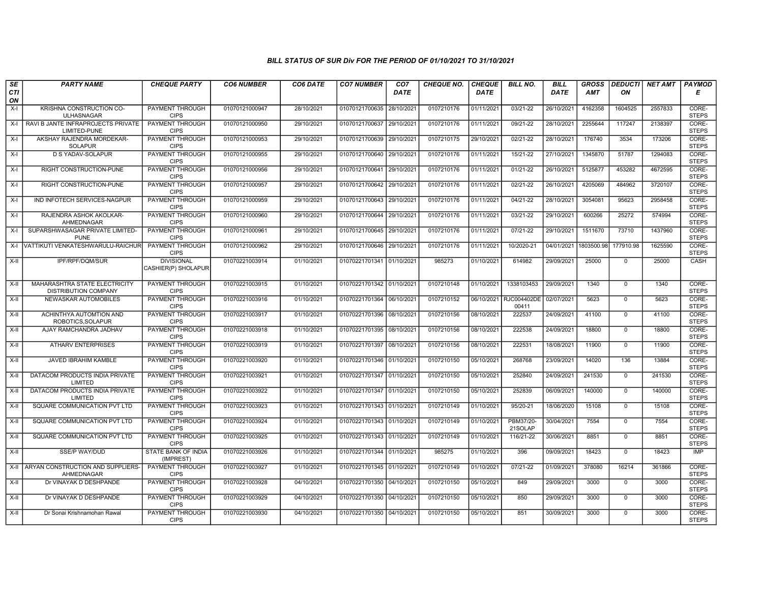### *BILL STATUS OF SUR Div FOR THE PERIOD OF 01/10/2021 TO 31/10/2021*

| SECTION | PARTY NAME | CHEQUE PARTY | CO6 NUMBER | CO6 DATE | CO7 NUMBER | CO7 DATE | CHEQUE NO. | CHEQUE DATE | BILL NO. | BILL DATE | GROSS AMT | DEDUCTION | NET AMT | PAYMODE |
|---|---|---|---|---|---|---|---|---|---|---|---|---|---|---|
| X-I | KRISHNA CONSTRUCTION CO-ULHASNAGAR | PAYMENT THROUGH CIPS | 01070121000947 | 28/10/2021 | 01070121700635 | 28/10/2021 | 0107210176 | 01/11/2021 | 03/21-22 | 26/10/2021 | 4162358 | 1604525 | 2557833 | CORE-STEPS |
| X-I | RAVI B JANTE INFRAPROJECTS PRIVATE LIMITED-PUNE | PAYMENT THROUGH CIPS | 01070121000950 | 29/10/2021 | 01070121700637 | 29/10/2021 | 0107210176 | 01/11/2021 | 09/21-22 | 28/10/2021 | 2255644 | 117247 | 2138397 | CORE-STEPS |
| X-I | AKSHAY RAJENDRA MORDEKAR-SOLAPUR | PAYMENT THROUGH CIPS | 01070121000953 | 29/10/2021 | 01070121700639 | 29/10/2021 | 0107210175 | 29/10/2021 | 02/21-22 | 28/10/2021 | 176740 | 3534 | 173206 | CORE-STEPS |
| X-I | D S YADAV-SOLAPUR | PAYMENT THROUGH CIPS | 01070121000955 | 29/10/2021 | 01070121700640 | 29/10/2021 | 0107210176 | 01/11/2021 | 15/21-22 | 27/10/2021 | 1345870 | 51787 | 1294083 | CORE-STEPS |
| X-I | RIGHT CONSTRUCTION-PUNE | PAYMENT THROUGH CIPS | 01070121000956 | 29/10/2021 | 01070121700641 | 29/10/2021 | 0107210176 | 01/11/2021 | 01/21-22 | 26/10/2021 | 5125877 | 453282 | 4672595 | CORE-STEPS |
| X-I | RIGHT CONSTRUCTION-PUNE | PAYMENT THROUGH CIPS | 01070121000957 | 29/10/2021 | 01070121700642 | 29/10/2021 | 0107210176 | 01/11/2021 | 02/21-22 | 26/10/2021 | 4205069 | 484962 | 3720107 | CORE-STEPS |
| X-I | IND INFOTECH SERVICES-NAGPUR | PAYMENT THROUGH CIPS | 01070121000959 | 29/10/2021 | 01070121700643 | 29/10/2021 | 0107210176 | 01/11/2021 | 04/21-22 | 28/10/2021 | 3054081 | 95623 | 2958458 | CORE-STEPS |
| X-I | RAJENDRA ASHOK AKOLKAR-AHMEDNAGAR | PAYMENT THROUGH CIPS | 01070121000960 | 29/10/2021 | 01070121700644 | 29/10/2021 | 0107210176 | 01/11/2021 | 03/21-22 | 29/10/2021 | 600266 | 25272 | 574994 | CORE-STEPS |
| X-I | SUPARSHWASAGAR PRIVATE LIMITED-PUNE | PAYMENT THROUGH CIPS | 01070121000961 | 29/10/2021 | 01070121700645 | 29/10/2021 | 0107210176 | 01/11/2021 | 07/21-22 | 29/10/2021 | 1511670 | 73710 | 1437960 | CORE-STEPS |
| X-I | VATTIKUTI VENKATESHWARULU-RAICHUR | PAYMENT THROUGH CIPS | 01070121000962 | 29/10/2021 | 01070121700646 | 29/10/2021 | 0107210176 | 01/11/2021 | 10/2020-21 | 04/01/2021 | 1803500.98 | 177910.98 | 1625590 | CORE-STEPS |
| X-II | IPF/RPF/DQM/SUR | DIVISIONAL CASHIER(P) SHOLAPUR | 01070221003914 | 01/10/2021 | 01070221701341 | 01/10/2021 | 985273 | 01/10/2021 | 614982 | 29/09/2021 | 25000 | 0 | 25000 | CASH |
| X-II | MAHARASHTRA STATE ELECTRICITY DISTRIBUTION COMPANY | PAYMENT THROUGH CIPS | 01070221003915 | 01/10/2021 | 01070221701342 | 01/10/2021 | 0107210148 | 01/10/2021 | 1338103453 | 29/09/2021 | 1340 | 0 | 1340 | CORE-STEPS |
| X-II | NEWASKAR AUTOMOBILES | PAYMENT THROUGH CIPS | 01070221003916 | 01/10/2021 | 01070221701364 | 06/10/2021 | 0107210152 | 06/10/2021 | RJC004402DE00411 | 02/07/2021 | 5623 | 0 | 5623 | CORE-STEPS |
| X-II | ACHINTHYA AUTOMTION AND ROBOTICS,SOLAPUR | PAYMENT THROUGH CIPS | 01070221003917 | 01/10/2021 | 01070221701396 | 08/10/2021 | 0107210156 | 08/10/2021 | 222537 | 24/09/2021 | 41100 | 0 | 41100 | CORE-STEPS |
| X-II | AJAY RAMCHANDRA JADHAV | PAYMENT THROUGH CIPS | 01070221003918 | 01/10/2021 | 01070221701395 | 08/10/2021 | 0107210156 | 08/10/2021 | 222538 | 24/09/2021 | 18800 | 0 | 18800 | CORE-STEPS |
| X-II | ATHARV ENTERPRISES | PAYMENT THROUGH CIPS | 01070221003919 | 01/10/2021 | 01070221701397 | 08/10/2021 | 0107210156 | 08/10/2021 | 222531 | 18/08/2021 | 11900 | 0 | 11900 | CORE-STEPS |
| X-II | JAVED IBRAHIM KAMBLE | PAYMENT THROUGH CIPS | 01070221003920 | 01/10/2021 | 01070221701346 | 01/10/2021 | 0107210150 | 05/10/2021 | 268768 | 23/09/2021 | 14020 | 136 | 13884 | CORE-STEPS |
| X-II | DATACOM PRODUCTS INDIA PRIVATE LIMITED | PAYMENT THROUGH CIPS | 01070221003921 | 01/10/2021 | 01070221701347 | 01/10/2021 | 0107210150 | 05/10/2021 | 252840 | 24/09/2021 | 241530 | 0 | 241530 | CORE-STEPS |
| X-II | DATACOM PRODUCTS INDIA PRIVATE LIMITED | PAYMENT THROUGH CIPS | 01070221003922 | 01/10/2021 | 01070221701347 | 01/10/2021 | 0107210150 | 05/10/2021 | 252839 | 06/09/2021 | 140000 | 0 | 140000 | CORE-STEPS |
| X-II | SQUARE COMMUNICATION PVT LTD | PAYMENT THROUGH CIPS | 01070221003923 | 01/10/2021 | 01070221701343 | 01/10/2021 | 0107210149 | 01/10/2021 | 95/20-21 | 18/06/2020 | 15108 | 0 | 15108 | CORE-STEPS |
| X-II | SQUARE COMMUNICATION PVT LTD | PAYMENT THROUGH CIPS | 01070221003924 | 01/10/2021 | 01070221701343 | 01/10/2021 | 0107210149 | 01/10/2021 | PBM37/20-21SOLAP | 30/04/2021 | 7554 | 0 | 7554 | CORE-STEPS |
| X-II | SQUARE COMMUNICATION PVT LTD | PAYMENT THROUGH CIPS | 01070221003925 | 01/10/2021 | 01070221701343 | 01/10/2021 | 0107210149 | 01/10/2021 | 116/21-22 | 30/06/2021 | 8851 | 0 | 8851 | CORE-STEPS |
| X-II | SSE/P WAY/DUD | STATE BANK OF INDIA (IMPREST) | 01070221003926 | 01/10/2021 | 01070221701344 | 01/10/2021 | 985275 | 01/10/2021 | 396 | 09/09/2021 | 18423 | 0 | 18423 | IMP |
| X-II | ARYAN CONSTRUCTION AND SUPPLIERS-AHMEDNAGAR | PAYMENT THROUGH CIPS | 01070221003927 | 01/10/2021 | 01070221701345 | 01/10/2021 | 0107210149 | 01/10/2021 | 07/21-22 | 01/09/2021 | 378080 | 16214 | 361866 | CORE-STEPS |
| X-II | Dr VINAYAK D DESHPANDE | PAYMENT THROUGH CIPS | 01070221003928 | 04/10/2021 | 01070221701350 | 04/10/2021 | 0107210150 | 05/10/2021 | 849 | 29/09/2021 | 3000 | 0 | 3000 | CORE-STEPS |
| X-II | Dr VINAYAK D DESHPANDE | PAYMENT THROUGH CIPS | 01070221003929 | 04/10/2021 | 01070221701350 | 04/10/2021 | 0107210150 | 05/10/2021 | 850 | 29/09/2021 | 3000 | 0 | 3000 | CORE-STEPS |
| X-II | Dr Sonai Krishnamohan Rawal | PAYMENT THROUGH CIPS | 01070221003930 | 04/10/2021 | 01070221701350 | 04/10/2021 | 0107210150 | 05/10/2021 | 851 | 30/09/2021 | 3000 | 0 | 3000 | CORE-STEPS |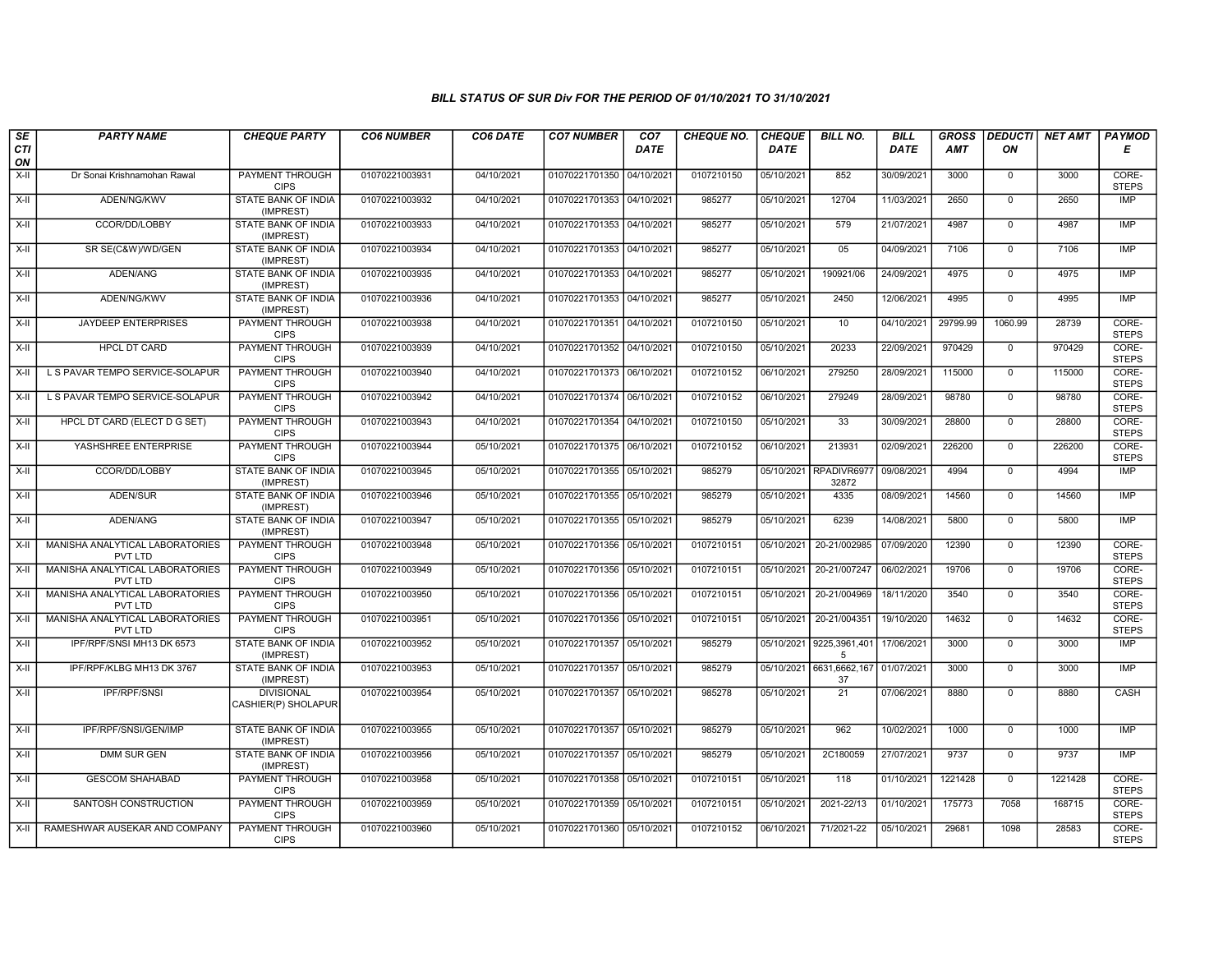### BILL STATUS OF SUR Div FOR THE PERIOD OF 01/10/2021 TO 31/10/2021

| SECTION | PARTY NAME | CHEQUE PARTY | CO6 NUMBER | CO6 DATE | CO7 NUMBER | CO7 DATE | CHEQUE NO. | CHEQUE DATE | BILL NO. | BILL DATE | GROSS AMT | DEDUCTION | NET AMT | PAYMODE |
|---|---|---|---|---|---|---|---|---|---|---|---|---|---|---|
| X-II | Dr Sonai Krishnamohan Rawal | PAYMENT THROUGH CIPS | 01070221003931 | 04/10/2021 | 01070221701350 | 04/10/2021 | 0107210150 | 05/10/2021 | 852 | 30/09/2021 | 3000 | 0 | 3000 | CORE-STEPS |
| X-II | ADEN/NG/KWV | STATE BANK OF INDIA (IMPREST) | 01070221003932 | 04/10/2021 | 01070221701353 | 04/10/2021 | 985277 | 05/10/2021 | 12704 | 11/03/2021 | 2650 | 0 | 2650 | IMP |
| X-II | CCOR/DD/LOBBY | STATE BANK OF INDIA (IMPREST) | 01070221003933 | 04/10/2021 | 01070221701353 | 04/10/2021 | 985277 | 05/10/2021 | 579 | 21/07/2021 | 4987 | 0 | 4987 | IMP |
| X-II | SR SE(C&W)/WD/GEN | STATE BANK OF INDIA (IMPREST) | 01070221003934 | 04/10/2021 | 01070221701353 | 04/10/2021 | 985277 | 05/10/2021 | 05 | 04/09/2021 | 7106 | 0 | 7106 | IMP |
| X-II | ADEN/ANG | STATE BANK OF INDIA (IMPREST) | 01070221003935 | 04/10/2021 | 01070221701353 | 04/10/2021 | 985277 | 05/10/2021 | 190921/06 | 24/09/2021 | 4975 | 0 | 4975 | IMP |
| X-II | ADEN/NG/KWV | STATE BANK OF INDIA (IMPREST) | 01070221003936 | 04/10/2021 | 01070221701353 | 04/10/2021 | 985277 | 05/10/2021 | 2450 | 12/06/2021 | 4995 | 0 | 4995 | IMP |
| X-II | JAYDEEP ENTERPRISES | PAYMENT THROUGH CIPS | 01070221003938 | 04/10/2021 | 01070221701351 | 04/10/2021 | 0107210150 | 05/10/2021 | 10 | 04/10/2021 | 29799.99 | 1060.99 | 28739 | CORE-STEPS |
| X-II | HPCL DT CARD | PAYMENT THROUGH CIPS | 01070221003939 | 04/10/2021 | 01070221701352 | 04/10/2021 | 0107210150 | 05/10/2021 | 20233 | 22/09/2021 | 970429 | 0 | 970429 | CORE-STEPS |
| X-II | L S PAVAR TEMPO SERVICE-SOLAPUR | PAYMENT THROUGH CIPS | 01070221003940 | 04/10/2021 | 01070221701373 | 06/10/2021 | 0107210152 | 06/10/2021 | 279250 | 28/09/2021 | 115000 | 0 | 115000 | CORE-STEPS |
| X-II | L S PAVAR TEMPO SERVICE-SOLAPUR | PAYMENT THROUGH CIPS | 01070221003942 | 04/10/2021 | 01070221701374 | 06/10/2021 | 0107210152 | 06/10/2021 | 279249 | 28/09/2021 | 98780 | 0 | 98780 | CORE-STEPS |
| X-II | HPCL DT CARD (ELECT D G SET) | PAYMENT THROUGH CIPS | 01070221003943 | 04/10/2021 | 01070221701354 | 04/10/2021 | 0107210150 | 05/10/2021 | 33 | 30/09/2021 | 28800 | 0 | 28800 | CORE-STEPS |
| X-II | YASHSHREE ENTERPRISE | PAYMENT THROUGH CIPS | 01070221003944 | 05/10/2021 | 01070221701375 | 06/10/2021 | 0107210152 | 06/10/2021 | 213931 | 02/09/2021 | 226200 | 0 | 226200 | CORE-STEPS |
| X-II | CCOR/DD/LOBBY | STATE BANK OF INDIA (IMPREST) | 01070221003945 | 05/10/2021 | 01070221701355 | 05/10/2021 | 985279 | 05/10/2021 | RPADIVR697732872 | 09/08/2021 | 4994 | 0 | 4994 | IMP |
| X-II | ADEN/SUR | STATE BANK OF INDIA (IMPREST) | 01070221003946 | 05/10/2021 | 01070221701355 | 05/10/2021 | 985279 | 05/10/2021 | 4335 | 08/09/2021 | 14560 | 0 | 14560 | IMP |
| X-II | ADEN/ANG | STATE BANK OF INDIA (IMPREST) | 01070221003947 | 05/10/2021 | 01070221701355 | 05/10/2021 | 985279 | 05/10/2021 | 6239 | 14/08/2021 | 5800 | 0 | 5800 | IMP |
| X-II | MANISHA ANALYTICAL LABORATORIES PVT LTD | PAYMENT THROUGH CIPS | 01070221003948 | 05/10/2021 | 01070221701356 | 05/10/2021 | 0107210151 | 05/10/2021 | 20-21/002985 | 07/09/2020 | 12390 | 0 | 12390 | CORE-STEPS |
| X-II | MANISHA ANALYTICAL LABORATORIES PVT LTD | PAYMENT THROUGH CIPS | 01070221003949 | 05/10/2021 | 01070221701356 | 05/10/2021 | 0107210151 | 05/10/2021 | 20-21/007247 | 06/02/2021 | 19706 | 0 | 19706 | CORE-STEPS |
| X-II | MANISHA ANALYTICAL LABORATORIES PVT LTD | PAYMENT THROUGH CIPS | 01070221003950 | 05/10/2021 | 01070221701356 | 05/10/2021 | 0107210151 | 05/10/2021 | 20-21/004969 | 18/11/2020 | 3540 | 0 | 3540 | CORE-STEPS |
| X-II | MANISHA ANALYTICAL LABORATORIES PVT LTD | PAYMENT THROUGH CIPS | 01070221003951 | 05/10/2021 | 01070221701356 | 05/10/2021 | 0107210151 | 05/10/2021 | 20-21/004351 | 19/10/2020 | 14632 | 0 | 14632 | CORE-STEPS |
| X-II | IPF/RPF/SNSI MH13 DK 6573 | STATE BANK OF INDIA (IMPREST) | 01070221003952 | 05/10/2021 | 01070221701357 | 05/10/2021 | 985279 | 05/10/2021 | 9225,3961,4015 | 17/06/2021 | 3000 | 0 | 3000 | IMP |
| X-II | IPF/RPF/KLBG MH13 DK 3767 | STATE BANK OF INDIA (IMPREST) | 01070221003953 | 05/10/2021 | 01070221701357 | 05/10/2021 | 985279 | 05/10/2021 | 6631,6662,16737 | 01/07/2021 | 3000 | 0 | 3000 | IMP |
| X-II | IPF/RPF/SNSI | DIVISIONAL CASHIER(P) SHOLAPUR | 01070221003954 | 05/10/2021 | 01070221701357 | 05/10/2021 | 985278 | 05/10/2021 | 21 | 07/06/2021 | 8880 | 0 | 8880 | CASH |
| X-II | IPF/RPF/SNSI/GEN/IMP | STATE BANK OF INDIA (IMPREST) | 01070221003955 | 05/10/2021 | 01070221701357 | 05/10/2021 | 985279 | 05/10/2021 | 962 | 10/02/2021 | 1000 | 0 | 1000 | IMP |
| X-II | DMM SUR GEN | STATE BANK OF INDIA (IMPREST) | 01070221003956 | 05/10/2021 | 01070221701357 | 05/10/2021 | 985279 | 05/10/2021 | 2C180059 | 27/07/2021 | 9737 | 0 | 9737 | IMP |
| X-II | GESCOM SHAHABAD | PAYMENT THROUGH CIPS | 01070221003958 | 05/10/2021 | 01070221701358 | 05/10/2021 | 0107210151 | 05/10/2021 | 118 | 01/10/2021 | 1221428 | 0 | 1221428 | CORE-STEPS |
| X-II | SANTOSH CONSTRUCTION | PAYMENT THROUGH CIPS | 01070221003959 | 05/10/2021 | 01070221701359 | 05/10/2021 | 0107210151 | 05/10/2021 | 2021-22/13 | 01/10/2021 | 175773 | 7058 | 168715 | CORE-STEPS |
| X-II | RAMESHWAR AUSEKAR AND COMPANY | PAYMENT THROUGH CIPS | 01070221003960 | 05/10/2021 | 01070221701360 | 05/10/2021 | 0107210152 | 06/10/2021 | 71/2021-22 | 05/10/2021 | 29681 | 1098 | 28583 | CORE-STEPS |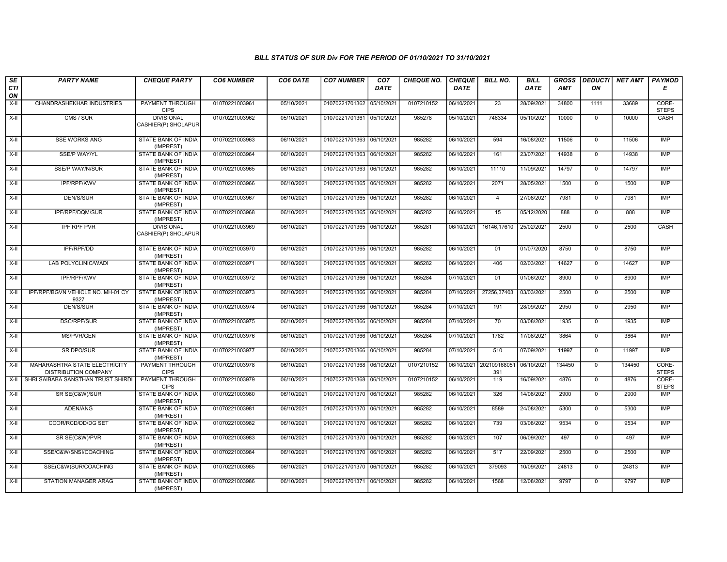*BILL STATUS OF SUR Div FOR THE PERIOD OF 01/10/2021 TO 31/10/2021*

| SECTION | PARTY NAME | CHEQUE PARTY | CO6 NUMBER | CO6 DATE | CO7 NUMBER | CO7 DATE | CHEQUE NO. | CHEQUE DATE | BILL NO. | BILL DATE | GROSS AMT | DEDUCTION | NET AMT | PAYMODE |
|---|---|---|---|---|---|---|---|---|---|---|---|---|---|---|
| X-II | CHANDRASHEKHAR INDUSTRIES | PAYMENT THROUGH CIPS | 01070221003961 | 05/10/2021 | 01070221701362 | 05/10/2021 | 0107210152 | 06/10/2021 | 23 | 28/09/2021 | 34800 | 1111 | 33689 | CORE-STEPS |
| X-II | CMS / SUR | DIVISIONAL CASHIER(P) SHOLAPUR | 01070221003962 | 05/10/2021 | 01070221701361 | 05/10/2021 | 985278 | 05/10/2021 | 746334 | 05/10/2021 | 10000 | 0 | 10000 | CASH |
| X-II | SSE WORKS ANG | STATE BANK OF INDIA (IMPREST) | 01070221003963 | 06/10/2021 | 01070221701363 | 06/10/2021 | 985282 | 06/10/2021 | 594 | 16/08/2021 | 11506 | 0 | 11506 | IMP |
| X-II | SSE/P WAY/YL | STATE BANK OF INDIA (IMPREST) | 01070221003964 | 06/10/2021 | 01070221701363 | 06/10/2021 | 985282 | 06/10/2021 | 161 | 23/07/2021 | 14938 | 0 | 14938 | IMP |
| X-II | SSE/P WAY/N/SUR | STATE BANK OF INDIA (IMPREST) | 01070221003965 | 06/10/2021 | 01070221701363 | 06/10/2021 | 985282 | 06/10/2021 | 11110 | 11/09/2021 | 14797 | 0 | 14797 | IMP |
| X-II | IPF/RPF/KWV | STATE BANK OF INDIA (IMPREST) | 01070221003966 | 06/10/2021 | 01070221701365 | 06/10/2021 | 985282 | 06/10/2021 | 2071 | 28/05/2021 | 1500 | 0 | 1500 | IMP |
| X-II | DEN/S/SUR | STATE BANK OF INDIA (IMPREST) | 01070221003967 | 06/10/2021 | 01070221701365 | 06/10/2021 | 985282 | 06/10/2021 | 4 | 27/08/2021 | 7981 | 0 | 7981 | IMP |
| X-II | IPF/RPF/DQM/SUR | STATE BANK OF INDIA (IMPREST) | 01070221003968 | 06/10/2021 | 01070221701365 | 06/10/2021 | 985282 | 06/10/2021 | 15 | 05/12/2020 | 888 | 0 | 888 | IMP |
| X-II | IPF RPF PVR | DIVISIONAL CASHIER(P) SHOLAPUR | 01070221003969 | 06/10/2021 | 01070221701365 | 06/10/2021 | 985281 | 06/10/2021 | 16146,17610 | 25/02/2021 | 2500 | 0 | 2500 | CASH |
| X-II | IPF/RPF/DD | STATE BANK OF INDIA (IMPREST) | 01070221003970 | 06/10/2021 | 01070221701365 | 06/10/2021 | 985282 | 06/10/2021 | 01 | 01/07/2020 | 8750 | 0 | 8750 | IMP |
| X-II | LAB POLYCLINIC/WADI | STATE BANK OF INDIA (IMPREST) | 01070221003971 | 06/10/2021 | 01070221701365 | 06/10/2021 | 985282 | 06/10/2021 | 406 | 02/03/2021 | 14627 | 0 | 14627 | IMP |
| X-II | IPF/RPF/KWV | STATE BANK OF INDIA (IMPREST) | 01070221003972 | 06/10/2021 | 01070221701366 | 06/10/2021 | 985284 | 07/10/2021 | 01 | 01/06/2021 | 8900 | 0 | 8900 | IMP |
| X-II | IPF/RPF/BGVN VEHICLE NO. MH-01 CY 9327 | STATE BANK OF INDIA (IMPREST) | 01070221003973 | 06/10/2021 | 01070221701366 | 06/10/2021 | 985284 | 07/10/2021 | 27256,37403 | 03/03/2021 | 2500 | 0 | 2500 | IMP |
| X-II | DEN/S/SUR | STATE BANK OF INDIA (IMPREST) | 01070221003974 | 06/10/2021 | 01070221701366 | 06/10/2021 | 985284 | 07/10/2021 | 191 | 28/09/2021 | 2950 | 0 | 2950 | IMP |
| X-II | DSC/RPF/SUR | STATE BANK OF INDIA (IMPREST) | 01070221003975 | 06/10/2021 | 01070221701366 | 06/10/2021 | 985284 | 07/10/2021 | 70 | 03/08/2021 | 1935 | 0 | 1935 | IMP |
| X-II | MS/PVR/GEN | STATE BANK OF INDIA (IMPREST) | 01070221003976 | 06/10/2021 | 01070221701366 | 06/10/2021 | 985284 | 07/10/2021 | 1782 | 17/08/2021 | 3864 | 0 | 3864 | IMP |
| X-II | SR DPO/SUR | STATE BANK OF INDIA (IMPREST) | 01070221003977 | 06/10/2021 | 01070221701366 | 06/10/2021 | 985284 | 07/10/2021 | 510 | 07/09/2021 | 11997 | 0 | 11997 | IMP |
| X-II | MAHARASHTRA STATE ELECTRICITY DISTRIBUTION COMPANY | PAYMENT THROUGH CIPS | 01070221003978 | 06/10/2021 | 01070221701368 | 06/10/2021 | 0107210152 | 06/10/2021 | 202109168051391 | 06/10/2021 | 134450 | 0 | 134450 | CORE-STEPS |
| X-II | SHRI SAIBABA SANSTHAN TRUST SHIRDI | PAYMENT THROUGH CIPS | 01070221003979 | 06/10/2021 | 01070221701368 | 06/10/2021 | 0107210152 | 06/10/2021 | 119 | 16/09/2021 | 4876 | 0 | 4876 | CORE-STEPS |
| X-II | SR SE(C&W)/SUR | STATE BANK OF INDIA (IMPREST) | 01070221003980 | 06/10/2021 | 01070221701370 | 06/10/2021 | 985282 | 06/10/2021 | 326 | 14/08/2021 | 2900 | 0 | 2900 | IMP |
| X-II | ADEN/ANG | STATE BANK OF INDIA (IMPREST) | 01070221003981 | 06/10/2021 | 01070221701370 | 06/10/2021 | 985282 | 06/10/2021 | 8589 | 24/08/2021 | 5300 | 0 | 5300 | IMP |
| X-II | CCOR/RCD/DD/DG SET | STATE BANK OF INDIA (IMPREST) | 01070221003982 | 06/10/2021 | 01070221701370 | 06/10/2021 | 985282 | 06/10/2021 | 739 | 03/08/2021 | 9534 | 0 | 9534 | IMP |
| X-II | SR SE(C&W)/PVR | STATE BANK OF INDIA (IMPREST) | 01070221003983 | 06/10/2021 | 01070221701370 | 06/10/2021 | 985282 | 06/10/2021 | 107 | 06/09/2021 | 497 | 0 | 497 | IMP |
| X-II | SSE/C&W/SNSI/COACHING | STATE BANK OF INDIA (IMPREST) | 01070221003984 | 06/10/2021 | 01070221701370 | 06/10/2021 | 985282 | 06/10/2021 | 517 | 22/09/2021 | 2500 | 0 | 2500 | IMP |
| X-II | SSE(C&W)SUR/COACHING | STATE BANK OF INDIA (IMPREST) | 01070221003985 | 06/10/2021 | 01070221701370 | 06/10/2021 | 985282 | 06/10/2021 | 379093 | 10/09/2021 | 24813 | 0 | 24813 | IMP |
| X-II | STATION MANAGER ARAG | STATE BANK OF INDIA (IMPREST) | 01070221003986 | 06/10/2021 | 01070221701371 | 06/10/2021 | 985282 | 06/10/2021 | 1568 | 12/08/2021 | 9797 | 0 | 9797 | IMP |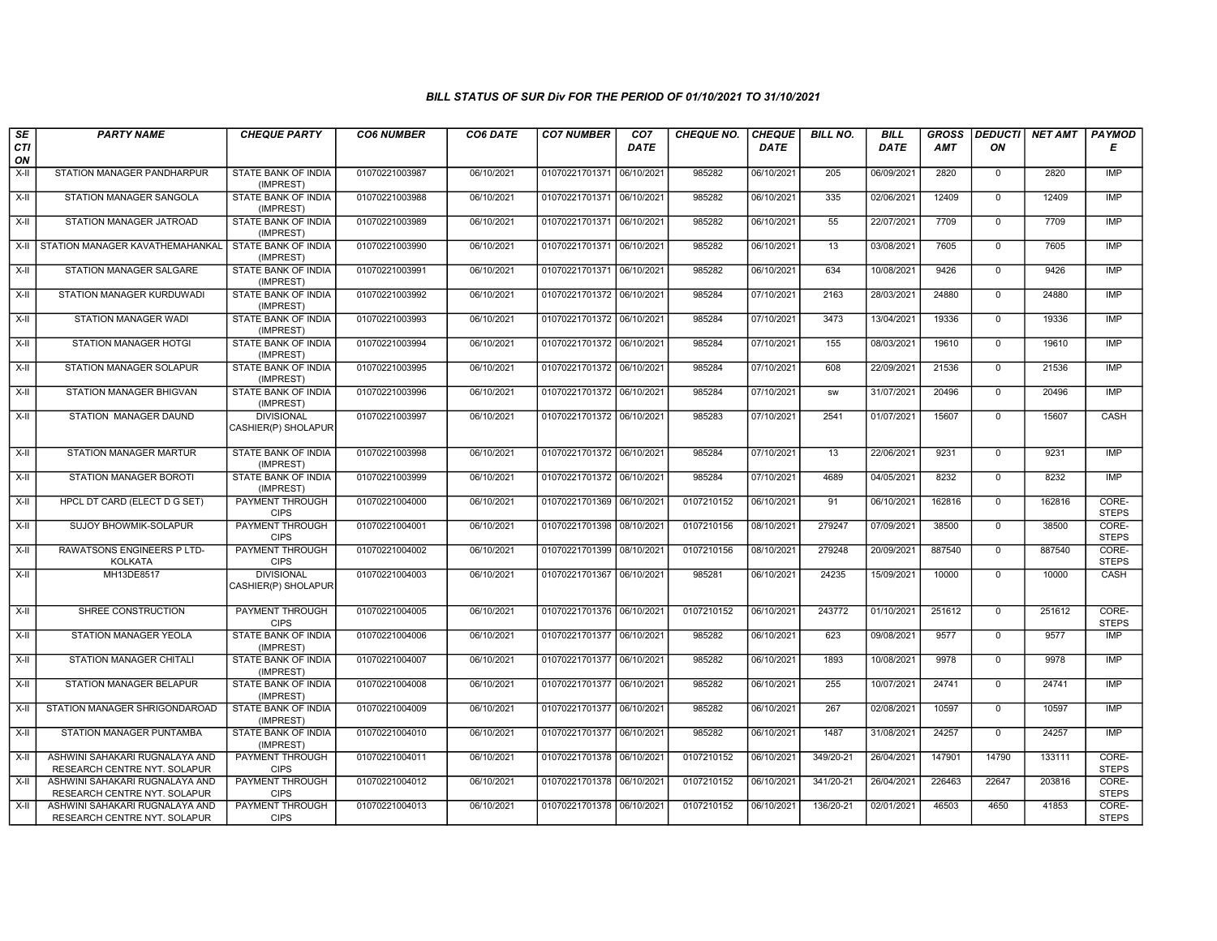### BILL STATUS OF SUR Div FOR THE PERIOD OF 01/10/2021 TO 31/10/2021

| SECTION | PARTY NAME | CHEQUE PARTY | CO6 NUMBER | CO6 DATE | CO7 NUMBER | CO7 DATE | CHEQUE NO. | CHEQUE DATE | BILL NO. | BILL DATE | GROSS AMT | DEDUCTION | NET AMT | PAYMODE |
|---|---|---|---|---|---|---|---|---|---|---|---|---|---|---|
| X-II | STATION MANAGER PANDHARPUR | STATE BANK OF INDIA (IMPREST) | 01070221003987 | 06/10/2021 | 01070221701371 | 06/10/2021 | 985282 | 06/10/2021 | 205 | 06/09/2021 | 2820 | 0 | 2820 | IMP |
| X-II | STATION MANAGER SANGOLA | STATE BANK OF INDIA (IMPREST) | 01070221003988 | 06/10/2021 | 01070221701371 | 06/10/2021 | 985282 | 06/10/2021 | 335 | 02/06/2021 | 12409 | 0 | 12409 | IMP |
| X-II | STATION MANAGER JATROAD | STATE BANK OF INDIA (IMPREST) | 01070221003989 | 06/10/2021 | 01070221701371 | 06/10/2021 | 985282 | 06/10/2021 | 55 | 22/07/2021 | 7709 | 0 | 7709 | IMP |
| X-II | STATION MANAGER KAVATHEMAHANKAL | STATE BANK OF INDIA (IMPREST) | 01070221003990 | 06/10/2021 | 01070221701371 | 06/10/2021 | 985282 | 06/10/2021 | 13 | 03/08/2021 | 7605 | 0 | 7605 | IMP |
| X-II | STATION MANAGER SALGARE | STATE BANK OF INDIA (IMPREST) | 01070221003991 | 06/10/2021 | 01070221701371 | 06/10/2021 | 985282 | 06/10/2021 | 634 | 10/08/2021 | 9426 | 0 | 9426 | IMP |
| X-II | STATION MANAGER KURDUWADI | STATE BANK OF INDIA (IMPREST) | 01070221003992 | 06/10/2021 | 01070221701372 | 06/10/2021 | 985284 | 07/10/2021 | 2163 | 28/03/2021 | 24880 | 0 | 24880 | IMP |
| X-II | STATION MANAGER WADI | STATE BANK OF INDIA (IMPREST) | 01070221003993 | 06/10/2021 | 01070221701372 | 06/10/2021 | 985284 | 07/10/2021 | 3473 | 13/04/2021 | 19336 | 0 | 19336 | IMP |
| X-II | STATION MANAGER HOTGI | STATE BANK OF INDIA (IMPREST) | 01070221003994 | 06/10/2021 | 01070221701372 | 06/10/2021 | 985284 | 07/10/2021 | 155 | 08/03/2021 | 19610 | 0 | 19610 | IMP |
| X-II | STATION MANAGER SOLAPUR | STATE BANK OF INDIA (IMPREST) | 01070221003995 | 06/10/2021 | 01070221701372 | 06/10/2021 | 985284 | 07/10/2021 | 608 | 22/09/2021 | 21536 | 0 | 21536 | IMP |
| X-II | STATION MANAGER BHIGVAN | STATE BANK OF INDIA (IMPREST) | 01070221003996 | 06/10/2021 | 01070221701372 | 06/10/2021 | 985284 | 07/10/2021 | sw | 31/07/2021 | 20496 | 0 | 20496 | IMP |
| X-II | STATION MANAGER DAUND | DIVISIONAL CASHIER(P) SHOLAPUR | 01070221003997 | 06/10/2021 | 01070221701372 | 06/10/2021 | 985283 | 07/10/2021 | 2541 | 01/07/2021 | 15607 | 0 | 15607 | CASH |
| X-II | STATION MANAGER MARTUR | STATE BANK OF INDIA (IMPREST) | 01070221003998 | 06/10/2021 | 01070221701372 | 06/10/2021 | 985284 | 07/10/2021 | 13 | 22/06/2021 | 9231 | 0 | 9231 | IMP |
| X-II | STATION MANAGER BOROTI | STATE BANK OF INDIA (IMPREST) | 01070221003999 | 06/10/2021 | 01070221701372 | 06/10/2021 | 985284 | 07/10/2021 | 4689 | 04/05/2021 | 8232 | 0 | 8232 | IMP |
| X-II | HPCL DT CARD (ELECT D G SET) | PAYMENT THROUGH CIPS | 01070221004000 | 06/10/2021 | 01070221701369 | 06/10/2021 | 0107210152 | 06/10/2021 | 91 | 06/10/2021 | 162816 | 0 | 162816 | CORE-STEPS |
| X-II | SUJOY BHOWMIK-SOLAPUR | PAYMENT THROUGH CIPS | 01070221004001 | 06/10/2021 | 01070221701398 | 08/10/2021 | 0107210156 | 08/10/2021 | 279247 | 07/09/2021 | 38500 | 0 | 38500 | CORE-STEPS |
| X-II | RAWATSONS ENGINEERS P LTD-KOLKATA | PAYMENT THROUGH CIPS | 01070221004002 | 06/10/2021 | 01070221701399 | 08/10/2021 | 0107210156 | 08/10/2021 | 279248 | 20/09/2021 | 887540 | 0 | 887540 | CORE-STEPS |
| X-II | MH13DE8517 | DIVISIONAL CASHIER(P) SHOLAPUR | 01070221004003 | 06/10/2021 | 01070221701367 | 06/10/2021 | 985281 | 06/10/2021 | 24235 | 15/09/2021 | 10000 | 0 | 10000 | CASH |
| X-II | SHREE CONSTRUCTION | PAYMENT THROUGH CIPS | 01070221004005 | 06/10/2021 | 01070221701376 | 06/10/2021 | 0107210152 | 06/10/2021 | 243772 | 01/10/2021 | 251612 | 0 | 251612 | CORE-STEPS |
| X-II | STATION MANAGER YEOLA | STATE BANK OF INDIA (IMPREST) | 01070221004006 | 06/10/2021 | 01070221701377 | 06/10/2021 | 985282 | 06/10/2021 | 623 | 09/08/2021 | 9577 | 0 | 9577 | IMP |
| X-II | STATION MANAGER CHITALI | STATE BANK OF INDIA (IMPREST) | 01070221004007 | 06/10/2021 | 01070221701377 | 06/10/2021 | 985282 | 06/10/2021 | 1893 | 10/08/2021 | 9978 | 0 | 9978 | IMP |
| X-II | STATION MANAGER BELAPUR | STATE BANK OF INDIA (IMPREST) | 01070221004008 | 06/10/2021 | 01070221701377 | 06/10/2021 | 985282 | 06/10/2021 | 255 | 10/07/2021 | 24741 | 0 | 24741 | IMP |
| X-II | STATION MANAGER SHRIGONDAROAD | STATE BANK OF INDIA (IMPREST) | 01070221004009 | 06/10/2021 | 01070221701377 | 06/10/2021 | 985282 | 06/10/2021 | 267 | 02/08/2021 | 10597 | 0 | 10597 | IMP |
| X-II | STATION MANAGER PUNTAMBA | STATE BANK OF INDIA (IMPREST) | 01070221004010 | 06/10/2021 | 01070221701377 | 06/10/2021 | 985282 | 06/10/2021 | 1487 | 31/08/2021 | 24257 | 0 | 24257 | IMP |
| X-II | ASHWINI SAHAKARI RUGNALAYA AND RESEARCH CENTRE NYT. SOLAPUR | PAYMENT THROUGH CIPS | 01070221004011 | 06/10/2021 | 01070221701378 | 06/10/2021 | 0107210152 | 06/10/2021 | 349/20-21 | 26/04/2021 | 147901 | 14790 | 133111 | CORE-STEPS |
| X-II | ASHWINI SAHAKARI RUGNALAYA AND RESEARCH CENTRE NYT. SOLAPUR | PAYMENT THROUGH CIPS | 01070221004012 | 06/10/2021 | 01070221701378 | 06/10/2021 | 0107210152 | 06/10/2021 | 341/20-21 | 26/04/2021 | 226463 | 22647 | 203816 | CORE-STEPS |
| X-II | ASHWINI SAHAKARI RUGNALAYA AND RESEARCH CENTRE NYT. SOLAPUR | PAYMENT THROUGH CIPS | 01070221004013 | 06/10/2021 | 01070221701378 | 06/10/2021 | 0107210152 | 06/10/2021 | 136/20-21 | 02/01/2021 | 46503 | 4650 | 41853 | CORE-STEPS |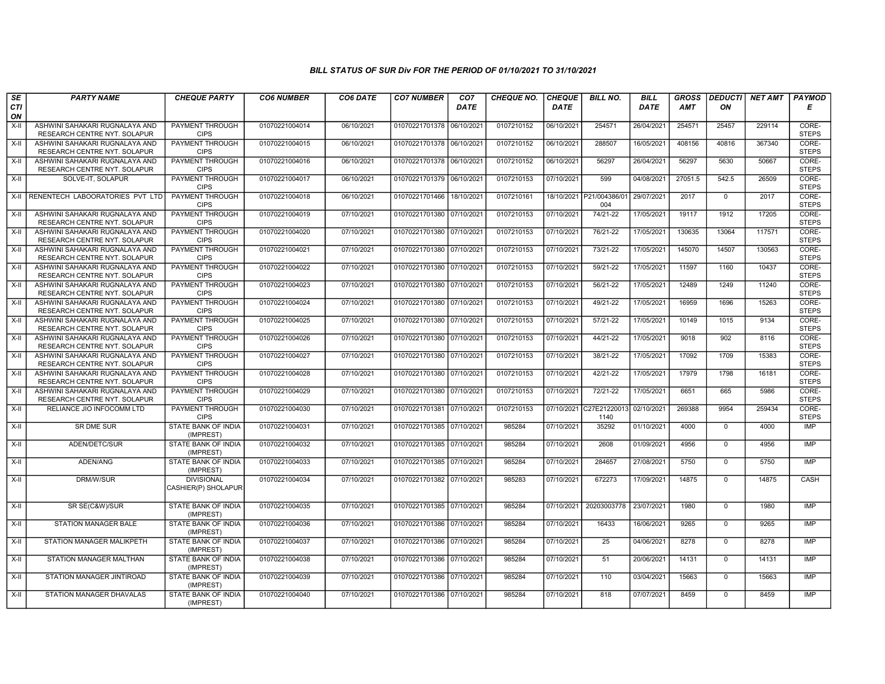*BILL STATUS OF SUR Div FOR THE PERIOD OF 01/10/2021 TO 31/10/2021*

| *SECTION* | *PARTY NAME* | *CHEQUE PARTY* | *CO6 NUMBER* | *CO6 DATE* | *CO7 NUMBER* | *CO7 DATE* | *CHEQUE NO.* | *CHEQUE DATE* | *BILL NO.* | *BILL DATE* | *GROSS AMT* | *DEDUCTION* | *NET AMT* | *PAYMODE* |
|---|---|---|---|---|---|---|---|---|---|---|---|---|---|---|
| X-II | ASHWINI SAHAKARI RUGNALAYA AND RESEARCH CENTRE NYT. SOLAPUR | PAYMENT THROUGH CIPS | 01070221004014 | 06/10/2021 | 01070221701378 | 06/10/2021 | 0107210152 | 06/10/2021 | 254571 | 26/04/2021 | 254571 | 25457 | 229114 | CORE-STEPS |
| X-II | ASHWINI SAHAKARI RUGNALAYA AND RESEARCH CENTRE NYT. SOLAPUR | PAYMENT THROUGH CIPS | 01070221004015 | 06/10/2021 | 01070221701378 | 06/10/2021 | 0107210152 | 06/10/2021 | 288507 | 16/05/2021 | 408156 | 40816 | 367340 | CORE-STEPS |
| X-II | ASHWINI SAHAKARI RUGNALAYA AND RESEARCH CENTRE NYT. SOLAPUR | PAYMENT THROUGH CIPS | 01070221004016 | 06/10/2021 | 01070221701378 | 06/10/2021 | 0107210152 | 06/10/2021 | 56297 | 26/04/2021 | 56297 | 5630 | 50667 | CORE-STEPS |
| X-II | SOLVE-IT, SOLAPUR | PAYMENT THROUGH CIPS | 01070221004017 | 06/10/2021 | 01070221701379 | 06/10/2021 | 0107210153 | 07/10/2021 | 599 | 04/08/2021 | 27051.5 | 542.5 | 26509 | CORE-STEPS |
| X-II | RENENTECH LABOORATORIES PVT LTD | PAYMENT THROUGH CIPS | 01070221004018 | 06/10/2021 | 01070221701466 | 18/10/2021 | 0107210161 | 18/10/2021 | P21/004386/01004 | 29/07/2021 | 2017 | 0 | 2017 | CORE-STEPS |
| X-II | ASHWINI SAHAKARI RUGNALAYA AND RESEARCH CENTRE NYT. SOLAPUR | PAYMENT THROUGH CIPS | 01070221004019 | 07/10/2021 | 01070221701380 | 07/10/2021 | 0107210153 | 07/10/2021 | 74/21-22 | 17/05/2021 | 19117 | 1912 | 17205 | CORE-STEPS |
| X-II | ASHWINI SAHAKARI RUGNALAYA AND RESEARCH CENTRE NYT. SOLAPUR | PAYMENT THROUGH CIPS | 01070221004020 | 07/10/2021 | 01070221701380 | 07/10/2021 | 0107210153 | 07/10/2021 | 76/21-22 | 17/05/2021 | 130635 | 13064 | 117571 | CORE-STEPS |
| X-II | ASHWINI SAHAKARI RUGNALAYA AND RESEARCH CENTRE NYT. SOLAPUR | PAYMENT THROUGH CIPS | 01070221004021 | 07/10/2021 | 01070221701380 | 07/10/2021 | 0107210153 | 07/10/2021 | 73/21-22 | 17/05/2021 | 145070 | 14507 | 130563 | CORE-STEPS |
| X-II | ASHWINI SAHAKARI RUGNALAYA AND RESEARCH CENTRE NYT. SOLAPUR | PAYMENT THROUGH CIPS | 01070221004022 | 07/10/2021 | 01070221701380 | 07/10/2021 | 0107210153 | 07/10/2021 | 59/21-22 | 17/05/2021 | 11597 | 1160 | 10437 | CORE-STEPS |
| X-II | ASHWINI SAHAKARI RUGNALAYA AND RESEARCH CENTRE NYT. SOLAPUR | PAYMENT THROUGH CIPS | 01070221004023 | 07/10/2021 | 01070221701380 | 07/10/2021 | 0107210153 | 07/10/2021 | 56/21-22 | 17/05/2021 | 12489 | 1249 | 11240 | CORE-STEPS |
| X-II | ASHWINI SAHAKARI RUGNALAYA AND RESEARCH CENTRE NYT. SOLAPUR | PAYMENT THROUGH CIPS | 01070221004024 | 07/10/2021 | 01070221701380 | 07/10/2021 | 0107210153 | 07/10/2021 | 49/21-22 | 17/05/2021 | 16959 | 1696 | 15263 | CORE-STEPS |
| X-II | ASHWINI SAHAKARI RUGNALAYA AND RESEARCH CENTRE NYT. SOLAPUR | PAYMENT THROUGH CIPS | 01070221004025 | 07/10/2021 | 01070221701380 | 07/10/2021 | 0107210153 | 07/10/2021 | 57/21-22 | 17/05/2021 | 10149 | 1015 | 9134 | CORE-STEPS |
| X-II | ASHWINI SAHAKARI RUGNALAYA AND RESEARCH CENTRE NYT. SOLAPUR | PAYMENT THROUGH CIPS | 01070221004026 | 07/10/2021 | 01070221701380 | 07/10/2021 | 0107210153 | 07/10/2021 | 44/21-22 | 17/05/2021 | 9018 | 902 | 8116 | CORE-STEPS |
| X-II | ASHWINI SAHAKARI RUGNALAYA AND RESEARCH CENTRE NYT. SOLAPUR | PAYMENT THROUGH CIPS | 01070221004027 | 07/10/2021 | 01070221701380 | 07/10/2021 | 0107210153 | 07/10/2021 | 38/21-22 | 17/05/2021 | 17092 | 1709 | 15383 | CORE-STEPS |
| X-II | ASHWINI SAHAKARI RUGNALAYA AND RESEARCH CENTRE NYT. SOLAPUR | PAYMENT THROUGH CIPS | 01070221004028 | 07/10/2021 | 01070221701380 | 07/10/2021 | 0107210153 | 07/10/2021 | 42/21-22 | 17/05/2021 | 17979 | 1798 | 16181 | CORE-STEPS |
| X-II | ASHWINI SAHAKARI RUGNALAYA AND RESEARCH CENTRE NYT. SOLAPUR | PAYMENT THROUGH CIPS | 01070221004029 | 07/10/2021 | 01070221701380 | 07/10/2021 | 0107210153 | 07/10/2021 | 72/21-22 | 17/05/2021 | 6651 | 665 | 5986 | CORE-STEPS |
| X-II | RELIANCE JIO INFOCOMM LTD | PAYMENT THROUGH CIPS | 01070221004030 | 07/10/2021 | 01070221701381 | 07/10/2021 | 0107210153 | 07/10/2021 | C27E212200131140 | 02/10/2021 | 269388 | 9954 | 259434 | CORE-STEPS |
| X-II | SR DME SUR | STATE BANK OF INDIA (IMPREST) | 01070221004031 | 07/10/2021 | 01070221701385 | 07/10/2021 | 985284 | 07/10/2021 | 35292 | 01/10/2021 | 4000 | 0 | 4000 | IMP |
| X-II | ADEN/DETC/SUR | STATE BANK OF INDIA (IMPREST) | 01070221004032 | 07/10/2021 | 01070221701385 | 07/10/2021 | 985284 | 07/10/2021 | 2608 | 01/09/2021 | 4956 | 0 | 4956 | IMP |
| X-II | ADEN/ANG | STATE BANK OF INDIA (IMPREST) | 01070221004033 | 07/10/2021 | 01070221701385 | 07/10/2021 | 985284 | 07/10/2021 | 284657 | 27/08/2021 | 5750 | 0 | 5750 | IMP |
| X-II | DRM/W/SUR | DIVISIONAL CASHIER(P) SHOLAPUR | 01070221004034 | 07/10/2021 | 01070221701382 | 07/10/2021 | 985283 | 07/10/2021 | 672273 | 17/09/2021 | 14875 | 0 | 14875 | CASH |
| X-II | SR SE(C&W)/SUR | STATE BANK OF INDIA (IMPREST) | 01070221004035 | 07/10/2021 | 01070221701385 | 07/10/2021 | 985284 | 07/10/2021 | 20203003778 | 23/07/2021 | 1980 | 0 | 1980 | IMP |
| X-II | STATION MANAGER BALE | STATE BANK OF INDIA (IMPREST) | 01070221004036 | 07/10/2021 | 01070221701386 | 07/10/2021 | 985284 | 07/10/2021 | 16433 | 16/06/2021 | 9265 | 0 | 9265 | IMP |
| X-II | STATION MANAGER MALIKPETH | STATE BANK OF INDIA (IMPREST) | 01070221004037 | 07/10/2021 | 01070221701386 | 07/10/2021 | 985284 | 07/10/2021 | 25 | 04/06/2021 | 8278 | 0 | 8278 | IMP |
| X-II | STATION MANAGER MALTHAN | STATE BANK OF INDIA (IMPREST) | 01070221004038 | 07/10/2021 | 01070221701386 | 07/10/2021 | 985284 | 07/10/2021 | 51 | 20/06/2021 | 14131 | 0 | 14131 | IMP |
| X-II | STATION MANAGER JINTIROAD | STATE BANK OF INDIA (IMPREST) | 01070221004039 | 07/10/2021 | 01070221701386 | 07/10/2021 | 985284 | 07/10/2021 | 110 | 03/04/2021 | 15663 | 0 | 15663 | IMP |
| X-II | STATION MANAGER DHAVALAS | STATE BANK OF INDIA (IMPREST) | 01070221004040 | 07/10/2021 | 01070221701386 | 07/10/2021 | 985284 | 07/10/2021 | 818 | 07/07/2021 | 8459 | 0 | 8459 | IMP |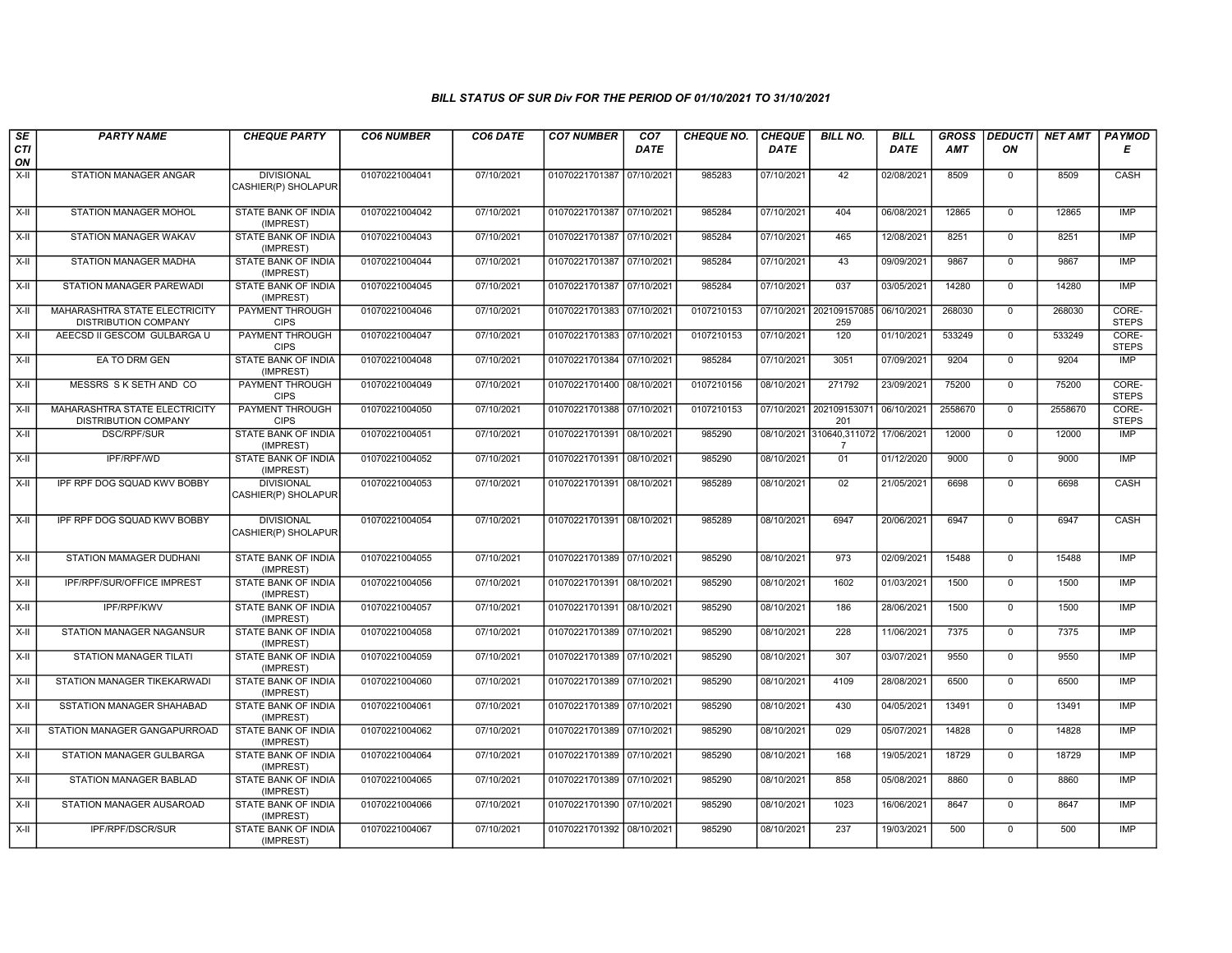### BILL STATUS OF SUR Div FOR THE PERIOD OF 01/10/2021 TO 31/10/2021

| SECTION | PARTY NAME | CHEQUE PARTY | CO6 NUMBER | CO6 DATE | CO7 NUMBER | CO7 DATE | CHEQUE NO. | CHEQUE DATE | BILL NO. | BILL DATE | GROSS AMT | DEDUCTION | NET AMT | PAYMODE |
|---|---|---|---|---|---|---|---|---|---|---|---|---|---|---|
| X-II | STATION MANAGER ANGAR | DIVISIONAL CASHIER(P) SHOLAPUR | 01070221004041 | 07/10/2021 | 01070221701387 | 07/10/2021 | 985283 | 07/10/2021 | 42 | 02/08/2021 | 8509 | 0 | 8509 | CASH |
| X-II | STATION MANAGER MOHOL | STATE BANK OF INDIA (IMPREST) | 01070221004042 | 07/10/2021 | 01070221701387 | 07/10/2021 | 985284 | 07/10/2021 | 404 | 06/08/2021 | 12865 | 0 | 12865 | IMP |
| X-II | STATION MANAGER WAKAV | STATE BANK OF INDIA (IMPREST) | 01070221004043 | 07/10/2021 | 01070221701387 | 07/10/2021 | 985284 | 07/10/2021 | 465 | 12/08/2021 | 8251 | 0 | 8251 | IMP |
| X-II | STATION MANAGER MADHA | STATE BANK OF INDIA (IMPREST) | 01070221004044 | 07/10/2021 | 01070221701387 | 07/10/2021 | 985284 | 07/10/2021 | 43 | 09/09/2021 | 9867 | 0 | 9867 | IMP |
| X-II | STATION MANAGER PAREWADI | STATE BANK OF INDIA (IMPREST) | 01070221004045 | 07/10/2021 | 01070221701387 | 07/10/2021 | 985284 | 07/10/2021 | 037 | 03/05/2021 | 14280 | 0 | 14280 | IMP |
| X-II | MAHARASHTRA STATE ELECTRICITY DISTRIBUTION COMPANY | PAYMENT THROUGH CIPS | 01070221004046 | 07/10/2021 | 01070221701383 | 07/10/2021 | 0107210153 | 07/10/2021 | 202109157085259 | 06/10/2021 | 268030 | 0 | 268030 | CORE-STEPS |
| X-II | AEECSD II GESCOM GULBARGA U | PAYMENT THROUGH CIPS | 01070221004047 | 07/10/2021 | 01070221701383 | 07/10/2021 | 0107210153 | 07/10/2021 | 120 | 01/10/2021 | 533249 | 0 | 533249 | CORE-STEPS |
| X-II | EA TO DRM GEN | STATE BANK OF INDIA (IMPREST) | 01070221004048 | 07/10/2021 | 01070221701384 | 07/10/2021 | 985284 | 07/10/2021 | 3051 | 07/09/2021 | 9204 | 0 | 9204 | IMP |
| X-II | MESSRS S K SETH AND CO | PAYMENT THROUGH CIPS | 01070221004049 | 07/10/2021 | 01070221701400 | 08/10/2021 | 0107210156 | 08/10/2021 | 271792 | 23/09/2021 | 75200 | 0 | 75200 | CORE-STEPS |
| X-II | MAHARASHTRA STATE ELECTRICITY DISTRIBUTION COMPANY | PAYMENT THROUGH CIPS | 01070221004050 | 07/10/2021 | 01070221701388 | 07/10/2021 | 0107210153 | 07/10/2021 | 202109153071201 | 06/10/2021 | 2558670 | 0 | 2558670 | CORE-STEPS |
| X-II | DSC/RPF/SUR | STATE BANK OF INDIA (IMPREST) | 01070221004051 | 07/10/2021 | 01070221701391 | 08/10/2021 | 985290 | 08/10/2021 | 310640,3110727 | 17/06/2021 | 12000 | 0 | 12000 | IMP |
| X-II | IPF/RPF/WD | STATE BANK OF INDIA (IMPREST) | 01070221004052 | 07/10/2021 | 01070221701391 | 08/10/2021 | 985290 | 08/10/2021 | 01 | 01/12/2020 | 9000 | 0 | 9000 | IMP |
| X-II | IPF RPF DOG SQUAD KWV BOBBY | DIVISIONAL CASHIER(P) SHOLAPUR | 01070221004053 | 07/10/2021 | 01070221701391 | 08/10/2021 | 985289 | 08/10/2021 | 02 | 21/05/2021 | 6698 | 0 | 6698 | CASH |
| X-II | IPF RPF DOG SQUAD KWV BOBBY | DIVISIONAL CASHIER(P) SHOLAPUR | 01070221004054 | 07/10/2021 | 01070221701391 | 08/10/2021 | 985289 | 08/10/2021 | 6947 | 20/06/2021 | 6947 | 0 | 6947 | CASH |
| X-II | STATION MAMAGER DUDHANI | STATE BANK OF INDIA (IMPREST) | 01070221004055 | 07/10/2021 | 01070221701389 | 07/10/2021 | 985290 | 08/10/2021 | 973 | 02/09/2021 | 15488 | 0 | 15488 | IMP |
| X-II | IPF/RPF/SUR/OFFICE IMPREST | STATE BANK OF INDIA (IMPREST) | 01070221004056 | 07/10/2021 | 01070221701391 | 08/10/2021 | 985290 | 08/10/2021 | 1602 | 01/03/2021 | 1500 | 0 | 1500 | IMP |
| X-II | IPF/RPF/KWV | STATE BANK OF INDIA (IMPREST) | 01070221004057 | 07/10/2021 | 01070221701391 | 08/10/2021 | 985290 | 08/10/2021 | 186 | 28/06/2021 | 1500 | 0 | 1500 | IMP |
| X-II | STATION MANAGER NAGANSUR | STATE BANK OF INDIA (IMPREST) | 01070221004058 | 07/10/2021 | 01070221701389 | 07/10/2021 | 985290 | 08/10/2021 | 228 | 11/06/2021 | 7375 | 0 | 7375 | IMP |
| X-II | STATION MANAGER TILATI | STATE BANK OF INDIA (IMPREST) | 01070221004059 | 07/10/2021 | 01070221701389 | 07/10/2021 | 985290 | 08/10/2021 | 307 | 03/07/2021 | 9550 | 0 | 9550 | IMP |
| X-II | STATION MANAGER TIKEKARWADI | STATE BANK OF INDIA (IMPREST) | 01070221004060 | 07/10/2021 | 01070221701389 | 07/10/2021 | 985290 | 08/10/2021 | 4109 | 28/08/2021 | 6500 | 0 | 6500 | IMP |
| X-II | SSTATION MANAGER SHAHABAD | STATE BANK OF INDIA (IMPREST) | 01070221004061 | 07/10/2021 | 01070221701389 | 07/10/2021 | 985290 | 08/10/2021 | 430 | 04/05/2021 | 13491 | 0 | 13491 | IMP |
| X-II | STATION MANAGER GANGAPURROAD | STATE BANK OF INDIA (IMPREST) | 01070221004062 | 07/10/2021 | 01070221701389 | 07/10/2021 | 985290 | 08/10/2021 | 029 | 05/07/2021 | 14828 | 0 | 14828 | IMP |
| X-II | STATION MANAGER GULBARGA | STATE BANK OF INDIA (IMPREST) | 01070221004064 | 07/10/2021 | 01070221701389 | 07/10/2021 | 985290 | 08/10/2021 | 168 | 19/05/2021 | 18729 | 0 | 18729 | IMP |
| X-II | STATION MANAGER BABLAD | STATE BANK OF INDIA (IMPREST) | 01070221004065 | 07/10/2021 | 01070221701389 | 07/10/2021 | 985290 | 08/10/2021 | 858 | 05/08/2021 | 8860 | 0 | 8860 | IMP |
| X-II | STATION MANAGER AUSAROAD | STATE BANK OF INDIA (IMPREST) | 01070221004066 | 07/10/2021 | 01070221701390 | 07/10/2021 | 985290 | 08/10/2021 | 1023 | 16/06/2021 | 8647 | 0 | 8647 | IMP |
| X-II | IPF/RPF/DSCR/SUR | STATE BANK OF INDIA (IMPREST) | 01070221004067 | 07/10/2021 | 01070221701392 | 08/10/2021 | 985290 | 08/10/2021 | 237 | 19/03/2021 | 500 | 0 | 500 | IMP |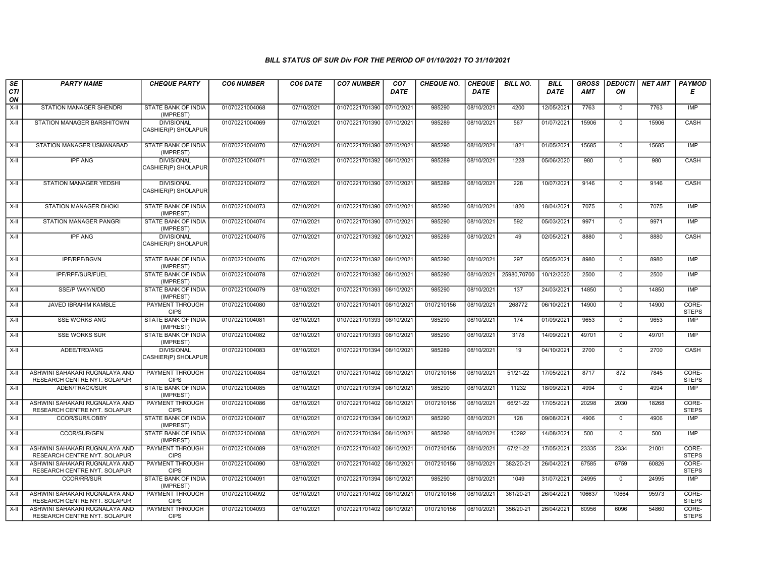*BILL STATUS OF SUR Div FOR THE PERIOD OF 01/10/2021 TO 31/10/2021*

| SECTION | PARTY NAME | CHEQUE PARTY | CO6 NUMBER | CO6 DATE | CO7 NUMBER | CO7 DATE | CHEQUE NO. | CHEQUE DATE | BILL NO. | BILL DATE | GROSS AMT | DEDUCTION | NET AMT | PAYMODE |
|---|---|---|---|---|---|---|---|---|---|---|---|---|---|---|
| X-II | STATION MANAGER SHENDRI | STATE BANK OF INDIA (IMPREST) | 01070221004068 | 07/10/2021 | 01070221701390 | 07/10/2021 | 985290 | 08/10/2021 | 4200 | 12/05/2021 | 7763 | 0 | 7763 | IMP |
| X-II | STATION MANAGER BARSHITOWN | DIVISIONAL CASHIER(P) SHOLAPUR | 01070221004069 | 07/10/2021 | 01070221701390 | 07/10/2021 | 985289 | 08/10/2021 | 567 | 01/07/2021 | 15906 | 0 | 15906 | CASH |
| X-II | STATION MANAGER USMANABAD | STATE BANK OF INDIA (IMPREST) | 01070221004070 | 07/10/2021 | 01070221701390 | 07/10/2021 | 985290 | 08/10/2021 | 1821 | 01/05/2021 | 15685 | 0 | 15685 | IMP |
| X-II | IPF ANG | DIVISIONAL CASHIER(P) SHOLAPUR | 01070221004071 | 07/10/2021 | 01070221701392 | 08/10/2021 | 985289 | 08/10/2021 | 1228 | 05/06/2020 | 980 | 0 | 980 | CASH |
| X-II | STATION MANAGER YEDSHI | DIVISIONAL CASHIER(P) SHOLAPUR | 01070221004072 | 07/10/2021 | 01070221701390 | 07/10/2021 | 985289 | 08/10/2021 | 228 | 10/07/2021 | 9146 | 0 | 9146 | CASH |
| X-II | STATION MANAGER DHOKI | STATE BANK OF INDIA (IMPREST) | 01070221004073 | 07/10/2021 | 01070221701390 | 07/10/2021 | 985290 | 08/10/2021 | 1820 | 18/04/2021 | 7075 | 0 | 7075 | IMP |
| X-II | STATION MANAGER PANGRI | STATE BANK OF INDIA (IMPREST) | 01070221004074 | 07/10/2021 | 01070221701390 | 07/10/2021 | 985290 | 08/10/2021 | 592 | 05/03/2021 | 9971 | 0 | 9971 | IMP |
| X-II | IPF ANG | DIVISIONAL CASHIER(P) SHOLAPUR | 01070221004075 | 07/10/2021 | 01070221701392 | 08/10/2021 | 985289 | 08/10/2021 | 49 | 02/05/2021 | 8880 | 0 | 8880 | CASH |
| X-II | IPF/RPF/BGVN | STATE BANK OF INDIA (IMPREST) | 01070221004076 | 07/10/2021 | 01070221701392 | 08/10/2021 | 985290 | 08/10/2021 | 297 | 05/05/2021 | 8980 | 0 | 8980 | IMP |
| X-II | IPF/RPF/SUR/FUEL | STATE BANK OF INDIA (IMPREST) | 01070221004078 | 07/10/2021 | 01070221701392 | 08/10/2021 | 985290 | 08/10/2021 | 25980,70700 | 10/12/2020 | 2500 | 0 | 2500 | IMP |
| X-II | SSE/P WAY/N/DD | STATE BANK OF INDIA (IMPREST) | 01070221004079 | 08/10/2021 | 01070221701393 | 08/10/2021 | 985290 | 08/10/2021 | 137 | 24/03/2021 | 14850 | 0 | 14850 | IMP |
| X-II | JAVED IBRAHIM KAMBLE | PAYMENT THROUGH CIPS | 01070221004080 | 08/10/2021 | 01070221701401 | 08/10/2021 | 0107210156 | 08/10/2021 | 268772 | 06/10/2021 | 14900 | 0 | 14900 | CORE-STEPS |
| X-II | SSE WORKS ANG | STATE BANK OF INDIA (IMPREST) | 01070221004081 | 08/10/2021 | 01070221701393 | 08/10/2021 | 985290 | 08/10/2021 | 174 | 01/09/2021 | 9653 | 0 | 9653 | IMP |
| X-II | SSE WORKS SUR | STATE BANK OF INDIA (IMPREST) | 01070221004082 | 08/10/2021 | 01070221701393 | 08/10/2021 | 985290 | 08/10/2021 | 3178 | 14/09/2021 | 49701 | 0 | 49701 | IMP |
| X-II | ADEE/TRD/ANG | DIVISIONAL CASHIER(P) SHOLAPUR | 01070221004083 | 08/10/2021 | 01070221701394 | 08/10/2021 | 985289 | 08/10/2021 | 19 | 04/10/2021 | 2700 | 0 | 2700 | CASH |
| X-II | ASHWINI SAHAKARI RUGNALAYA AND RESEARCH CENTRE NYT. SOLAPUR | PAYMENT THROUGH CIPS | 01070221004084 | 08/10/2021 | 01070221701402 | 08/10/2021 | 0107210156 | 08/10/2021 | 51/21-22 | 17/05/2021 | 8717 | 872 | 7845 | CORE-STEPS |
| X-II | ADEN/TRACK/SUR | STATE BANK OF INDIA (IMPREST) | 01070221004085 | 08/10/2021 | 01070221701394 | 08/10/2021 | 985290 | 08/10/2021 | 11232 | 18/09/2021 | 4994 | 0 | 4994 | IMP |
| X-II | ASHWINI SAHAKARI RUGNALAYA AND RESEARCH CENTRE NYT. SOLAPUR | PAYMENT THROUGH CIPS | 01070221004086 | 08/10/2021 | 01070221701402 | 08/10/2021 | 0107210156 | 08/10/2021 | 66/21-22 | 17/05/2021 | 20298 | 2030 | 18268 | CORE-STEPS |
| X-II | CCOR/SUR/LOBBY | STATE BANK OF INDIA (IMPREST) | 01070221004087 | 08/10/2021 | 01070221701394 | 08/10/2021 | 985290 | 08/10/2021 | 128 | 09/08/2021 | 4906 | 0 | 4906 | IMP |
| X-II | CCOR/SUR/GEN | STATE BANK OF INDIA (IMPREST) | 01070221004088 | 08/10/2021 | 01070221701394 | 08/10/2021 | 985290 | 08/10/2021 | 10292 | 14/08/2021 | 500 | 0 | 500 | IMP |
| X-II | ASHWINI SAHAKARI RUGNALAYA AND RESEARCH CENTRE NYT. SOLAPUR | PAYMENT THROUGH CIPS | 01070221004089 | 08/10/2021 | 01070221701402 | 08/10/2021 | 0107210156 | 08/10/2021 | 67/21-22 | 17/05/2021 | 23335 | 2334 | 21001 | CORE-STEPS |
| X-II | ASHWINI SAHAKARI RUGNALAYA AND RESEARCH CENTRE NYT. SOLAPUR | PAYMENT THROUGH CIPS | 01070221004090 | 08/10/2021 | 01070221701402 | 08/10/2021 | 0107210156 | 08/10/2021 | 382/20-21 | 26/04/2021 | 67585 | 6759 | 60826 | CORE-STEPS |
| X-II | CCOR/RR/SUR | STATE BANK OF INDIA (IMPREST) | 01070221004091 | 08/10/2021 | 01070221701394 | 08/10/2021 | 985290 | 08/10/2021 | 1049 | 31/07/2021 | 24995 | 0 | 24995 | IMP |
| X-II | ASHWINI SAHAKARI RUGNALAYA AND RESEARCH CENTRE NYT. SOLAPUR | PAYMENT THROUGH CIPS | 01070221004092 | 08/10/2021 | 01070221701402 | 08/10/2021 | 0107210156 | 08/10/2021 | 361/20-21 | 26/04/2021 | 106637 | 10664 | 95973 | CORE-STEPS |
| X-II | ASHWINI SAHAKARI RUGNALAYA AND RESEARCH CENTRE NYT. SOLAPUR | PAYMENT THROUGH CIPS | 01070221004093 | 08/10/2021 | 01070221701402 | 08/10/2021 | 0107210156 | 08/10/2021 | 356/20-21 | 26/04/2021 | 60956 | 6096 | 54860 | CORE-STEPS |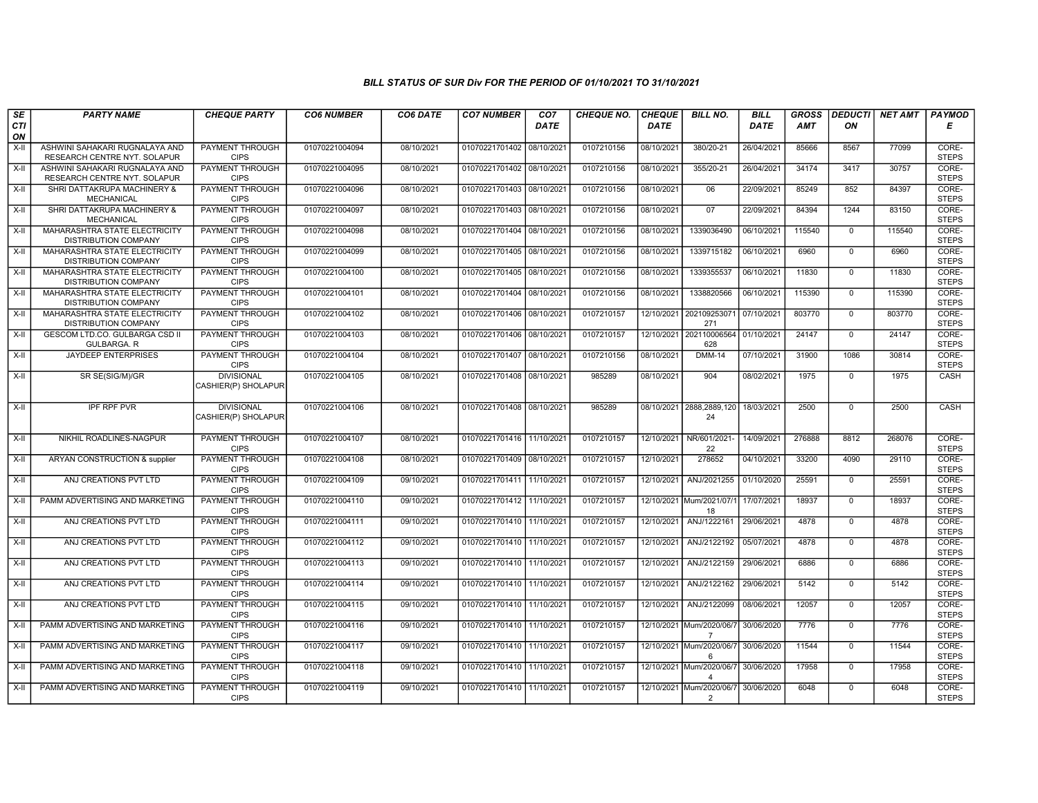# BILL STATUS OF SUR Div FOR THE PERIOD OF 01/10/2021 TO 31/10/2021

| SECTION | PARTY NAME | CHEQUE PARTY | CO6 NUMBER | CO6 DATE | CO7 NUMBER | CO7 DATE | CHEQUE NO. | CHEQUE DATE | BILL NO. | BILL DATE | GROSS AMT | DEDUCTION | NET AMT | PAYMODE |
|---|---|---|---|---|---|---|---|---|---|---|---|---|---|---|
| X-II | ASHWINI SAHAKARI RUGNALAYA AND RESEARCH CENTRE NYT. SOLAPUR | PAYMENT THROUGH CIPS | 01070221004094 | 08/10/2021 | 01070221701402 | 08/10/2021 | 0107210156 | 08/10/2021 | 380/20-21 | 26/04/2021 | 85666 | 8567 | 77099 | CORE-STEPS |
| X-II | ASHWINI SAHAKARI RUGNALAYA AND RESEARCH CENTRE NYT. SOLAPUR | PAYMENT THROUGH CIPS | 01070221004095 | 08/10/2021 | 01070221701402 | 08/10/2021 | 0107210156 | 08/10/2021 | 355/20-21 | 26/04/2021 | 34174 | 3417 | 30757 | CORE-STEPS |
| X-II | SHRI DATTAKRUPA MACHINERY & MECHANICAL | PAYMENT THROUGH CIPS | 01070221004096 | 08/10/2021 | 01070221701403 | 08/10/2021 | 0107210156 | 08/10/2021 | 06 | 22/09/2021 | 85249 | 852 | 84397 | CORE-STEPS |
| X-II | SHRI DATTAKRUPA MACHINERY & MECHANICAL | PAYMENT THROUGH CIPS | 01070221004097 | 08/10/2021 | 01070221701403 | 08/10/2021 | 0107210156 | 08/10/2021 | 07 | 22/09/2021 | 84394 | 1244 | 83150 | CORE-STEPS |
| X-II | MAHARASHTRA STATE ELECTRICITY DISTRIBUTION COMPANY | PAYMENT THROUGH CIPS | 01070221004098 | 08/10/2021 | 01070221701404 | 08/10/2021 | 0107210156 | 08/10/2021 | 1339036490 | 06/10/2021 | 115540 | 0 | 115540 | CORE-STEPS |
| X-II | MAHARASHTRA STATE ELECTRICITY DISTRIBUTION COMPANY | PAYMENT THROUGH CIPS | 01070221004099 | 08/10/2021 | 01070221701405 | 08/10/2021 | 0107210156 | 08/10/2021 | 1339715182 | 06/10/2021 | 6960 | 0 | 6960 | CORE-STEPS |
| X-II | MAHARASHTRA STATE ELECTRICITY DISTRIBUTION COMPANY | PAYMENT THROUGH CIPS | 01070221004100 | 08/10/2021 | 01070221701405 | 08/10/2021 | 0107210156 | 08/10/2021 | 1339355537 | 06/10/2021 | 11830 | 0 | 11830 | CORE-STEPS |
| X-II | MAHARASHTRA STATE ELECTRICITY DISTRIBUTION COMPANY | PAYMENT THROUGH CIPS | 01070221004101 | 08/10/2021 | 01070221701404 | 08/10/2021 | 0107210156 | 08/10/2021 | 1338820566 | 06/10/2021 | 115390 | 0 | 115390 | CORE-STEPS |
| X-II | MAHARASHTRA STATE ELECTRICITY DISTRIBUTION COMPANY | PAYMENT THROUGH CIPS | 01070221004102 | 08/10/2021 | 01070221701406 | 08/10/2021 | 0107210157 | 12/10/2021 | 202109253071271 | 07/10/2021 | 803770 | 0 | 803770 | CORE-STEPS |
| X-II | GESCOM LTD.CO. GULBARGA CSD II GULBARGA. R | PAYMENT THROUGH CIPS | 01070221004103 | 08/10/2021 | 01070221701406 | 08/10/2021 | 0107210157 | 12/10/2021 | 202110006564628 | 01/10/2021 | 24147 | 0 | 24147 | CORE-STEPS |
| X-II | JAYDEEP ENTERPRISES | PAYMENT THROUGH CIPS | 01070221004104 | 08/10/2021 | 01070221701407 | 08/10/2021 | 0107210156 | 08/10/2021 | DMM-14 | 07/10/2021 | 31900 | 1086 | 30814 | CORE-STEPS |
| X-II | SR SE(SIG/M)/GR | DIVISIONAL CASHIER(P) SHOLAPUR | 01070221004105 | 08/10/2021 | 01070221701408 | 08/10/2021 | 985289 | 08/10/2021 | 904 | 08/02/2021 | 1975 | 0 | 1975 | CASH |
| X-II | IPF RPF PVR | DIVISIONAL CASHIER(P) SHOLAPUR | 01070221004106 | 08/10/2021 | 01070221701408 | 08/10/2021 | 985289 | 08/10/2021 | 2888,2889,12024 | 18/03/2021 | 2500 | 0 | 2500 | CASH |
| X-II | NIKHIL ROADLINES-NAGPUR | PAYMENT THROUGH CIPS | 01070221004107 | 08/10/2021 | 01070221701416 | 11/10/2021 | 0107210157 | 12/10/2021 | NR/601/2021-22 | 14/09/2021 | 276888 | 8812 | 268076 | CORE-STEPS |
| X-II | ARYAN CONSTRUCTION & supplier | PAYMENT THROUGH CIPS | 01070221004108 | 08/10/2021 | 01070221701409 | 08/10/2021 | 0107210157 | 12/10/2021 | 278652 | 04/10/2021 | 33200 | 4090 | 29110 | CORE-STEPS |
| X-II | ANJ CREATIONS PVT LTD | PAYMENT THROUGH CIPS | 01070221004109 | 09/10/2021 | 01070221701411 | 11/10/2021 | 0107210157 | 12/10/2021 | ANJ/2021255 | 01/10/2020 | 25591 | 0 | 25591 | CORE-STEPS |
| X-II | PAMM ADVERTISING AND MARKETING | PAYMENT THROUGH CIPS | 01070221004110 | 09/10/2021 | 01070221701412 | 11/10/2021 | 0107210157 | 12/10/2021 | Mum/2021/07/118 | 17/07/2021 | 18937 | 0 | 18937 | CORE-STEPS |
| X-II | ANJ CREATIONS PVT LTD | PAYMENT THROUGH CIPS | 01070221004111 | 09/10/2021 | 01070221701410 | 11/10/2021 | 0107210157 | 12/10/2021 | ANJ/1222161 | 29/06/2021 | 4878 | 0 | 4878 | CORE-STEPS |
| X-II | ANJ CREATIONS PVT LTD | PAYMENT THROUGH CIPS | 01070221004112 | 09/10/2021 | 01070221701410 | 11/10/2021 | 0107210157 | 12/10/2021 | ANJ/2122192 | 05/07/2021 | 4878 | 0 | 4878 | CORE-STEPS |
| X-II | ANJ CREATIONS PVT LTD | PAYMENT THROUGH CIPS | 01070221004113 | 09/10/2021 | 01070221701410 | 11/10/2021 | 0107210157 | 12/10/2021 | ANJ/2122159 | 29/06/2021 | 6886 | 0 | 6886 | CORE-STEPS |
| X-II | ANJ CREATIONS PVT LTD | PAYMENT THROUGH CIPS | 01070221004114 | 09/10/2021 | 01070221701410 | 11/10/2021 | 0107210157 | 12/10/2021 | ANJ/2122162 | 29/06/2021 | 5142 | 0 | 5142 | CORE-STEPS |
| X-II | ANJ CREATIONS PVT LTD | PAYMENT THROUGH CIPS | 01070221004115 | 09/10/2021 | 01070221701410 | 11/10/2021 | 0107210157 | 12/10/2021 | ANJ/2122099 | 08/06/2021 | 12057 | 0 | 12057 | CORE-STEPS |
| X-II | PAMM ADVERTISING AND MARKETING | PAYMENT THROUGH CIPS | 01070221004116 | 09/10/2021 | 01070221701410 | 11/10/2021 | 0107210157 | 12/10/2021 | Mum/2020/06/77 | 30/06/2020 | 7776 | 0 | 7776 | CORE-STEPS |
| X-II | PAMM ADVERTISING AND MARKETING | PAYMENT THROUGH CIPS | 01070221004117 | 09/10/2021 | 01070221701410 | 11/10/2021 | 0107210157 | 12/10/2021 | Mum/2020/06/76 | 30/06/2020 | 11544 | 0 | 11544 | CORE-STEPS |
| X-II | PAMM ADVERTISING AND MARKETING | PAYMENT THROUGH CIPS | 01070221004118 | 09/10/2021 | 01070221701410 | 11/10/2021 | 0107210157 | 12/10/2021 | Mum/2020/06/74 | 30/06/2020 | 17958 | 0 | 17958 | CORE-STEPS |
| X-II | PAMM ADVERTISING AND MARKETING | PAYMENT THROUGH CIPS | 01070221004119 | 09/10/2021 | 01070221701410 | 11/10/2021 | 0107210157 | 12/10/2021 | Mum/2020/06/72 | 30/06/2020 | 6048 | 0 | 6048 | CORE-STEPS |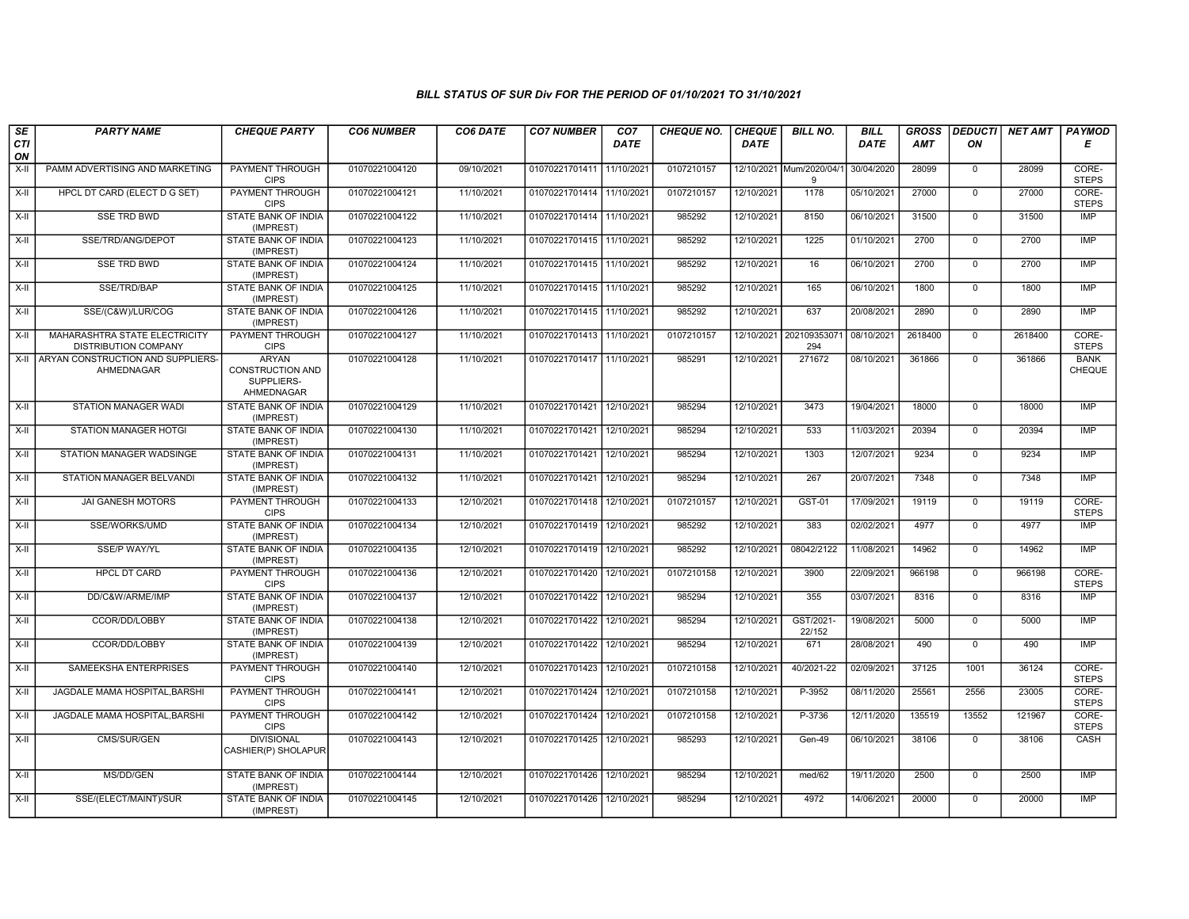### BILL STATUS OF SUR Div FOR THE PERIOD OF 01/10/2021 TO 31/10/2021

| SECTION | PARTY NAME | CHEQUE PARTY | CO6 NUMBER | CO6 DATE | CO7 NUMBER | CO7 DATE | CHEQUE NO. | CHEQUE DATE | BILL NO. | BILL DATE | GROSS AMT | DEDUCTION | NET AMT | PAYMODE |
|---|---|---|---|---|---|---|---|---|---|---|---|---|---|---|
| X-II | PAMM ADVERTISING AND MARKETING | PAYMENT THROUGH CIPS | 01070221004120 | 09/10/2021 | 01070221701411 | 11/10/2021 | 0107210157 | 12/10/2021 | Mum/2020/04/19 | 30/04/2020 | 28099 | 0 | 28099 | CORE-STEPS |
| X-II | HPCL DT CARD (ELECT D G SET) | PAYMENT THROUGH CIPS | 01070221004121 | 11/10/2021 | 01070221701414 | 11/10/2021 | 0107210157 | 12/10/2021 | 1178 | 05/10/2021 | 27000 | 0 | 27000 | CORE-STEPS |
| X-II | SSE TRD BWD | STATE BANK OF INDIA (IMPREST) | 01070221004122 | 11/10/2021 | 01070221701414 | 11/10/2021 | 985292 | 12/10/2021 | 8150 | 06/10/2021 | 31500 | 0 | 31500 | IMP |
| X-II | SSE/TRD/ANG/DEPOT | STATE BANK OF INDIA (IMPREST) | 01070221004123 | 11/10/2021 | 01070221701415 | 11/10/2021 | 985292 | 12/10/2021 | 1225 | 01/10/2021 | 2700 | 0 | 2700 | IMP |
| X-II | SSE TRD BWD | STATE BANK OF INDIA (IMPREST) | 01070221004124 | 11/10/2021 | 01070221701415 | 11/10/2021 | 985292 | 12/10/2021 | 16 | 06/10/2021 | 2700 | 0 | 2700 | IMP |
| X-II | SSE/TRD/BAP | STATE BANK OF INDIA (IMPREST) | 01070221004125 | 11/10/2021 | 01070221701415 | 11/10/2021 | 985292 | 12/10/2021 | 165 | 06/10/2021 | 1800 | 0 | 1800 | IMP |
| X-II | SSE/(C&W)/LUR/COG | STATE BANK OF INDIA (IMPREST) | 01070221004126 | 11/10/2021 | 01070221701415 | 11/10/2021 | 985292 | 12/10/2021 | 637 | 20/08/2021 | 2890 | 0 | 2890 | IMP |
| X-II | MAHARASHTRA STATE ELECTRICITY DISTRIBUTION COMPANY | PAYMENT THROUGH CIPS | 01070221004127 | 11/10/2021 | 01070221701413 | 11/10/2021 | 0107210157 | 12/10/2021 | 202109353071294 | 08/10/2021 | 2618400 | 0 | 2618400 | CORE-STEPS |
| X-II | ARYAN CONSTRUCTION AND SUPPLIERS-AHMEDNAGAR | ARYAN CONSTRUCTION AND SUPPLIERS-AHMEDNAGAR | 01070221004128 | 11/10/2021 | 01070221701417 | 11/10/2021 | 985291 | 12/10/2021 | 271672 | 08/10/2021 | 361866 | 0 | 361866 | BANK CHEQUE |
| X-II | STATION MANAGER WADI | STATE BANK OF INDIA (IMPREST) | 01070221004129 | 11/10/2021 | 01070221701421 | 12/10/2021 | 985294 | 12/10/2021 | 3473 | 19/04/2021 | 18000 | 0 | 18000 | IMP |
| X-II | STATION MANAGER HOTGI | STATE BANK OF INDIA (IMPREST) | 01070221004130 | 11/10/2021 | 01070221701421 | 12/10/2021 | 985294 | 12/10/2021 | 533 | 11/03/2021 | 20394 | 0 | 20394 | IMP |
| X-II | STATION MANAGER WADSINGE | STATE BANK OF INDIA (IMPREST) | 01070221004131 | 11/10/2021 | 01070221701421 | 12/10/2021 | 985294 | 12/10/2021 | 1303 | 12/07/2021 | 9234 | 0 | 9234 | IMP |
| X-II | STATION MANAGER BELVANDI | STATE BANK OF INDIA (IMPREST) | 01070221004132 | 11/10/2021 | 01070221701421 | 12/10/2021 | 985294 | 12/10/2021 | 267 | 20/07/2021 | 7348 | 0 | 7348 | IMP |
| X-II | JAI GANESH MOTORS | PAYMENT THROUGH CIPS | 01070221004133 | 12/10/2021 | 01070221701418 | 12/10/2021 | 0107210157 | 12/10/2021 | GST-01 | 17/09/2021 | 19119 | 0 | 19119 | CORE-STEPS |
| X-II | SSE/WORKS/UMD | STATE BANK OF INDIA (IMPREST) | 01070221004134 | 12/10/2021 | 01070221701419 | 12/10/2021 | 985292 | 12/10/2021 | 383 | 02/02/2021 | 4977 | 0 | 4977 | IMP |
| X-II | SSE/P WAY/YL | STATE BANK OF INDIA (IMPREST) | 01070221004135 | 12/10/2021 | 01070221701419 | 12/10/2021 | 985292 | 12/10/2021 | 08042/2122 | 11/08/2021 | 14962 | 0 | 14962 | IMP |
| X-II | HPCL DT CARD | PAYMENT THROUGH CIPS | 01070221004136 | 12/10/2021 | 01070221701420 | 12/10/2021 | 0107210158 | 12/10/2021 | 3900 | 22/09/2021 | 966198 | 0 | 966198 | CORE-STEPS |
| X-II | DD/C&W/ARME/IMP | STATE BANK OF INDIA (IMPREST) | 01070221004137 | 12/10/2021 | 01070221701422 | 12/10/2021 | 985294 | 12/10/2021 | 355 | 03/07/2021 | 8316 | 0 | 8316 | IMP |
| X-II | CCOR/DD/LOBBY | STATE BANK OF INDIA (IMPREST) | 01070221004138 | 12/10/2021 | 01070221701422 | 12/10/2021 | 985294 | 12/10/2021 | GST/2021-22/152 | 19/08/2021 | 5000 | 0 | 5000 | IMP |
| X-II | CCOR/DD/LOBBY | STATE BANK OF INDIA (IMPREST) | 01070221004139 | 12/10/2021 | 01070221701422 | 12/10/2021 | 985294 | 12/10/2021 | 671 | 28/08/2021 | 490 | 0 | 490 | IMP |
| X-II | SAMEEKSHA ENTERPRISES | PAYMENT THROUGH CIPS | 01070221004140 | 12/10/2021 | 01070221701423 | 12/10/2021 | 0107210158 | 12/10/2021 | 40/2021-22 | 02/09/2021 | 37125 | 1001 | 36124 | CORE-STEPS |
| X-II | JAGDALE MAMA HOSPITAL,BARSHI | PAYMENT THROUGH CIPS | 01070221004141 | 12/10/2021 | 01070221701424 | 12/10/2021 | 0107210158 | 12/10/2021 | P-3952 | 08/11/2020 | 25561 | 2556 | 23005 | CORE-STEPS |
| X-II | JAGDALE MAMA HOSPITAL,BARSHI | PAYMENT THROUGH CIPS | 01070221004142 | 12/10/2021 | 01070221701424 | 12/10/2021 | 0107210158 | 12/10/2021 | P-3736 | 12/11/2020 | 135519 | 13552 | 121967 | CORE-STEPS |
| X-II | CMS/SUR/GEN | DIVISIONAL CASHIER(P) SHOLAPUR | 01070221004143 | 12/10/2021 | 01070221701425 | 12/10/2021 | 985293 | 12/10/2021 | Gen-49 | 06/10/2021 | 38106 | 0 | 38106 | CASH |
| X-II | MS/DD/GEN | STATE BANK OF INDIA (IMPREST) | 01070221004144 | 12/10/2021 | 01070221701426 | 12/10/2021 | 985294 | 12/10/2021 | med/62 | 19/11/2020 | 2500 | 0 | 2500 | IMP |
| X-II | SSE/(ELECT/MAINT)/SUR | STATE BANK OF INDIA (IMPREST) | 01070221004145 | 12/10/2021 | 01070221701426 | 12/10/2021 | 985294 | 12/10/2021 | 4972 | 14/06/2021 | 20000 | 0 | 20000 | IMP |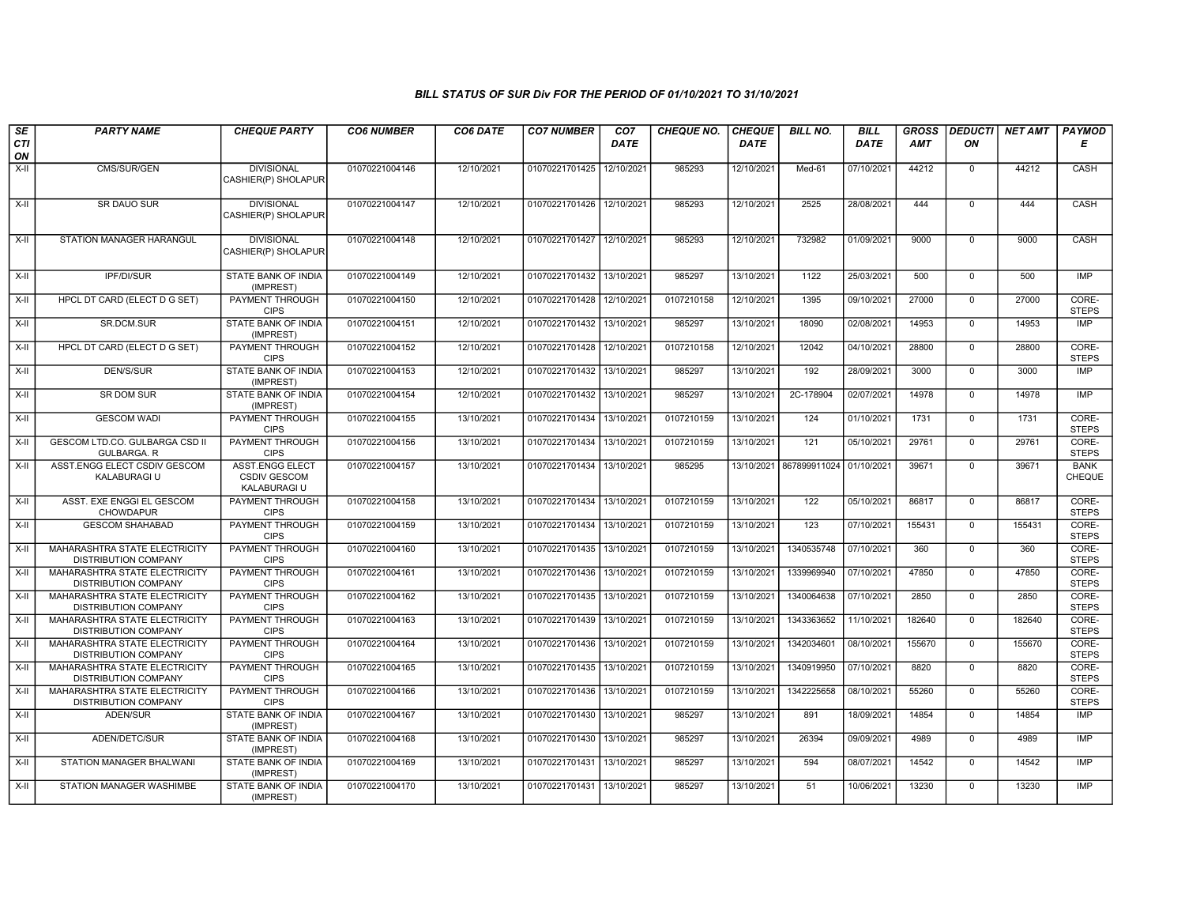### BILL STATUS OF SUR Div FOR THE PERIOD OF 01/10/2021 TO 31/10/2021

| SECTION | PARTY NAME | CHEQUE PARTY | CO6 NUMBER | CO6 DATE | CO7 NUMBER | CO7 DATE | CHEQUE NO. | CHEQUE DATE | BILL NO. | BILL DATE | GROSS AMT | DEDUCTION | NET AMT | PAYMODE |
|---|---|---|---|---|---|---|---|---|---|---|---|---|---|---|
| X-II | CMS/SUR/GEN | DIVISIONAL CASHIER(P) SHOLAPUR | 01070221004146 | 12/10/2021 | 01070221701425 | 12/10/2021 | 985293 | 12/10/2021 | Med-61 | 07/10/2021 | 44212 | 0 | 44212 | CASH |
| X-II | SR DAUO SUR | DIVISIONAL CASHIER(P) SHOLAPUR | 01070221004147 | 12/10/2021 | 01070221701426 | 12/10/2021 | 985293 | 12/10/2021 | 2525 | 28/08/2021 | 444 | 0 | 444 | CASH |
| X-II | STATION MANAGER HARANGUL | DIVISIONAL CASHIER(P) SHOLAPUR | 01070221004148 | 12/10/2021 | 01070221701427 | 12/10/2021 | 985293 | 12/10/2021 | 732982 | 01/09/2021 | 9000 | 0 | 9000 | CASH |
| X-II | IPF/DI/SUR | STATE BANK OF INDIA (IMPREST) | 01070221004149 | 12/10/2021 | 01070221701432 | 13/10/2021 | 985297 | 13/10/2021 | 1122 | 25/03/2021 | 500 | 0 | 500 | IMP |
| X-II | HPCL DT CARD (ELECT D G SET) | PAYMENT THROUGH CIPS | 01070221004150 | 12/10/2021 | 01070221701428 | 12/10/2021 | 0107210158 | 12/10/2021 | 1395 | 09/10/2021 | 27000 | 0 | 27000 | CORE-STEPS |
| X-II | SR.DCM.SUR | STATE BANK OF INDIA (IMPREST) | 01070221004151 | 12/10/2021 | 01070221701432 | 13/10/2021 | 985297 | 13/10/2021 | 18090 | 02/08/2021 | 14953 | 0 | 14953 | IMP |
| X-II | HPCL DT CARD (ELECT D G SET) | PAYMENT THROUGH CIPS | 01070221004152 | 12/10/2021 | 01070221701428 | 12/10/2021 | 0107210158 | 12/10/2021 | 12042 | 04/10/2021 | 28800 | 0 | 28800 | CORE-STEPS |
| X-II | DEN/S/SUR | STATE BANK OF INDIA (IMPREST) | 01070221004153 | 12/10/2021 | 01070221701432 | 13/10/2021 | 985297 | 13/10/2021 | 192 | 28/09/2021 | 3000 | 0 | 3000 | IMP |
| X-II | SR DOM SUR | STATE BANK OF INDIA (IMPREST) | 01070221004154 | 12/10/2021 | 01070221701432 | 13/10/2021 | 985297 | 13/10/2021 | 2C-178904 | 02/07/2021 | 14978 | 0 | 14978 | IMP |
| X-II | GESCOM WADI | PAYMENT THROUGH CIPS | 01070221004155 | 13/10/2021 | 01070221701434 | 13/10/2021 | 0107210159 | 13/10/2021 | 124 | 01/10/2021 | 1731 | 0 | 1731 | CORE-STEPS |
| X-II | GESCOM LTD.CO. GULBARGA CSD II GULBARGA. R | PAYMENT THROUGH CIPS | 01070221004156 | 13/10/2021 | 01070221701434 | 13/10/2021 | 0107210159 | 13/10/2021 | 121 | 05/10/2021 | 29761 | 0 | 29761 | CORE-STEPS |
| X-II | ASST.ENGG ELECT CSDIV GESCOM KALABURAGI U | ASST.ENGG ELECT CSDIV GESCOM KALABURAGI U | 01070221004157 | 13/10/2021 | 01070221701434 | 13/10/2021 | 985295 | 13/10/2021 | 867899911024 | 01/10/2021 | 39671 | 0 | 39671 | BANK CHEQUE |
| X-II | ASST. EXE ENGGI EL GESCOM CHOWDAPUR | PAYMENT THROUGH CIPS | 01070221004158 | 13/10/2021 | 01070221701434 | 13/10/2021 | 0107210159 | 13/10/2021 | 122 | 05/10/2021 | 86817 | 0 | 86817 | CORE-STEPS |
| X-II | GESCOM SHAHABAD | PAYMENT THROUGH CIPS | 01070221004159 | 13/10/2021 | 01070221701434 | 13/10/2021 | 0107210159 | 13/10/2021 | 123 | 07/10/2021 | 155431 | 0 | 155431 | CORE-STEPS |
| X-II | MAHARASHTRA STATE ELECTRICITY DISTRIBUTION COMPANY | PAYMENT THROUGH CIPS | 01070221004160 | 13/10/2021 | 01070221701435 | 13/10/2021 | 0107210159 | 13/10/2021 | 1340535748 | 07/10/2021 | 360 | 0 | 360 | CORE-STEPS |
| X-II | MAHARASHTRA STATE ELECTRICITY DISTRIBUTION COMPANY | PAYMENT THROUGH CIPS | 01070221004161 | 13/10/2021 | 01070221701436 | 13/10/2021 | 0107210159 | 13/10/2021 | 1339969940 | 07/10/2021 | 47850 | 0 | 47850 | CORE-STEPS |
| X-II | MAHARASHTRA STATE ELECTRICITY DISTRIBUTION COMPANY | PAYMENT THROUGH CIPS | 01070221004162 | 13/10/2021 | 01070221701435 | 13/10/2021 | 0107210159 | 13/10/2021 | 1340064638 | 07/10/2021 | 2850 | 0 | 2850 | CORE-STEPS |
| X-II | MAHARASHTRA STATE ELECTRICITY DISTRIBUTION COMPANY | PAYMENT THROUGH CIPS | 01070221004163 | 13/10/2021 | 01070221701439 | 13/10/2021 | 0107210159 | 13/10/2021 | 1343363652 | 11/10/2021 | 182640 | 0 | 182640 | CORE-STEPS |
| X-II | MAHARASHTRA STATE ELECTRICITY DISTRIBUTION COMPANY | PAYMENT THROUGH CIPS | 01070221004164 | 13/10/2021 | 01070221701436 | 13/10/2021 | 0107210159 | 13/10/2021 | 1342034601 | 08/10/2021 | 155670 | 0 | 155670 | CORE-STEPS |
| X-II | MAHARASHTRA STATE ELECTRICITY DISTRIBUTION COMPANY | PAYMENT THROUGH CIPS | 01070221004165 | 13/10/2021 | 01070221701435 | 13/10/2021 | 0107210159 | 13/10/2021 | 1340919950 | 07/10/2021 | 8820 | 0 | 8820 | CORE-STEPS |
| X-II | MAHARASHTRA STATE ELECTRICITY DISTRIBUTION COMPANY | PAYMENT THROUGH CIPS | 01070221004166 | 13/10/2021 | 01070221701436 | 13/10/2021 | 0107210159 | 13/10/2021 | 1342225658 | 08/10/2021 | 55260 | 0 | 55260 | CORE-STEPS |
| X-II | ADEN/SUR | STATE BANK OF INDIA (IMPREST) | 01070221004167 | 13/10/2021 | 01070221701430 | 13/10/2021 | 985297 | 13/10/2021 | 891 | 18/09/2021 | 14854 | 0 | 14854 | IMP |
| X-II | ADEN/DETC/SUR | STATE BANK OF INDIA (IMPREST) | 01070221004168 | 13/10/2021 | 01070221701430 | 13/10/2021 | 985297 | 13/10/2021 | 26394 | 09/09/2021 | 4989 | 0 | 4989 | IMP |
| X-II | STATION MANAGER BHALWANI | STATE BANK OF INDIA (IMPREST) | 01070221004169 | 13/10/2021 | 01070221701431 | 13/10/2021 | 985297 | 13/10/2021 | 594 | 08/07/2021 | 14542 | 0 | 14542 | IMP |
| X-II | STATION MANAGER WASHIMBE | STATE BANK OF INDIA (IMPREST) | 01070221004170 | 13/10/2021 | 01070221701431 | 13/10/2021 | 985297 | 13/10/2021 | 51 | 10/06/2021 | 13230 | 0 | 13230 | IMP |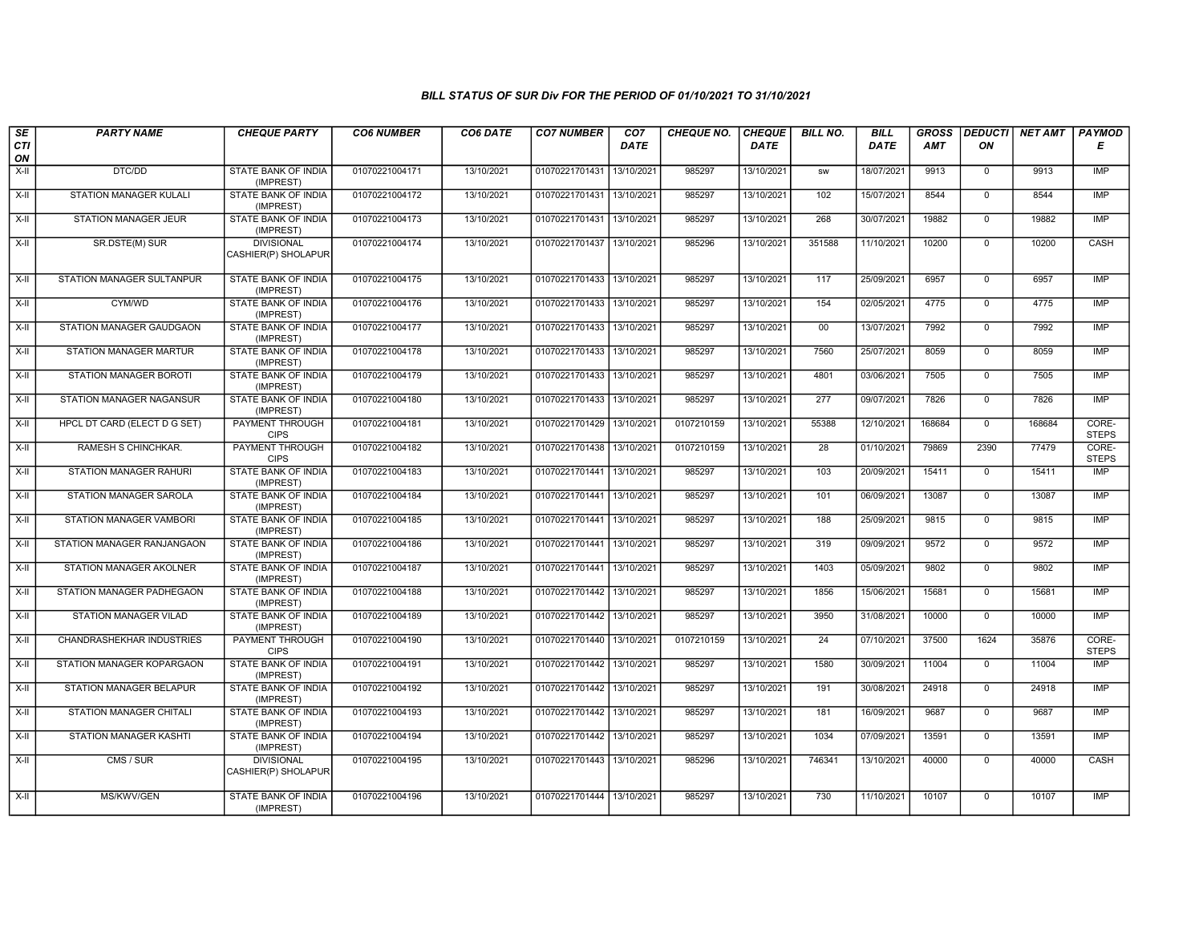## BILL STATUS OF SUR Div FOR THE PERIOD OF 01/10/2021 TO 31/10/2021

| SECTION | PARTY NAME | CHEQUE PARTY | CO6 NUMBER | CO6 DATE | CO7 NUMBER | CO7 DATE | CHEQUE NO. | CHEQUE DATE | BILL NO. | BILL DATE | GROSS AMT | DEDUCTION | NET AMT | PAYMODE |
|---|---|---|---|---|---|---|---|---|---|---|---|---|---|---|
| X-II | DTC/DD | STATE BANK OF INDIA (IMPREST) | 01070221004171 | 13/10/2021 | 01070221701431 | 13/10/2021 | 985297 | 13/10/2021 | sw | 18/07/2021 | 9913 | 0 | 9913 | IMP |
| X-II | STATION MANAGER KULALI | STATE BANK OF INDIA (IMPREST) | 01070221004172 | 13/10/2021 | 01070221701431 | 13/10/2021 | 985297 | 13/10/2021 | 102 | 15/07/2021 | 8544 | 0 | 8544 | IMP |
| X-II | STATION MANAGER JEUR | STATE BANK OF INDIA (IMPREST) | 01070221004173 | 13/10/2021 | 01070221701431 | 13/10/2021 | 985297 | 13/10/2021 | 268 | 30/07/2021 | 19882 | 0 | 19882 | IMP |
| X-II | SR.DSTE(M) SUR | DIVISIONAL CASHIER(P) SHOLAPUR | 01070221004174 | 13/10/2021 | 01070221701437 | 13/10/2021 | 985296 | 13/10/2021 | 351588 | 11/10/2021 | 10200 | 0 | 10200 | CASH |
| X-II | STATION MANAGER SULTANPUR | STATE BANK OF INDIA (IMPREST) | 01070221004175 | 13/10/2021 | 01070221701433 | 13/10/2021 | 985297 | 13/10/2021 | 117 | 25/09/2021 | 6957 | 0 | 6957 | IMP |
| X-II | CYM/WD | STATE BANK OF INDIA (IMPREST) | 01070221004176 | 13/10/2021 | 01070221701433 | 13/10/2021 | 985297 | 13/10/2021 | 154 | 02/05/2021 | 4775 | 0 | 4775 | IMP |
| X-II | STATION MANAGER GAUDGAON | STATE BANK OF INDIA (IMPREST) | 01070221004177 | 13/10/2021 | 01070221701433 | 13/10/2021 | 985297 | 13/10/2021 | 00 | 13/07/2021 | 7992 | 0 | 7992 | IMP |
| X-II | STATION MANAGER MARTUR | STATE BANK OF INDIA (IMPREST) | 01070221004178 | 13/10/2021 | 01070221701433 | 13/10/2021 | 985297 | 13/10/2021 | 7560 | 25/07/2021 | 8059 | 0 | 8059 | IMP |
| X-II | STATION MANAGER BOROTI | STATE BANK OF INDIA (IMPREST) | 01070221004179 | 13/10/2021 | 01070221701433 | 13/10/2021 | 985297 | 13/10/2021 | 4801 | 03/06/2021 | 7505 | 0 | 7505 | IMP |
| X-II | STATION MANAGER NAGANSUR | STATE BANK OF INDIA (IMPREST) | 01070221004180 | 13/10/2021 | 01070221701433 | 13/10/2021 | 985297 | 13/10/2021 | 277 | 09/07/2021 | 7826 | 0 | 7826 | IMP |
| X-II | HPCL DT CARD (ELECT D G SET) | PAYMENT THROUGH CIPS | 01070221004181 | 13/10/2021 | 01070221701429 | 13/10/2021 | 0107210159 | 13/10/2021 | 55388 | 12/10/2021 | 168684 | 0 | 168684 | CORE-STEPS |
| X-II | RAMESH S CHINCHKAR. | PAYMENT THROUGH CIPS | 01070221004182 | 13/10/2021 | 01070221701438 | 13/10/2021 | 0107210159 | 13/10/2021 | 28 | 01/10/2021 | 79869 | 2390 | 77479 | CORE-STEPS |
| X-II | STATION MANAGER RAHURI | STATE BANK OF INDIA (IMPREST) | 01070221004183 | 13/10/2021 | 01070221701441 | 13/10/2021 | 985297 | 13/10/2021 | 103 | 20/09/2021 | 15411 | 0 | 15411 | IMP |
| X-II | STATION MANAGER SAROLA | STATE BANK OF INDIA (IMPREST) | 01070221004184 | 13/10/2021 | 01070221701441 | 13/10/2021 | 985297 | 13/10/2021 | 101 | 06/09/2021 | 13087 | 0 | 13087 | IMP |
| X-II | STATION MANAGER VAMBORI | STATE BANK OF INDIA (IMPREST) | 01070221004185 | 13/10/2021 | 01070221701441 | 13/10/2021 | 985297 | 13/10/2021 | 188 | 25/09/2021 | 9815 | 0 | 9815 | IMP |
| X-II | STATION MANAGER RANJANGAON | STATE BANK OF INDIA (IMPREST) | 01070221004186 | 13/10/2021 | 01070221701441 | 13/10/2021 | 985297 | 13/10/2021 | 319 | 09/09/2021 | 9572 | 0 | 9572 | IMP |
| X-II | STATION MANAGER AKOLNER | STATE BANK OF INDIA (IMPREST) | 01070221004187 | 13/10/2021 | 01070221701441 | 13/10/2021 | 985297 | 13/10/2021 | 1403 | 05/09/2021 | 9802 | 0 | 9802 | IMP |
| X-II | STATION MANAGER PADHEGAON | STATE BANK OF INDIA (IMPREST) | 01070221004188 | 13/10/2021 | 01070221701442 | 13/10/2021 | 985297 | 13/10/2021 | 1856 | 15/06/2021 | 15681 | 0 | 15681 | IMP |
| X-II | STATION MANAGER VILAD | STATE BANK OF INDIA (IMPREST) | 01070221004189 | 13/10/2021 | 01070221701442 | 13/10/2021 | 985297 | 13/10/2021 | 3950 | 31/08/2021 | 10000 | 0 | 10000 | IMP |
| X-II | CHANDRASHEKHAR INDUSTRIES | PAYMENT THROUGH CIPS | 01070221004190 | 13/10/2021 | 01070221701440 | 13/10/2021 | 0107210159 | 13/10/2021 | 24 | 07/10/2021 | 37500 | 1624 | 35876 | CORE-STEPS |
| X-II | STATION MANAGER KOPARGAON | STATE BANK OF INDIA (IMPREST) | 01070221004191 | 13/10/2021 | 01070221701442 | 13/10/2021 | 985297 | 13/10/2021 | 1580 | 30/09/2021 | 11004 | 0 | 11004 | IMP |
| X-II | STATION MANAGER BELAPUR | STATE BANK OF INDIA (IMPREST) | 01070221004192 | 13/10/2021 | 01070221701442 | 13/10/2021 | 985297 | 13/10/2021 | 191 | 30/08/2021 | 24918 | 0 | 24918 | IMP |
| X-II | STATION MANAGER CHITALI | STATE BANK OF INDIA (IMPREST) | 01070221004193 | 13/10/2021 | 01070221701442 | 13/10/2021 | 985297 | 13/10/2021 | 181 | 16/09/2021 | 9687 | 0 | 9687 | IMP |
| X-II | STATION MANAGER KASHTI | STATE BANK OF INDIA (IMPREST) | 01070221004194 | 13/10/2021 | 01070221701442 | 13/10/2021 | 985297 | 13/10/2021 | 1034 | 07/09/2021 | 13591 | 0 | 13591 | IMP |
| X-II | CMS / SUR | DIVISIONAL CASHIER(P) SHOLAPUR | 01070221004195 | 13/10/2021 | 01070221701443 | 13/10/2021 | 985296 | 13/10/2021 | 746341 | 13/10/2021 | 40000 | 0 | 40000 | CASH |
| X-II | MS/KWV/GEN | STATE BANK OF INDIA (IMPREST) | 01070221004196 | 13/10/2021 | 01070221701444 | 13/10/2021 | 985297 | 13/10/2021 | 730 | 11/10/2021 | 10107 | 0 | 10107 | IMP |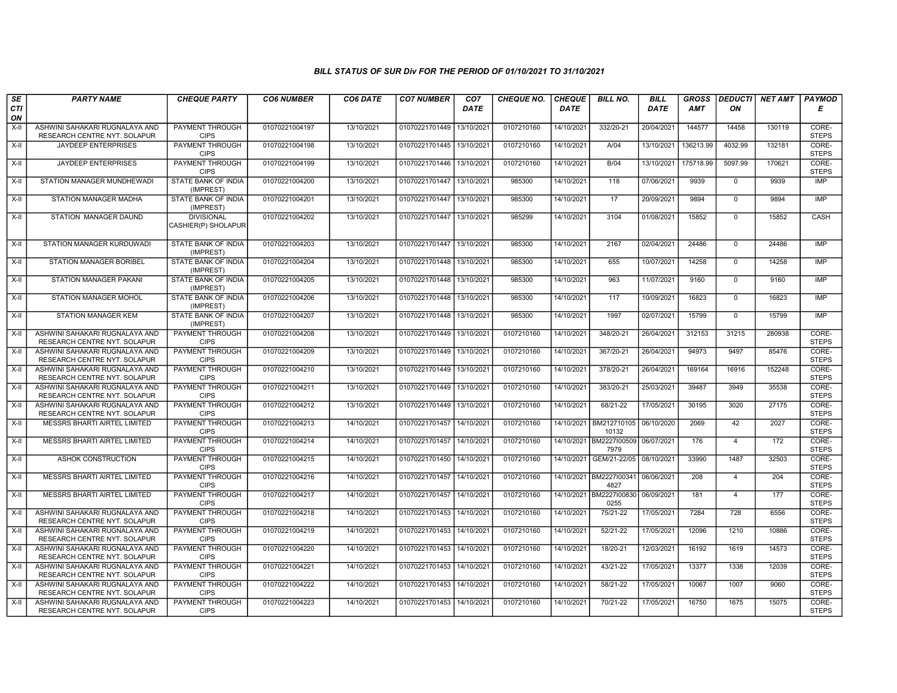### BILL STATUS OF SUR Div FOR THE PERIOD OF 01/10/2021 TO 31/10/2021

| SECTION | PARTY NAME | CHEQUE PARTY | CO6 NUMBER | CO6 DATE | CO7 NUMBER | CO7 DATE | CHEQUE NO. | CHEQUE DATE | BILL NO. | BILL DATE | GROSS AMT | DEDUCTION | NET AMT | PAYMODE |
|---|---|---|---|---|---|---|---|---|---|---|---|---|---|---|
| X-II | ASHWINI SAHAKARI RUGNALAYA AND RESEARCH CENTRE NYT. SOLAPUR | PAYMENT THROUGH CIPS | 01070221004197 | 13/10/2021 | 01070221701449 | 13/10/2021 | 0107210160 | 14/10/2021 | 332/20-21 | 20/04/2021 | 144577 | 14458 | 130119 | CORE-STEPS |
| X-II | JAYDEEP ENTERPRISES | PAYMENT THROUGH CIPS | 01070221004198 | 13/10/2021 | 01070221701445 | 13/10/2021 | 0107210160 | 14/10/2021 | A/04 | 13/10/2021 | 136213.99 | 4032.99 | 132181 | CORE-STEPS |
| X-II | JAYDEEP ENTERPRISES | PAYMENT THROUGH CIPS | 01070221004199 | 13/10/2021 | 01070221701446 | 13/10/2021 | 0107210160 | 14/10/2021 | B/04 | 13/10/2021 | 175718.99 | 5097.99 | 170621 | CORE-STEPS |
| X-II | STATION MANAGER MUNDHEWADI | STATE BANK OF INDIA (IMPREST) | 01070221004200 | 13/10/2021 | 01070221701447 | 13/10/2021 | 985300 | 14/10/2021 | 118 | 07/06/2021 | 9939 | 0 | 9939 | IMP |
| X-II | STATION MANAGER MADHA | STATE BANK OF INDIA (IMPREST) | 01070221004201 | 13/10/2021 | 01070221701447 | 13/10/2021 | 985300 | 14/10/2021 | 17 | 20/09/2021 | 9894 | 0 | 9894 | IMP |
| X-II | STATION MANAGER DAUND | DIVISIONAL CASHIER(P) SHOLAPUR | 01070221004202 | 13/10/2021 | 01070221701447 | 13/10/2021 | 985299 | 14/10/2021 | 3104 | 01/08/2021 | 15852 | 0 | 15852 | CASH |
| X-II | STATION MANAGER KURDUWADI | STATE BANK OF INDIA (IMPREST) | 01070221004203 | 13/10/2021 | 01070221701447 | 13/10/2021 | 985300 | 14/10/2021 | 2167 | 02/04/2021 | 24486 | 0 | 24486 | IMP |
| X-II | STATION MANAGER BORIBEL | STATE BANK OF INDIA (IMPREST) | 01070221004204 | 13/10/2021 | 01070221701448 | 13/10/2021 | 985300 | 14/10/2021 | 655 | 10/07/2021 | 14258 | 0 | 14258 | IMP |
| X-II | STATION MANAGER PAKANI | STATE BANK OF INDIA (IMPREST) | 01070221004205 | 13/10/2021 | 01070221701448 | 13/10/2021 | 985300 | 14/10/2021 | 963 | 11/07/2021 | 9160 | 0 | 9160 | IMP |
| X-II | STATION MANAGER MOHOL | STATE BANK OF INDIA (IMPREST) | 01070221004206 | 13/10/2021 | 01070221701448 | 13/10/2021 | 985300 | 14/10/2021 | 117 | 10/09/2021 | 16823 | 0 | 16823 | IMP |
| X-II | STATION MANAGER KEM | STATE BANK OF INDIA (IMPREST) | 01070221004207 | 13/10/2021 | 01070221701448 | 13/10/2021 | 985300 | 14/10/2021 | 1997 | 02/07/2021 | 15799 | 0 | 15799 | IMP |
| X-II | ASHWINI SAHAKARI RUGNALAYA AND RESEARCH CENTRE NYT. SOLAPUR | PAYMENT THROUGH CIPS | 01070221004208 | 13/10/2021 | 01070221701449 | 13/10/2021 | 0107210160 | 14/10/2021 | 348/20-21 | 26/04/2021 | 312153 | 31215 | 280938 | CORE-STEPS |
| X-II | ASHWINI SAHAKARI RUGNALAYA AND RESEARCH CENTRE NYT. SOLAPUR | PAYMENT THROUGH CIPS | 01070221004209 | 13/10/2021 | 01070221701449 | 13/10/2021 | 0107210160 | 14/10/2021 | 367/20-21 | 26/04/2021 | 94973 | 9497 | 85476 | CORE-STEPS |
| X-II | ASHWINI SAHAKARI RUGNALAYA AND RESEARCH CENTRE NYT. SOLAPUR | PAYMENT THROUGH CIPS | 01070221004210 | 13/10/2021 | 01070221701449 | 13/10/2021 | 0107210160 | 14/10/2021 | 378/20-21 | 26/04/2021 | 169164 | 16916 | 152248 | CORE-STEPS |
| X-II | ASHWINI SAHAKARI RUGNALAYA AND RESEARCH CENTRE NYT. SOLAPUR | PAYMENT THROUGH CIPS | 01070221004211 | 13/10/2021 | 01070221701449 | 13/10/2021 | 0107210160 | 14/10/2021 | 383/20-21 | 25/03/2021 | 39487 | 3949 | 35538 | CORE-STEPS |
| X-II | ASHWINI SAHAKARI RUGNALAYA AND RESEARCH CENTRE NYT. SOLAPUR | PAYMENT THROUGH CIPS | 01070221004212 | 13/10/2021 | 01070221701449 | 13/10/2021 | 0107210160 | 14/10/2021 | 68/21-22 | 17/05/2021 | 30195 | 3020 | 27175 | CORE-STEPS |
| X-II | MESSRS BHARTI AIRTEL LIMITED | PAYMENT THROUGH CIPS | 01070221004213 | 14/10/2021 | 01070221701457 | 14/10/2021 | 0107210160 | 14/10/2021 | BM212710105 10132 | 06/10/2020 | 2069 | 42 | 2027 | CORE-STEPS |
| X-II | MESSRS BHARTI AIRTEL LIMITED | PAYMENT THROUGH CIPS | 01070221004214 | 14/10/2021 | 01070221701457 | 14/10/2021 | 0107210160 | 14/10/2021 | BM2227I00509 7979 | 06/07/2021 | 176 | 4 | 172 | CORE-STEPS |
| X-II | ASHOK CONSTRUCTION | PAYMENT THROUGH CIPS | 01070221004215 | 14/10/2021 | 01070221701450 | 14/10/2021 | 0107210160 | 14/10/2021 | GEM/21-22/05 | 08/10/2021 | 33990 | 1487 | 32503 | CORE-STEPS |
| X-II | MESSRS BHARTI AIRTEL LIMITED | PAYMENT THROUGH CIPS | 01070221004216 | 14/10/2021 | 01070221701457 | 14/10/2021 | 0107210160 | 14/10/2021 | BM2227I00341 4827 | 06/06/2021 | 208 | 4 | 204 | CORE-STEPS |
| X-II | MESSRS BHARTI AIRTEL LIMITED | PAYMENT THROUGH CIPS | 01070221004217 | 14/10/2021 | 01070221701457 | 14/10/2021 | 0107210160 | 14/10/2021 | BM2227I00830 0255 | 06/09/2021 | 181 | 4 | 177 | CORE-STEPS |
| X-II | ASHWINI SAHAKARI RUGNALAYA AND RESEARCH CENTRE NYT. SOLAPUR | PAYMENT THROUGH CIPS | 01070221004218 | 14/10/2021 | 01070221701453 | 14/10/2021 | 0107210160 | 14/10/2021 | 75/21-22 | 17/05/2021 | 7284 | 728 | 6556 | CORE-STEPS |
| X-II | ASHWINI SAHAKARI RUGNALAYA AND RESEARCH CENTRE NYT. SOLAPUR | PAYMENT THROUGH CIPS | 01070221004219 | 14/10/2021 | 01070221701453 | 14/10/2021 | 0107210160 | 14/10/2021 | 52/21-22 | 17/05/2021 | 12096 | 1210 | 10886 | CORE-STEPS |
| X-II | ASHWINI SAHAKARI RUGNALAYA AND RESEARCH CENTRE NYT. SOLAPUR | PAYMENT THROUGH CIPS | 01070221004220 | 14/10/2021 | 01070221701453 | 14/10/2021 | 0107210160 | 14/10/2021 | 18/20-21 | 12/03/2021 | 16192 | 1619 | 14573 | CORE-STEPS |
| X-II | ASHWINI SAHAKARI RUGNALAYA AND RESEARCH CENTRE NYT. SOLAPUR | PAYMENT THROUGH CIPS | 01070221004221 | 14/10/2021 | 01070221701453 | 14/10/2021 | 0107210160 | 14/10/2021 | 43/21-22 | 17/05/2021 | 13377 | 1338 | 12039 | CORE-STEPS |
| X-II | ASHWINI SAHAKARI RUGNALAYA AND RESEARCH CENTRE NYT. SOLAPUR | PAYMENT THROUGH CIPS | 01070221004222 | 14/10/2021 | 01070221701453 | 14/10/2021 | 0107210160 | 14/10/2021 | 58/21-22 | 17/05/2021 | 10067 | 1007 | 9060 | CORE-STEPS |
| X-II | ASHWINI SAHAKARI RUGNALAYA AND RESEARCH CENTRE NYT. SOLAPUR | PAYMENT THROUGH CIPS | 01070221004223 | 14/10/2021 | 01070221701453 | 14/10/2021 | 0107210160 | 14/10/2021 | 70/21-22 | 17/05/2021 | 16750 | 1675 | 15075 | CORE-STEPS |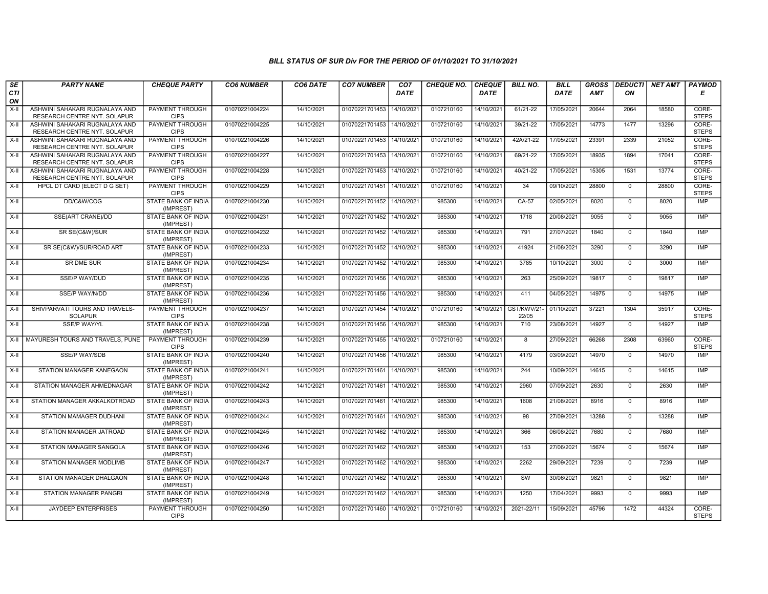*BILL STATUS OF SUR Div FOR THE PERIOD OF 01/10/2021 TO 31/10/2021*

| *SECTION* | *PARTY NAME* | *CHEQUE PARTY* | *CO6 NUMBER* | *CO6 DATE* | *CO7 NUMBER* | *CO7 DATE* | *CHEQUE NO.* | *CHEQUE DATE* | *BILL NO.* | *BILL DATE* | *GROSS AMT* | *DEDUCTION* | *NET AMT* | *PAYMODE* |
|---|---|---|---|---|---|---|---|---|---|---|---|---|---|---|
| X-II | ASHWINI SAHAKARI RUGNALAYA AND RESEARCH CENTRE NYT. SOLAPUR | PAYMENT THROUGH CIPS | 01070221004224 | 14/10/2021 | 01070221701453 | 14/10/2021 | 0107210160 | 14/10/2021 | 61/21-22 | 17/05/2021 | 20644 | 2064 | 18580 | CORE-STEPS |
| X-II | ASHWINI SAHAKARI RUGNALAYA AND RESEARCH CENTRE NYT. SOLAPUR | PAYMENT THROUGH CIPS | 01070221004225 | 14/10/2021 | 01070221701453 | 14/10/2021 | 0107210160 | 14/10/2021 | 39/21-22 | 17/05/2021 | 14773 | 1477 | 13296 | CORE-STEPS |
| X-II | ASHWINI SAHAKARI RUGNALAYA AND RESEARCH CENTRE NYT. SOLAPUR | PAYMENT THROUGH CIPS | 01070221004226 | 14/10/2021 | 01070221701453 | 14/10/2021 | 0107210160 | 14/10/2021 | 42A/21-22 | 17/05/2021 | 23391 | 2339 | 21052 | CORE-STEPS |
| X-II | ASHWINI SAHAKARI RUGNALAYA AND RESEARCH CENTRE NYT. SOLAPUR | PAYMENT THROUGH CIPS | 01070221004227 | 14/10/2021 | 01070221701453 | 14/10/2021 | 0107210160 | 14/10/2021 | 69/21-22 | 17/05/2021 | 18935 | 1894 | 17041 | CORE-STEPS |
| X-II | ASHWINI SAHAKARI RUGNALAYA AND RESEARCH CENTRE NYT. SOLAPUR | PAYMENT THROUGH CIPS | 01070221004228 | 14/10/2021 | 01070221701453 | 14/10/2021 | 0107210160 | 14/10/2021 | 40/21-22 | 17/05/2021 | 15305 | 1531 | 13774 | CORE-STEPS |
| X-II | HPCL DT CARD (ELECT D G SET) | PAYMENT THROUGH CIPS | 01070221004229 | 14/10/2021 | 01070221701451 | 14/10/2021 | 0107210160 | 14/10/2021 | 34 | 09/10/2021 | 28800 | 0 | 28800 | CORE-STEPS |
| X-II | DD/C&W/COG | STATE BANK OF INDIA (IMPREST) | 01070221004230 | 14/10/2021 | 01070221701452 | 14/10/2021 | 985300 | 14/10/2021 | CA-57 | 02/05/2021 | 8020 | 0 | 8020 | IMP |
| X-II | SSE(ART CRANE)/DD | STATE BANK OF INDIA (IMPREST) | 01070221004231 | 14/10/2021 | 01070221701452 | 14/10/2021 | 985300 | 14/10/2021 | 1718 | 20/08/2021 | 9055 | 0 | 9055 | IMP |
| X-II | SR SE(C&W)/SUR | STATE BANK OF INDIA (IMPREST) | 01070221004232 | 14/10/2021 | 01070221701452 | 14/10/2021 | 985300 | 14/10/2021 | 791 | 27/07/2021 | 1840 | 0 | 1840 | IMP |
| X-II | SR SE(C&W)/SUR/ROAD ART | STATE BANK OF INDIA (IMPREST) | 01070221004233 | 14/10/2021 | 01070221701452 | 14/10/2021 | 985300 | 14/10/2021 | 41924 | 21/08/2021 | 3290 | 0 | 3290 | IMP |
| X-II | SR DME SUR | STATE BANK OF INDIA (IMPREST) | 01070221004234 | 14/10/2021 | 01070221701452 | 14/10/2021 | 985300 | 14/10/2021 | 3785 | 10/10/2021 | 3000 | 0 | 3000 | IMP |
| X-II | SSE/P WAY/DUD | STATE BANK OF INDIA (IMPREST) | 01070221004235 | 14/10/2021 | 01070221701456 | 14/10/2021 | 985300 | 14/10/2021 | 263 | 25/09/2021 | 19817 | 0 | 19817 | IMP |
| X-II | SSE/P WAY/N/DD | STATE BANK OF INDIA (IMPREST) | 01070221004236 | 14/10/2021 | 01070221701456 | 14/10/2021 | 985300 | 14/10/2021 | 411 | 04/05/2021 | 14975 | 0 | 14975 | IMP |
| X-II | SHIVPARVATI TOURS AND TRAVELS-SOLAPUR | PAYMENT THROUGH CIPS | 01070221004237 | 14/10/2021 | 01070221701454 | 14/10/2021 | 0107210160 | 14/10/2021 | GST/KWV/21-22/05 | 01/10/2021 | 37221 | 1304 | 35917 | CORE-STEPS |
| X-II | SSE/P WAY/YL | STATE BANK OF INDIA (IMPREST) | 01070221004238 | 14/10/2021 | 01070221701456 | 14/10/2021 | 985300 | 14/10/2021 | 710 | 23/08/2021 | 14927 | 0 | 14927 | IMP |
| X-II | MAYURESH TOURS AND TRAVELS, PUNE | PAYMENT THROUGH CIPS | 01070221004239 | 14/10/2021 | 01070221701455 | 14/10/2021 | 0107210160 | 14/10/2021 | 8 | 27/09/2021 | 66268 | 2308 | 63960 | CORE-STEPS |
| X-II | SSE/P WAY/SDB | STATE BANK OF INDIA (IMPREST) | 01070221004240 | 14/10/2021 | 01070221701456 | 14/10/2021 | 985300 | 14/10/2021 | 4179 | 03/09/2021 | 14970 | 0 | 14970 | IMP |
| X-II | STATION MANAGER KANEGAON | STATE BANK OF INDIA (IMPREST) | 01070221004241 | 14/10/2021 | 01070221701461 | 14/10/2021 | 985300 | 14/10/2021 | 244 | 10/09/2021 | 14615 | 0 | 14615 | IMP |
| X-II | STATION MANAGER AHMEDNAGAR | STATE BANK OF INDIA (IMPREST) | 01070221004242 | 14/10/2021 | 01070221701461 | 14/10/2021 | 985300 | 14/10/2021 | 2960 | 07/09/2021 | 2630 | 0 | 2630 | IMP |
| X-II | STATION MANAGER AKKALKOTROAD | STATE BANK OF INDIA (IMPREST) | 01070221004243 | 14/10/2021 | 01070221701461 | 14/10/2021 | 985300 | 14/10/2021 | 1608 | 21/08/2021 | 8916 | 0 | 8916 | IMP |
| X-II | STATION MAMAGER DUDHANI | STATE BANK OF INDIA (IMPREST) | 01070221004244 | 14/10/2021 | 01070221701461 | 14/10/2021 | 985300 | 14/10/2021 | 98 | 27/09/2021 | 13288 | 0 | 13288 | IMP |
| X-II | STATION MANAGER JATROAD | STATE BANK OF INDIA (IMPREST) | 01070221004245 | 14/10/2021 | 01070221701462 | 14/10/2021 | 985300 | 14/10/2021 | 366 | 06/08/2021 | 7680 | 0 | 7680 | IMP |
| X-II | STATION MANAGER SANGOLA | STATE BANK OF INDIA (IMPREST) | 01070221004246 | 14/10/2021 | 01070221701462 | 14/10/2021 | 985300 | 14/10/2021 | 153 | 27/06/2021 | 15674 | 0 | 15674 | IMP |
| X-II | STATION MANAGER MODLIMB | STATE BANK OF INDIA (IMPREST) | 01070221004247 | 14/10/2021 | 01070221701462 | 14/10/2021 | 985300 | 14/10/2021 | 2262 | 29/09/2021 | 7239 | 0 | 7239 | IMP |
| X-II | STATION MANAGER DHALGAON | STATE BANK OF INDIA (IMPREST) | 01070221004248 | 14/10/2021 | 01070221701462 | 14/10/2021 | 985300 | 14/10/2021 | SW | 30/06/2021 | 9821 | 0 | 9821 | IMP |
| X-II | STATION MANAGER PANGRI | STATE BANK OF INDIA (IMPREST) | 01070221004249 | 14/10/2021 | 01070221701462 | 14/10/2021 | 985300 | 14/10/2021 | 1250 | 17/04/2021 | 9993 | 0 | 9993 | IMP |
| X-II | JAYDEEP ENTERPRISES | PAYMENT THROUGH CIPS | 01070221004250 | 14/10/2021 | 01070221701460 | 14/10/2021 | 0107210160 | 14/10/2021 | 2021-22/11 | 15/09/2021 | 45796 | 1472 | 44324 | CORE-STEPS |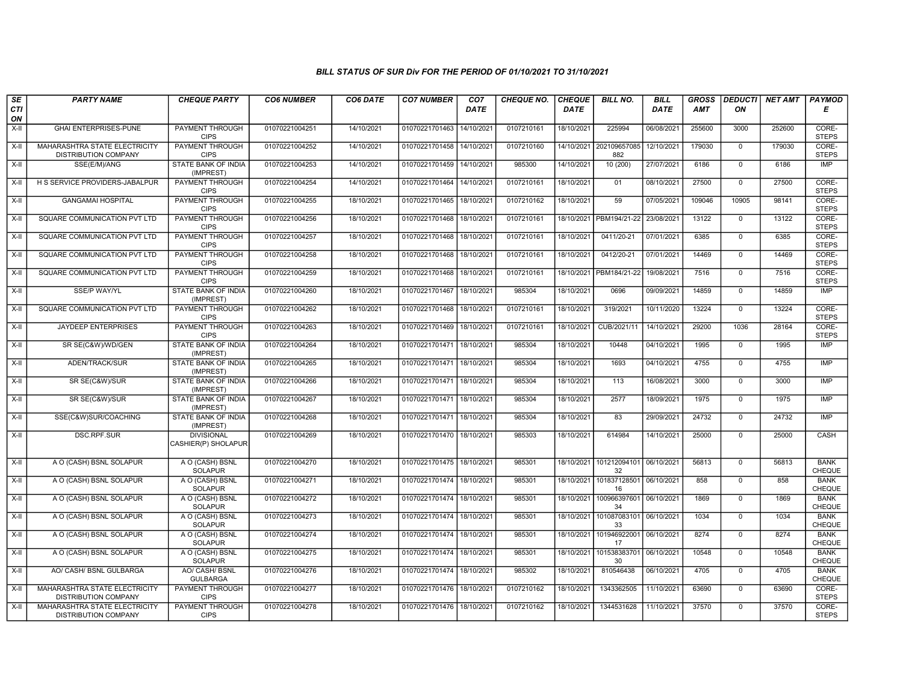### BILL STATUS OF SUR Div FOR THE PERIOD OF 01/10/2021 TO 31/10/2021

| SECTION | PARTY NAME | CHEQUE PARTY | CO6 NUMBER | CO6 DATE | CO7 NUMBER | CO7 DATE | CHEQUE NO. | CHEQUE DATE | BILL NO. | BILL DATE | GROSS AMT | DEDUCTION | NET AMT | PAYMODE |
|---|---|---|---|---|---|---|---|---|---|---|---|---|---|---|
| X-II | GHAI ENTERPRISES-PUNE | PAYMENT THROUGH CIPS | 01070221004251 | 14/10/2021 | 01070221701463 | 14/10/2021 | 0107210161 | 18/10/2021 | 225994 | 06/08/2021 | 255600 | 3000 | 252600 | CORE-STEPS |
| X-II | MAHARASHTRA STATE ELECTRICITY DISTRIBUTION COMPANY | PAYMENT THROUGH CIPS | 01070221004252 | 14/10/2021 | 01070221701458 | 14/10/2021 | 0107210160 | 14/10/2021 | 202109657085882 | 12/10/2021 | 179030 | 0 | 179030 | CORE-STEPS |
| X-II | SSE(E/M)/ANG | STATE BANK OF INDIA (IMPREST) | 01070221004253 | 14/10/2021 | 01070221701459 | 14/10/2021 | 985300 | 14/10/2021 | 10 (200) | 27/07/2021 | 6186 | 0 | 6186 | IMP |
| X-II | H S SERVICE PROVIDERS-JABALPUR | PAYMENT THROUGH CIPS | 01070221004254 | 14/10/2021 | 01070221701464 | 14/10/2021 | 0107210161 | 18/10/2021 | 01 | 08/10/2021 | 27500 | 0 | 27500 | CORE-STEPS |
| X-II | GANGAMAI HOSPITAL | PAYMENT THROUGH CIPS | 01070221004255 | 18/10/2021 | 01070221701465 | 18/10/2021 | 0107210162 | 18/10/2021 | 59 | 07/05/2021 | 109046 | 10905 | 98141 | CORE-STEPS |
| X-II | SQUARE COMMUNICATION PVT LTD | PAYMENT THROUGH CIPS | 01070221004256 | 18/10/2021 | 01070221701468 | 18/10/2021 | 0107210161 | 18/10/2021 | PBM194/21-22 | 23/08/2021 | 13122 | 0 | 13122 | CORE-STEPS |
| X-II | SQUARE COMMUNICATION PVT LTD | PAYMENT THROUGH CIPS | 01070221004257 | 18/10/2021 | 01070221701468 | 18/10/2021 | 0107210161 | 18/10/2021 | 0411/20-21 | 07/01/2021 | 6385 | 0 | 6385 | CORE-STEPS |
| X-II | SQUARE COMMUNICATION PVT LTD | PAYMENT THROUGH CIPS | 01070221004258 | 18/10/2021 | 01070221701468 | 18/10/2021 | 0107210161 | 18/10/2021 | 0412/20-21 | 07/01/2021 | 14469 | 0 | 14469 | CORE-STEPS |
| X-II | SQUARE COMMUNICATION PVT LTD | PAYMENT THROUGH CIPS | 01070221004259 | 18/10/2021 | 01070221701468 | 18/10/2021 | 0107210161 | 18/10/2021 | PBM184/21-22 | 19/08/2021 | 7516 | 0 | 7516 | CORE-STEPS |
| X-II | SSE/P WAY/YL | STATE BANK OF INDIA (IMPREST) | 01070221004260 | 18/10/2021 | 01070221701467 | 18/10/2021 | 985304 | 18/10/2021 | 0696 | 09/09/2021 | 14859 | 0 | 14859 | IMP |
| X-II | SQUARE COMMUNICATION PVT LTD | PAYMENT THROUGH CIPS | 01070221004262 | 18/10/2021 | 01070221701468 | 18/10/2021 | 0107210161 | 18/10/2021 | 319/2021 | 10/11/2020 | 13224 | 0 | 13224 | CORE-STEPS |
| X-II | JAYDEEP ENTERPRISES | PAYMENT THROUGH CIPS | 01070221004263 | 18/10/2021 | 01070221701469 | 18/10/2021 | 0107210161 | 18/10/2021 | CUB/2021/11 | 14/10/2021 | 29200 | 1036 | 28164 | CORE-STEPS |
| X-II | SR SE(C&W)/WD/GEN | STATE BANK OF INDIA (IMPREST) | 01070221004264 | 18/10/2021 | 01070221701471 | 18/10/2021 | 985304 | 18/10/2021 | 10448 | 04/10/2021 | 1995 | 0 | 1995 | IMP |
| X-II | ADEN/TRACK/SUR | STATE BANK OF INDIA (IMPREST) | 01070221004265 | 18/10/2021 | 01070221701471 | 18/10/2021 | 985304 | 18/10/2021 | 1693 | 04/10/2021 | 4755 | 0 | 4755 | IMP |
| X-II | SR SE(C&W)/SUR | STATE BANK OF INDIA (IMPREST) | 01070221004266 | 18/10/2021 | 01070221701471 | 18/10/2021 | 985304 | 18/10/2021 | 113 | 16/08/2021 | 3000 | 0 | 3000 | IMP |
| X-II | SR SE(C&W)/SUR | STATE BANK OF INDIA (IMPREST) | 01070221004267 | 18/10/2021 | 01070221701471 | 18/10/2021 | 985304 | 18/10/2021 | 2577 | 18/09/2021 | 1975 | 0 | 1975 | IMP |
| X-II | SSE(C&W)SUR/COACHING | STATE BANK OF INDIA (IMPREST) | 01070221004268 | 18/10/2021 | 01070221701471 | 18/10/2021 | 985304 | 18/10/2021 | 83 | 29/09/2021 | 24732 | 0 | 24732 | IMP |
| X-II | DSC.RPF.SUR | DIVISIONAL CASHIER(P) SHOLAPUR | 01070221004269 | 18/10/2021 | 01070221701470 | 18/10/2021 | 985303 | 18/10/2021 | 614984 | 14/10/2021 | 25000 | 0 | 25000 | CASH |
| X-II | A O (CASH) BSNL SOLAPUR | A O (CASH) BSNL SOLAPUR | 01070221004270 | 18/10/2021 | 01070221701475 | 18/10/2021 | 985301 | 18/10/2021 | 10121209410132 | 06/10/2021 | 56813 | 0 | 56813 | BANK CHEQUE |
| X-II | A O (CASH) BSNL SOLAPUR | A O (CASH) BSNL SOLAPUR | 01070221004271 | 18/10/2021 | 01070221701474 | 18/10/2021 | 985301 | 18/10/2021 | 10183712850116 | 06/10/2021 | 858 | 0 | 858 | BANK CHEQUE |
| X-II | A O (CASH) BSNL SOLAPUR | A O (CASH) BSNL SOLAPUR | 01070221004272 | 18/10/2021 | 01070221701474 | 18/10/2021 | 985301 | 18/10/2021 | 10096639760134 | 06/10/2021 | 1869 | 0 | 1869 | BANK CHEQUE |
| X-II | A O (CASH) BSNL SOLAPUR | A O (CASH) BSNL SOLAPUR | 01070221004273 | 18/10/2021 | 01070221701474 | 18/10/2021 | 985301 | 18/10/2021 | 10108708310133 | 06/10/2021 | 1034 | 0 | 1034 | BANK CHEQUE |
| X-II | A O (CASH) BSNL SOLAPUR | A O (CASH) BSNL SOLAPUR | 01070221004274 | 18/10/2021 | 01070221701474 | 18/10/2021 | 985301 | 18/10/2021 | 10194692200117 | 06/10/2021 | 8274 | 0 | 8274 | BANK CHEQUE |
| X-II | A O (CASH) BSNL SOLAPUR | A O (CASH) BSNL SOLAPUR | 01070221004275 | 18/10/2021 | 01070221701474 | 18/10/2021 | 985301 | 18/10/2021 | 10153838370130 | 06/10/2021 | 10548 | 0 | 10548 | BANK CHEQUE |
| X-II | AO/ CASH/ BSNL GULBARGA | AO/ CASH/ BSNL GULBARGA | 01070221004276 | 18/10/2021 | 01070221701474 | 18/10/2021 | 985302 | 18/10/2021 | 810546438 | 06/10/2021 | 4705 | 0 | 4705 | BANK CHEQUE |
| X-II | MAHARASHTRA STATE ELECTRICITY DISTRIBUTION COMPANY | PAYMENT THROUGH CIPS | 01070221004277 | 18/10/2021 | 01070221701476 | 18/10/2021 | 0107210162 | 18/10/2021 | 1343362505 | 11/10/2021 | 63690 | 0 | 63690 | CORE-STEPS |
| X-II | MAHARASHTRA STATE ELECTRICITY DISTRIBUTION COMPANY | PAYMENT THROUGH CIPS | 01070221004278 | 18/10/2021 | 01070221701476 | 18/10/2021 | 0107210162 | 18/10/2021 | 1344531628 | 11/10/2021 | 37570 | 0 | 37570 | CORE-STEPS |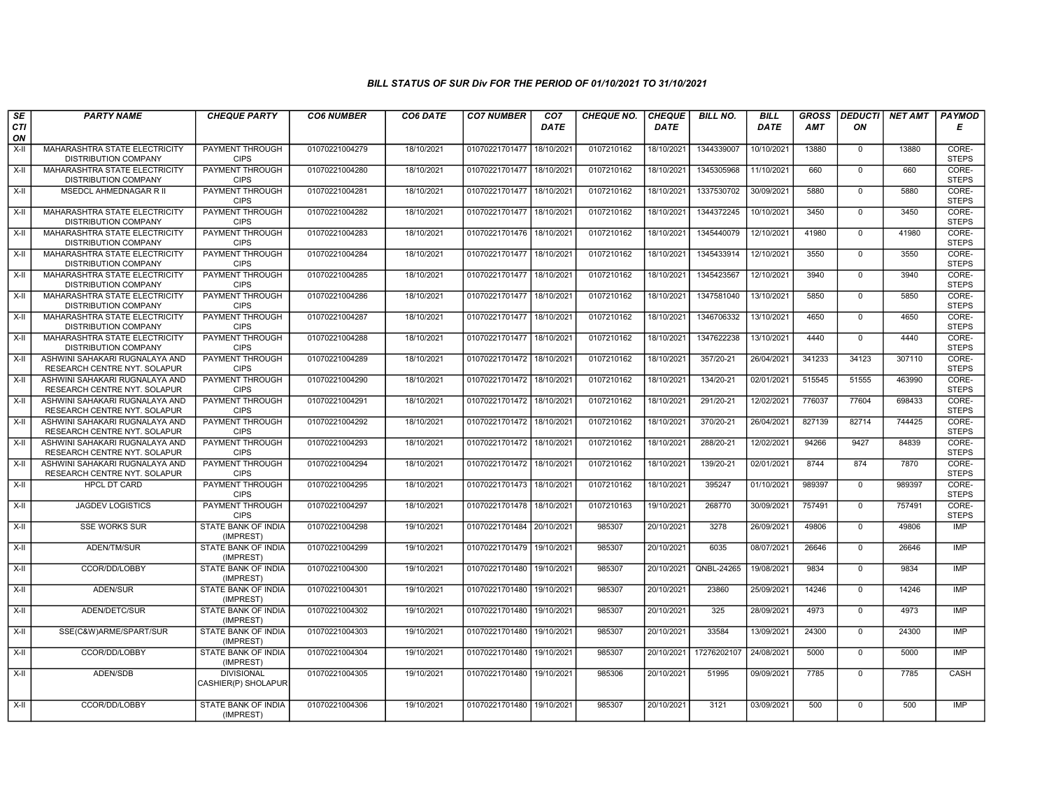### BILL STATUS OF SUR Div FOR THE PERIOD OF 01/10/2021 TO 31/10/2021

| SECTION | PARTY NAME | CHEQUE PARTY | CO6 NUMBER | CO6 DATE | CO7 NUMBER | CO7 DATE | CHEQUE NO. | CHEQUE DATE | BILL NO. | BILL DATE | GROSS AMT | DEDUCTION | NET AMT | PAYMODE |
|---|---|---|---|---|---|---|---|---|---|---|---|---|---|---|
| X-II | MAHARASHTRA STATE ELECTRICITY DISTRIBUTION COMPANY | PAYMENT THROUGH CIPS | 01070221004279 | 18/10/2021 | 01070221701477 | 18/10/2021 | 0107210162 | 18/10/2021 | 1344339007 | 10/10/2021 | 13880 | 0 | 13880 | CORE-STEPS |
| X-II | MAHARASHTRA STATE ELECTRICITY DISTRIBUTION COMPANY | PAYMENT THROUGH CIPS | 01070221004280 | 18/10/2021 | 01070221701477 | 18/10/2021 | 0107210162 | 18/10/2021 | 1345305968 | 11/10/2021 | 660 | 0 | 660 | CORE-STEPS |
| X-II | MSEDCL AHMEDNAGAR R II | PAYMENT THROUGH CIPS | 01070221004281 | 18/10/2021 | 01070221701477 | 18/10/2021 | 0107210162 | 18/10/2021 | 1337530702 | 30/09/2021 | 5880 | 0 | 5880 | CORE-STEPS |
| X-II | MAHARASHTRA STATE ELECTRICITY DISTRIBUTION COMPANY | PAYMENT THROUGH CIPS | 01070221004282 | 18/10/2021 | 01070221701477 | 18/10/2021 | 0107210162 | 18/10/2021 | 1344372245 | 10/10/2021 | 3450 | 0 | 3450 | CORE-STEPS |
| X-II | MAHARASHTRA STATE ELECTRICITY DISTRIBUTION COMPANY | PAYMENT THROUGH CIPS | 01070221004283 | 18/10/2021 | 01070221701476 | 18/10/2021 | 0107210162 | 18/10/2021 | 1345440079 | 12/10/2021 | 41980 | 0 | 41980 | CORE-STEPS |
| X-II | MAHARASHTRA STATE ELECTRICITY DISTRIBUTION COMPANY | PAYMENT THROUGH CIPS | 01070221004284 | 18/10/2021 | 01070221701477 | 18/10/2021 | 0107210162 | 18/10/2021 | 1345433914 | 12/10/2021 | 3550 | 0 | 3550 | CORE-STEPS |
| X-II | MAHARASHTRA STATE ELECTRICITY DISTRIBUTION COMPANY | PAYMENT THROUGH CIPS | 01070221004285 | 18/10/2021 | 01070221701477 | 18/10/2021 | 0107210162 | 18/10/2021 | 1345423567 | 12/10/2021 | 3940 | 0 | 3940 | CORE-STEPS |
| X-II | MAHARASHTRA STATE ELECTRICITY DISTRIBUTION COMPANY | PAYMENT THROUGH CIPS | 01070221004286 | 18/10/2021 | 01070221701477 | 18/10/2021 | 0107210162 | 18/10/2021 | 1347581040 | 13/10/2021 | 5850 | 0 | 5850 | CORE-STEPS |
| X-II | MAHARASHTRA STATE ELECTRICITY DISTRIBUTION COMPANY | PAYMENT THROUGH CIPS | 01070221004287 | 18/10/2021 | 01070221701477 | 18/10/2021 | 0107210162 | 18/10/2021 | 1346706332 | 13/10/2021 | 4650 | 0 | 4650 | CORE-STEPS |
| X-II | MAHARASHTRA STATE ELECTRICITY DISTRIBUTION COMPANY | PAYMENT THROUGH CIPS | 01070221004288 | 18/10/2021 | 01070221701477 | 18/10/2021 | 0107210162 | 18/10/2021 | 1347622238 | 13/10/2021 | 4440 | 0 | 4440 | CORE-STEPS |
| X-II | ASHWINI SAHAKARI RUGNALAYA AND RESEARCH CENTRE NYT. SOLAPUR | PAYMENT THROUGH CIPS | 01070221004289 | 18/10/2021 | 01070221701472 | 18/10/2021 | 0107210162 | 18/10/2021 | 357/20-21 | 26/04/2021 | 341233 | 34123 | 307110 | CORE-STEPS |
| X-II | ASHWINI SAHAKARI RUGNALAYA AND RESEARCH CENTRE NYT. SOLAPUR | PAYMENT THROUGH CIPS | 01070221004290 | 18/10/2021 | 01070221701472 | 18/10/2021 | 0107210162 | 18/10/2021 | 134/20-21 | 02/01/2021 | 515545 | 51555 | 463990 | CORE-STEPS |
| X-II | ASHWINI SAHAKARI RUGNALAYA AND RESEARCH CENTRE NYT. SOLAPUR | PAYMENT THROUGH CIPS | 01070221004291 | 18/10/2021 | 01070221701472 | 18/10/2021 | 0107210162 | 18/10/2021 | 291/20-21 | 12/02/2021 | 776037 | 77604 | 698433 | CORE-STEPS |
| X-II | ASHWINI SAHAKARI RUGNALAYA AND RESEARCH CENTRE NYT. SOLAPUR | PAYMENT THROUGH CIPS | 01070221004292 | 18/10/2021 | 01070221701472 | 18/10/2021 | 0107210162 | 18/10/2021 | 370/20-21 | 26/04/2021 | 827139 | 82714 | 744425 | CORE-STEPS |
| X-II | ASHWINI SAHAKARI RUGNALAYA AND RESEARCH CENTRE NYT. SOLAPUR | PAYMENT THROUGH CIPS | 01070221004293 | 18/10/2021 | 01070221701472 | 18/10/2021 | 0107210162 | 18/10/2021 | 288/20-21 | 12/02/2021 | 94266 | 9427 | 84839 | CORE-STEPS |
| X-II | ASHWINI SAHAKARI RUGNALAYA AND RESEARCH CENTRE NYT. SOLAPUR | PAYMENT THROUGH CIPS | 01070221004294 | 18/10/2021 | 01070221701472 | 18/10/2021 | 0107210162 | 18/10/2021 | 139/20-21 | 02/01/2021 | 8744 | 874 | 7870 | CORE-STEPS |
| X-II | HPCL DT CARD | PAYMENT THROUGH CIPS | 01070221004295 | 18/10/2021 | 01070221701473 | 18/10/2021 | 0107210162 | 18/10/2021 | 395247 | 01/10/2021 | 989397 | 0 | 989397 | CORE-STEPS |
| X-II | JAGDEV LOGISTICS | PAYMENT THROUGH CIPS | 01070221004297 | 18/10/2021 | 01070221701478 | 18/10/2021 | 0107210163 | 19/10/2021 | 268770 | 30/09/2021 | 757491 | 0 | 757491 | CORE-STEPS |
| X-II | SSE WORKS SUR | STATE BANK OF INDIA (IMPREST) | 01070221004298 | 19/10/2021 | 01070221701484 | 20/10/2021 | 985307 | 20/10/2021 | 3278 | 26/09/2021 | 49806 | 0 | 49806 | IMP |
| X-II | ADEN/TM/SUR | STATE BANK OF INDIA (IMPREST) | 01070221004299 | 19/10/2021 | 01070221701479 | 19/10/2021 | 985307 | 20/10/2021 | 6035 | 08/07/2021 | 26646 | 0 | 26646 | IMP |
| X-II | CCOR/DD/LOBBY | STATE BANK OF INDIA (IMPREST) | 01070221004300 | 19/10/2021 | 01070221701480 | 19/10/2021 | 985307 | 20/10/2021 | QNBL-24265 | 19/08/2021 | 9834 | 0 | 9834 | IMP |
| X-II | ADEN/SUR | STATE BANK OF INDIA (IMPREST) | 01070221004301 | 19/10/2021 | 01070221701480 | 19/10/2021 | 985307 | 20/10/2021 | 23860 | 25/09/2021 | 14246 | 0 | 14246 | IMP |
| X-II | ADEN/DETC/SUR | STATE BANK OF INDIA (IMPREST) | 01070221004302 | 19/10/2021 | 01070221701480 | 19/10/2021 | 985307 | 20/10/2021 | 325 | 28/09/2021 | 4973 | 0 | 4973 | IMP |
| X-II | SSE(C&W)ARME/SPART/SUR | STATE BANK OF INDIA (IMPREST) | 01070221004303 | 19/10/2021 | 01070221701480 | 19/10/2021 | 985307 | 20/10/2021 | 33584 | 13/09/2021 | 24300 | 0 | 24300 | IMP |
| X-II | CCOR/DD/LOBBY | STATE BANK OF INDIA (IMPREST) | 01070221004304 | 19/10/2021 | 01070221701480 | 19/10/2021 | 985307 | 20/10/2021 | 17276202107 | 24/08/2021 | 5000 | 0 | 5000 | IMP |
| X-II | ADEN/SDB | DIVISIONAL CASHIER(P) SHOLAPUR | 01070221004305 | 19/10/2021 | 01070221701480 | 19/10/2021 | 985306 | 20/10/2021 | 51995 | 09/09/2021 | 7785 | 0 | 7785 | CASH |
| X-II | CCOR/DD/LOBBY | STATE BANK OF INDIA (IMPREST) | 01070221004306 | 19/10/2021 | 01070221701480 | 19/10/2021 | 985307 | 20/10/2021 | 3121 | 03/09/2021 | 500 | 0 | 500 | IMP |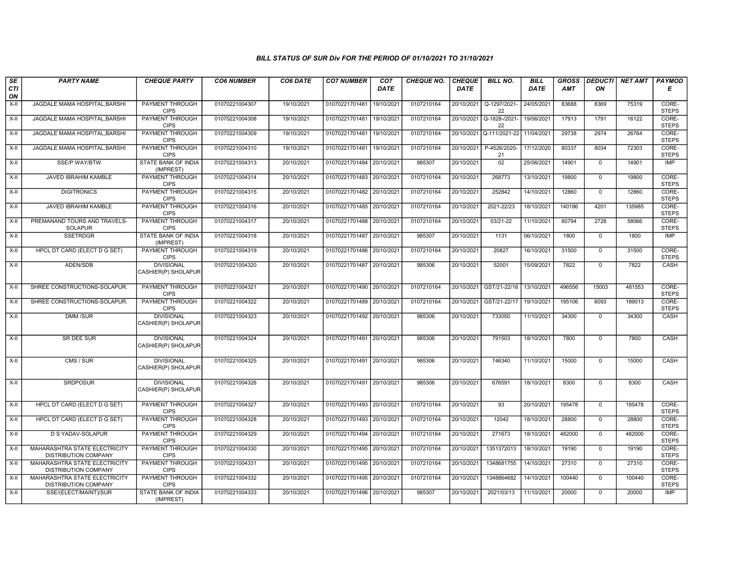# BILL STATUS OF SUR Div FOR THE PERIOD OF 01/10/2021 TO 31/10/2021

| SECTION | PARTY NAME | CHEQUE PARTY | CO6 NUMBER | CO6 DATE | CO7 NUMBER | CO7 DATE | CHEQUE NO. | CHEQUE DATE | BILL NO. | BILL DATE | GROSS AMT | DEDUCTION | NET AMT | PAYMODE |
|---|---|---|---|---|---|---|---|---|---|---|---|---|---|---|
| X-II | JAGDALE MAMA HOSPITAL,BARSHI | PAYMENT THROUGH CIPS | 01070221004307 | 19/10/2021 | 01070221701481 | 19/10/2021 | 0107210164 | 20/10/2021 | Q-1297/2021-22 | 24/05/2021 | 83688 | 8369 | 75319 | CORE-STEPS |
| X-II | JAGDALE MAMA HOSPITAL,BARSHI | PAYMENT THROUGH CIPS | 01070221004308 | 19/10/2021 | 01070221701481 | 19/10/2021 | 0107210164 | 20/10/2021 | Q-1828-/2021-22 | 19/06/2021 | 17913 | 1791 | 16122 | CORE-STEPS |
| X-II | JAGDALE MAMA HOSPITAL,BARSHI | PAYMENT THROUGH CIPS | 01070221004309 | 19/10/2021 | 01070221701481 | 19/10/2021 | 0107210164 | 20/10/2021 | Q-111/2021-22 | 11/04/2021 | 29738 | 2974 | 26764 | CORE-STEPS |
| X-II | JAGDALE MAMA HOSPITAL,BARSHI | PAYMENT THROUGH CIPS | 01070221004310 | 19/10/2021 | 01070221701481 | 19/10/2021 | 0107210164 | 20/10/2021 | P-4526/2020-21 | 17/12/2020 | 80337 | 8034 | 72303 | CORE-STEPS |
| X-II | SSE/P WAY/BTW | STATE BANK OF INDIA (IMPREST) | 01070221004313 | 20/10/2021 | 01070221701484 | 20/10/2021 | 985307 | 20/10/2021 | 02 | 25/06/2021 | 14901 | 0 | 14901 | IMP |
| X-II | JAVED IBRAHIM KAMBLE | PAYMENT THROUGH CIPS | 01070221004314 | 20/10/2021 | 01070221701483 | 20/10/2021 | 0107210164 | 20/10/2021 | 268773 | 13/10/2021 | 19800 | 0 | 19800 | CORE-STEPS |
| X-II | DIGITRONICS | PAYMENT THROUGH CIPS | 01070221004315 | 20/10/2021 | 01070221701482 | 20/10/2021 | 0107210164 | 20/10/2021 | 252842 | 14/10/2021 | 12860 | 0 | 12860 | CORE-STEPS |
| X-II | JAVED IBRAHIM KAMBLE | PAYMENT THROUGH CIPS | 01070221004316 | 20/10/2021 | 01070221701485 | 20/10/2021 | 0107210164 | 20/10/2021 | 2021-22/23 | 18/10/2021 | 140186 | 4201 | 135985 | CORE-STEPS |
| X-II | PREMANAND TOURS AND TRAVELS-SOLAPUR | PAYMENT THROUGH CIPS | 01070221004317 | 20/10/2021 | 01070221701488 | 20/10/2021 | 0107210164 | 20/10/2021 | 03/21-22 | 11/10/2021 | 60794 | 2728 | 58066 | CORE-STEPS |
| X-II | SSETRDGR | STATE BANK OF INDIA (IMPREST) | 01070221004318 | 20/10/2021 | 01070221701487 | 20/10/2021 | 985307 | 20/10/2021 | 1131 | 06/10/2021 | 1800 | 0 | 1800 | IMP |
| X-II | HPCL DT CARD (ELECT D G SET) | PAYMENT THROUGH CIPS | 01070221004319 | 20/10/2021 | 01070221701486 | 20/10/2021 | 0107210164 | 20/10/2021 | 20827 | 16/10/2021 | 31500 | 0 | 31500 | CORE-STEPS |
| X-II | ADEN/SDB | DIVISIONAL CASHIER(P) SHOLAPUR | 01070221004320 | 20/10/2021 | 01070221701487 | 20/10/2021 | 985306 | 20/10/2021 | 52001 | 15/09/2021 | 7822 | 0 | 7822 | CASH |
| X-II | SHREE CONSTRUCTIONS-SOLAPUR. | PAYMENT THROUGH CIPS | 01070221004321 | 20/10/2021 | 01070221701490 | 20/10/2021 | 0107210164 | 20/10/2021 | GST/21-22/16 | 13/10/2021 | 496556 | 15003 | 481553 | CORE-STEPS |
| X-II | SHREE CONSTRUCTIONS-SOLAPUR. | PAYMENT THROUGH CIPS | 01070221004322 | 20/10/2021 | 01070221701489 | 20/10/2021 | 0107210164 | 20/10/2021 | GST/21-22/17 | 19/10/2021 | 195106 | 6093 | 189013 | CORE-STEPS |
| X-II | DMM /SUR | DIVISIONAL CASHIER(P) SHOLAPUR | 01070221004323 | 20/10/2021 | 01070221701492 | 20/10/2021 | 985306 | 20/10/2021 | 733050 | 11/10/2021 | 34300 | 0 | 34300 | CASH |
| X-II | SR DEE SUR | DIVISIONAL CASHIER(P) SHOLAPUR | 01070221004324 | 20/10/2021 | 01070221701491 | 20/10/2021 | 985306 | 20/10/2021 | 791503 | 18/10/2021 | 7800 | 0 | 7800 | CASH |
| X-II | CMS / SUR | DIVISIONAL CASHIER(P) SHOLAPUR | 01070221004325 | 20/10/2021 | 01070221701491 | 20/10/2021 | 985306 | 20/10/2021 | 746340 | 11/10/2021 | 15000 | 0 | 15000 | CASH |
| X-II | SRDPOSUR | DIVISIONAL CASHIER(P) SHOLAPUR | 01070221004326 | 20/10/2021 | 01070221701491 | 20/10/2021 | 985306 | 20/10/2021 | 676591 | 18/10/2021 | 8300 | 0 | 8300 | CASH |
| X-II | HPCL DT CARD (ELECT D G SET) | PAYMENT THROUGH CIPS | 01070221004327 | 20/10/2021 | 01070221701493 | 20/10/2021 | 0107210164 | 20/10/2021 | 93 | 20/10/2021 | 195478 | 0 | 195478 | CORE-STEPS |
| X-II | HPCL DT CARD (ELECT D G SET) | PAYMENT THROUGH CIPS | 01070221004328 | 20/10/2021 | 01070221701493 | 20/10/2021 | 0107210164 | 20/10/2021 | 12042 | 18/10/2021 | 28800 | 0 | 28800 | CORE-STEPS |
| X-II | D S YADAV-SOLAPUR | PAYMENT THROUGH CIPS | 01070221004329 | 20/10/2021 | 01070221701494 | 20/10/2021 | 0107210164 | 20/10/2021 | 271673 | 18/10/2021 | 482000 | 0 | 482000 | CORE-STEPS |
| X-II | MAHARASHTRA STATE ELECTRICITY DISTRIBUTION COMPANY | PAYMENT THROUGH CIPS | 01070221004330 | 20/10/2021 | 01070221701495 | 20/10/2021 | 0107210164 | 20/10/2021 | 1351372013 | 18/10/2021 | 19190 | 0 | 19190 | CORE-STEPS |
| X-II | MAHARASHTRA STATE ELECTRICITY DISTRIBUTION COMPANY | PAYMENT THROUGH CIPS | 01070221004331 | 20/10/2021 | 01070221701495 | 20/10/2021 | 0107210164 | 20/10/2021 | 1348681755 | 14/10/2021 | 27310 | 0 | 27310 | CORE-STEPS |
| X-II | MAHARASHTRA STATE ELECTRICITY DISTRIBUTION COMPANY | PAYMENT THROUGH CIPS | 01070221004332 | 20/10/2021 | 01070221701495 | 20/10/2021 | 0107210164 | 20/10/2021 | 1348864682 | 14/10/2021 | 100440 | 0 | 100440 | CORE-STEPS |
| X-II | SSE/(ELECT/MAINT)/SUR | STATE BANK OF INDIA (IMPREST) | 01070221004333 | 20/10/2021 | 01070221701496 | 20/10/2021 | 985307 | 20/10/2021 | 2021/03/13 | 11/10/2021 | 20000 | 0 | 20000 | IMP |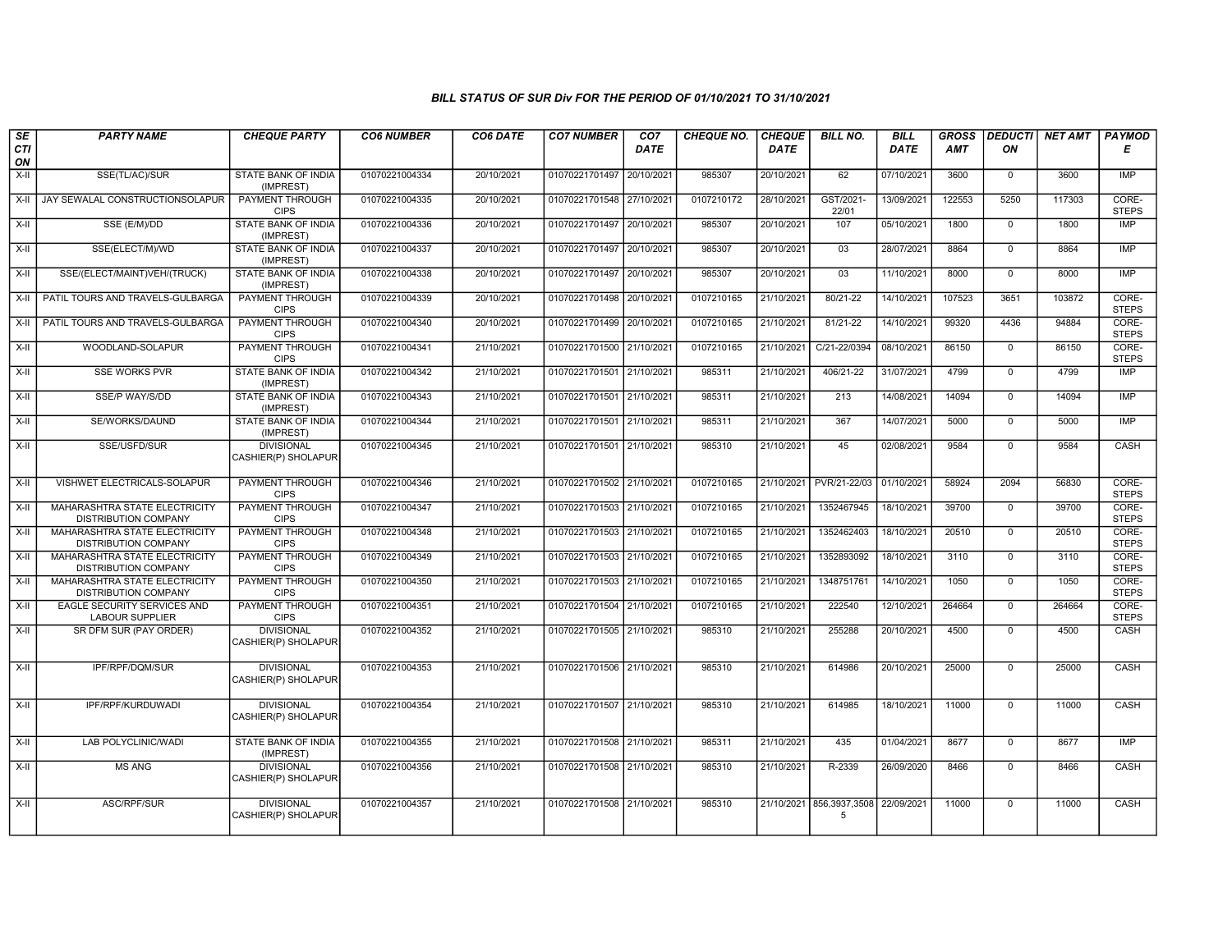*BILL STATUS OF SUR Div FOR THE PERIOD OF 01/10/2021 TO 31/10/2021*

| SECTION | PARTY NAME | CHEQUE PARTY | CO6 NUMBER | CO6 DATE | CO7 NUMBER | CO7 DATE | CHEQUE NO. | CHEQUE DATE | BILL NO. | BILL DATE | GROSS AMT | DEDUCTION | NET AMT | PAYMODE |
|---|---|---|---|---|---|---|---|---|---|---|---|---|---|---|
| X-II | SSE(TL/AC)/SUR | STATE BANK OF INDIA (IMPREST) | 01070221004334 | 20/10/2021 | 01070221701497 | 20/10/2021 | 985307 | 20/10/2021 | 62 | 07/10/2021 | 3600 | 0 | 3600 | IMP |
| X-II | JAY SEWALAL CONSTRUCTIONSOLAPUR | PAYMENT THROUGH CIPS | 01070221004335 | 20/10/2021 | 01070221701548 | 27/10/2021 | 0107210172 | 28/10/2021 | GST/2021-22/01 | 13/09/2021 | 122553 | 5250 | 117303 | CORE-STEPS |
| X-II | SSE (E/M)/DD | STATE BANK OF INDIA (IMPREST) | 01070221004336 | 20/10/2021 | 01070221701497 | 20/10/2021 | 985307 | 20/10/2021 | 107 | 05/10/2021 | 1800 | 0 | 1800 | IMP |
| X-II | SSE(ELECT/M)/WD | STATE BANK OF INDIA (IMPREST) | 01070221004337 | 20/10/2021 | 01070221701497 | 20/10/2021 | 985307 | 20/10/2021 | 03 | 28/07/2021 | 8864 | 0 | 8864 | IMP |
| X-II | SSE/(ELECT/MAINT)VEH/(TRUCK) | STATE BANK OF INDIA (IMPREST) | 01070221004338 | 20/10/2021 | 01070221701497 | 20/10/2021 | 985307 | 20/10/2021 | 03 | 11/10/2021 | 8000 | 0 | 8000 | IMP |
| X-II | PATIL TOURS AND TRAVELS-GULBARGA | PAYMENT THROUGH CIPS | 01070221004339 | 20/10/2021 | 01070221701498 | 20/10/2021 | 0107210165 | 21/10/2021 | 80/21-22 | 14/10/2021 | 107523 | 3651 | 103872 | CORE-STEPS |
| X-II | PATIL TOURS AND TRAVELS-GULBARGA | PAYMENT THROUGH CIPS | 01070221004340 | 20/10/2021 | 01070221701499 | 20/10/2021 | 0107210165 | 21/10/2021 | 81/21-22 | 14/10/2021 | 99320 | 4436 | 94884 | CORE-STEPS |
| X-II | WOODLAND-SOLAPUR | PAYMENT THROUGH CIPS | 01070221004341 | 21/10/2021 | 01070221701500 | 21/10/2021 | 0107210165 | 21/10/2021 | C/21-22/0394 | 08/10/2021 | 86150 | 0 | 86150 | CORE-STEPS |
| X-II | SSE WORKS PVR | STATE BANK OF INDIA (IMPREST) | 01070221004342 | 21/10/2021 | 01070221701501 | 21/10/2021 | 985311 | 21/10/2021 | 406/21-22 | 31/07/2021 | 4799 | 0 | 4799 | IMP |
| X-II | SSE/P WAY/S/DD | STATE BANK OF INDIA (IMPREST) | 01070221004343 | 21/10/2021 | 01070221701501 | 21/10/2021 | 985311 | 21/10/2021 | 213 | 14/08/2021 | 14094 | 0 | 14094 | IMP |
| X-II | SE/WORKS/DAUND | STATE BANK OF INDIA (IMPREST) | 01070221004344 | 21/10/2021 | 01070221701501 | 21/10/2021 | 985311 | 21/10/2021 | 367 | 14/07/2021 | 5000 | 0 | 5000 | IMP |
| X-II | SSE/USFD/SUR | DIVISIONAL CASHIER(P) SHOLAPUR | 01070221004345 | 21/10/2021 | 01070221701501 | 21/10/2021 | 985310 | 21/10/2021 | 45 | 02/08/2021 | 9584 | 0 | 9584 | CASH |
| X-II | VISHWET ELECTRICALS-SOLAPUR | PAYMENT THROUGH CIPS | 01070221004346 | 21/10/2021 | 01070221701502 | 21/10/2021 | 0107210165 | 21/10/2021 | PVR/21-22/03 | 01/10/2021 | 58924 | 2094 | 56830 | CORE-STEPS |
| X-II | MAHARASHTRA STATE ELECTRICITY DISTRIBUTION COMPANY | PAYMENT THROUGH CIPS | 01070221004347 | 21/10/2021 | 01070221701503 | 21/10/2021 | 0107210165 | 21/10/2021 | 1352467945 | 18/10/2021 | 39700 | 0 | 39700 | CORE-STEPS |
| X-II | MAHARASHTRA STATE ELECTRICITY DISTRIBUTION COMPANY | PAYMENT THROUGH CIPS | 01070221004348 | 21/10/2021 | 01070221701503 | 21/10/2021 | 0107210165 | 21/10/2021 | 1352462403 | 18/10/2021 | 20510 | 0 | 20510 | CORE-STEPS |
| X-II | MAHARASHTRA STATE ELECTRICITY DISTRIBUTION COMPANY | PAYMENT THROUGH CIPS | 01070221004349 | 21/10/2021 | 01070221701503 | 21/10/2021 | 0107210165 | 21/10/2021 | 1352893092 | 18/10/2021 | 3110 | 0 | 3110 | CORE-STEPS |
| X-II | MAHARASHTRA STATE ELECTRICITY DISTRIBUTION COMPANY | PAYMENT THROUGH CIPS | 01070221004350 | 21/10/2021 | 01070221701503 | 21/10/2021 | 0107210165 | 21/10/2021 | 1348751761 | 14/10/2021 | 1050 | 0 | 1050 | CORE-STEPS |
| X-II | EAGLE SECURITY SERVICES AND LABOUR SUPPLIER | PAYMENT THROUGH CIPS | 01070221004351 | 21/10/2021 | 01070221701504 | 21/10/2021 | 0107210165 | 21/10/2021 | 222540 | 12/10/2021 | 264664 | 0 | 264664 | CORE-STEPS |
| X-II | SR DFM SUR (PAY ORDER) | DIVISIONAL CASHIER(P) SHOLAPUR | 01070221004352 | 21/10/2021 | 01070221701505 | 21/10/2021 | 985310 | 21/10/2021 | 255288 | 20/10/2021 | 4500 | 0 | 4500 | CASH |
| X-II | IPF/RPF/DQM/SUR | DIVISIONAL CASHIER(P) SHOLAPUR | 01070221004353 | 21/10/2021 | 01070221701506 | 21/10/2021 | 985310 | 21/10/2021 | 614986 | 20/10/2021 | 25000 | 0 | 25000 | CASH |
| X-II | IPF/RPF/KURDUWADI | DIVISIONAL CASHIER(P) SHOLAPUR | 01070221004354 | 21/10/2021 | 01070221701507 | 21/10/2021 | 985310 | 21/10/2021 | 614985 | 18/10/2021 | 11000 | 0 | 11000 | CASH |
| X-II | LAB POLYCLINIC/WADI | STATE BANK OF INDIA (IMPREST) | 01070221004355 | 21/10/2021 | 01070221701508 | 21/10/2021 | 985311 | 21/10/2021 | 435 | 01/04/2021 | 8677 | 0 | 8677 | IMP |
| X-II | MS ANG | DIVISIONAL CASHIER(P) SHOLAPUR | 01070221004356 | 21/10/2021 | 01070221701508 | 21/10/2021 | 985310 | 21/10/2021 | R-2339 | 26/09/2020 | 8466 | 0 | 8466 | CASH |
| X-II | ASC/RPF/SUR | DIVISIONAL CASHIER(P) SHOLAPUR | 01070221004357 | 21/10/2021 | 01070221701508 | 21/10/2021 | 985310 | 21/10/2021 | 856,3937,35085 | 22/09/2021 | 11000 | 0 | 11000 | CASH |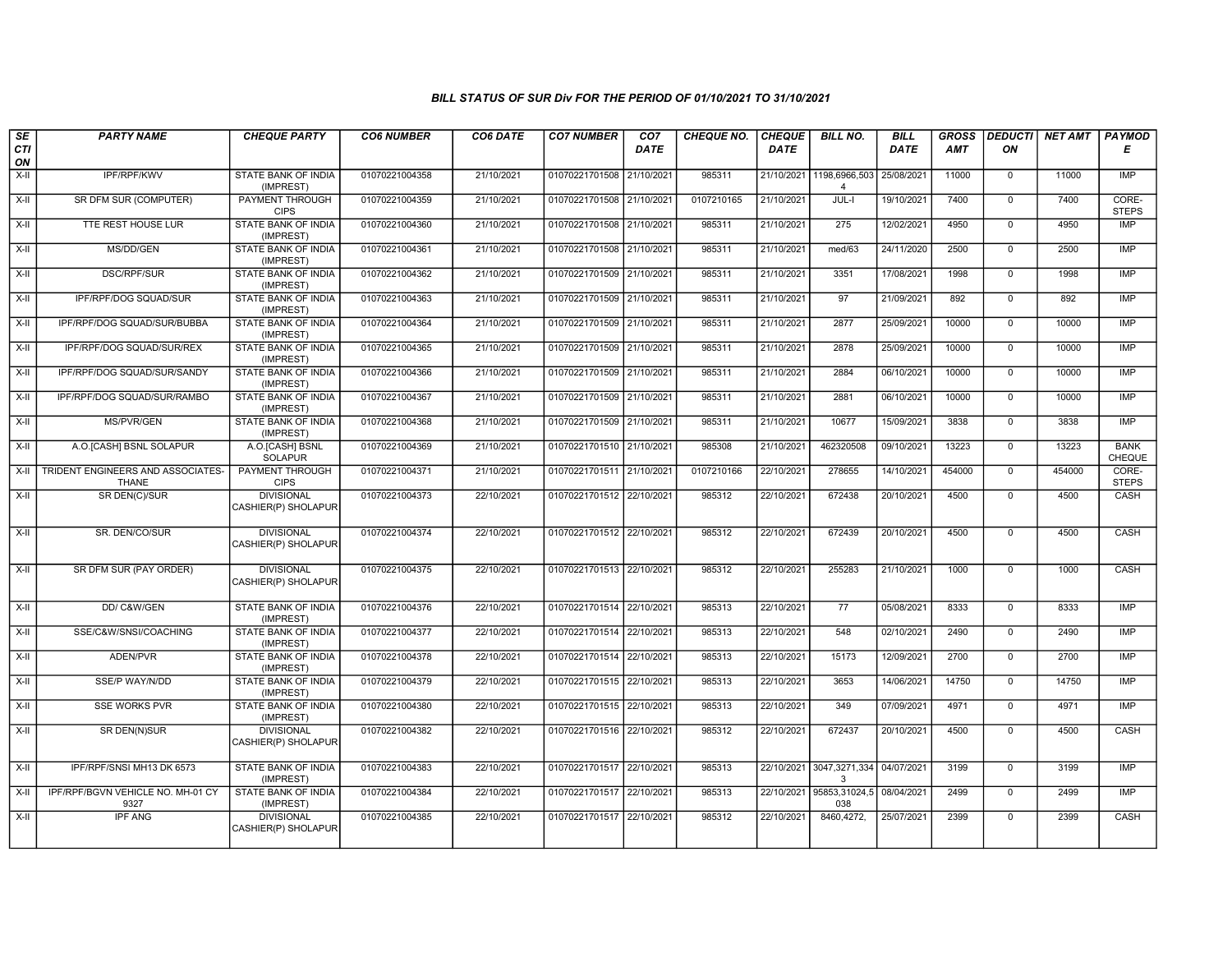### BILL STATUS OF SUR Div FOR THE PERIOD OF 01/10/2021 TO 31/10/2021

| SECTION | PARTY NAME | CHEQUE PARTY | CO6 NUMBER | CO6 DATE | CO7 NUMBER | CO7 DATE | CHEQUE NO. | CHEQUE DATE | BILL NO. | BILL DATE | GROSS AMT | DEDUCTION | NET AMT | PAYMODE |
|---|---|---|---|---|---|---|---|---|---|---|---|---|---|---|
| X-II | IPF/RPF/KWV | STATE BANK OF INDIA (IMPREST) | 01070221004358 | 21/10/2021 | 01070221701508 | 21/10/2021 | 985311 | 21/10/2021 | 1198,6966,5034 | 25/08/2021 | 11000 | 0 | 11000 | IMP |
| X-II | SR DFM SUR (COMPUTER) | PAYMENT THROUGH CIPS | 01070221004359 | 21/10/2021 | 01070221701508 | 21/10/2021 | 0107210165 | 21/10/2021 | JUL-I | 19/10/2021 | 7400 | 0 | 7400 | CORE-STEPS |
| X-II | TTE REST HOUSE LUR | STATE BANK OF INDIA (IMPREST) | 01070221004360 | 21/10/2021 | 01070221701508 | 21/10/2021 | 985311 | 21/10/2021 | 275 | 12/02/2021 | 4950 | 0 | 4950 | IMP |
| X-II | MS/DD/GEN | STATE BANK OF INDIA (IMPREST) | 01070221004361 | 21/10/2021 | 01070221701508 | 21/10/2021 | 985311 | 21/10/2021 | med/63 | 24/11/2020 | 2500 | 0 | 2500 | IMP |
| X-II | DSC/RPF/SUR | STATE BANK OF INDIA (IMPREST) | 01070221004362 | 21/10/2021 | 01070221701509 | 21/10/2021 | 985311 | 21/10/2021 | 3351 | 17/08/2021 | 1998 | 0 | 1998 | IMP |
| X-II | IPF/RPF/DOG SQUAD/SUR | STATE BANK OF INDIA (IMPREST) | 01070221004363 | 21/10/2021 | 01070221701509 | 21/10/2021 | 985311 | 21/10/2021 | 97 | 21/09/2021 | 892 | 0 | 892 | IMP |
| X-II | IPF/RPF/DOG SQUAD/SUR/BUBBA | STATE BANK OF INDIA (IMPREST) | 01070221004364 | 21/10/2021 | 01070221701509 | 21/10/2021 | 985311 | 21/10/2021 | 2877 | 25/09/2021 | 10000 | 0 | 10000 | IMP |
| X-II | IPF/RPF/DOG SQUAD/SUR/REX | STATE BANK OF INDIA (IMPREST) | 01070221004365 | 21/10/2021 | 01070221701509 | 21/10/2021 | 985311 | 21/10/2021 | 2878 | 25/09/2021 | 10000 | 0 | 10000 | IMP |
| X-II | IPF/RPF/DOG SQUAD/SUR/SANDY | STATE BANK OF INDIA (IMPREST) | 01070221004366 | 21/10/2021 | 01070221701509 | 21/10/2021 | 985311 | 21/10/2021 | 2884 | 06/10/2021 | 10000 | 0 | 10000 | IMP |
| X-II | IPF/RPF/DOG SQUAD/SUR/RAMBO | STATE BANK OF INDIA (IMPREST) | 01070221004367 | 21/10/2021 | 01070221701509 | 21/10/2021 | 985311 | 21/10/2021 | 2881 | 06/10/2021 | 10000 | 0 | 10000 | IMP |
| X-II | MS/PVR/GEN | STATE BANK OF INDIA (IMPREST) | 01070221004368 | 21/10/2021 | 01070221701509 | 21/10/2021 | 985311 | 21/10/2021 | 10677 | 15/09/2021 | 3838 | 0 | 3838 | IMP |
| X-II | A.O.[CASH] BSNL SOLAPUR | A.O.[CASH] BSNL SOLAPUR | 01070221004369 | 21/10/2021 | 01070221701510 | 21/10/2021 | 985308 | 21/10/2021 | 462320508 | 09/10/2021 | 13223 | 0 | 13223 | BANK CHEQUE |
| X-II | TRIDENT ENGINEERS AND ASSOCIATES-THANE | PAYMENT THROUGH CIPS | 01070221004371 | 21/10/2021 | 01070221701511 | 21/10/2021 | 0107210166 | 22/10/2021 | 278655 | 14/10/2021 | 454000 | 0 | 454000 | CORE-STEPS |
| X-II | SR DEN(C)/SUR | DIVISIONAL CASHIER(P) SHOLAPUR | 01070221004373 | 22/10/2021 | 01070221701512 | 22/10/2021 | 985312 | 22/10/2021 | 672438 | 20/10/2021 | 4500 | 0 | 4500 | CASH |
| X-II | SR. DEN/CO/SUR | DIVISIONAL CASHIER(P) SHOLAPUR | 01070221004374 | 22/10/2021 | 01070221701512 | 22/10/2021 | 985312 | 22/10/2021 | 672439 | 20/10/2021 | 4500 | 0 | 4500 | CASH |
| X-II | SR DFM SUR (PAY ORDER) | DIVISIONAL CASHIER(P) SHOLAPUR | 01070221004375 | 22/10/2021 | 01070221701513 | 22/10/2021 | 985312 | 22/10/2021 | 255283 | 21/10/2021 | 1000 | 0 | 1000 | CASH |
| X-II | DD/ C&W/GEN | STATE BANK OF INDIA (IMPREST) | 01070221004376 | 22/10/2021 | 01070221701514 | 22/10/2021 | 985313 | 22/10/2021 | 77 | 05/08/2021 | 8333 | 0 | 8333 | IMP |
| X-II | SSE/C&W/SNSI/COACHING | STATE BANK OF INDIA (IMPREST) | 01070221004377 | 22/10/2021 | 01070221701514 | 22/10/2021 | 985313 | 22/10/2021 | 548 | 02/10/2021 | 2490 | 0 | 2490 | IMP |
| X-II | ADEN/PVR | STATE BANK OF INDIA (IMPREST) | 01070221004378 | 22/10/2021 | 01070221701514 | 22/10/2021 | 985313 | 22/10/2021 | 15173 | 12/09/2021 | 2700 | 0 | 2700 | IMP |
| X-II | SSE/P WAY/N/DD | STATE BANK OF INDIA (IMPREST) | 01070221004379 | 22/10/2021 | 01070221701515 | 22/10/2021 | 985313 | 22/10/2021 | 3653 | 14/06/2021 | 14750 | 0 | 14750 | IMP |
| X-II | SSE WORKS PVR | STATE BANK OF INDIA (IMPREST) | 01070221004380 | 22/10/2021 | 01070221701515 | 22/10/2021 | 985313 | 22/10/2021 | 349 | 07/09/2021 | 4971 | 0 | 4971 | IMP |
| X-II | SR DEN(N)SUR | DIVISIONAL CASHIER(P) SHOLAPUR | 01070221004382 | 22/10/2021 | 01070221701516 | 22/10/2021 | 985312 | 22/10/2021 | 672437 | 20/10/2021 | 4500 | 0 | 4500 | CASH |
| X-II | IPF/RPF/SNSI MH13 DK 6573 | STATE BANK OF INDIA (IMPREST) | 01070221004383 | 22/10/2021 | 01070221701517 | 22/10/2021 | 985313 | 22/10/2021 | 3047,3271,3343 | 04/07/2021 | 3199 | 0 | 3199 | IMP |
| X-II | IPF/RPF/BGVN VEHICLE NO. MH-01 CY 9327 | STATE BANK OF INDIA (IMPREST) | 01070221004384 | 22/10/2021 | 01070221701517 | 22/10/2021 | 985313 | 22/10/2021 | 95853,31024,5038 | 08/04/2021 | 2499 | 0 | 2499 | IMP |
| X-II | IPF ANG | DIVISIONAL CASHIER(P) SHOLAPUR | 01070221004385 | 22/10/2021 | 01070221701517 | 22/10/2021 | 985312 | 22/10/2021 | 8460,4272, | 25/07/2021 | 2399 | 0 | 2399 | CASH |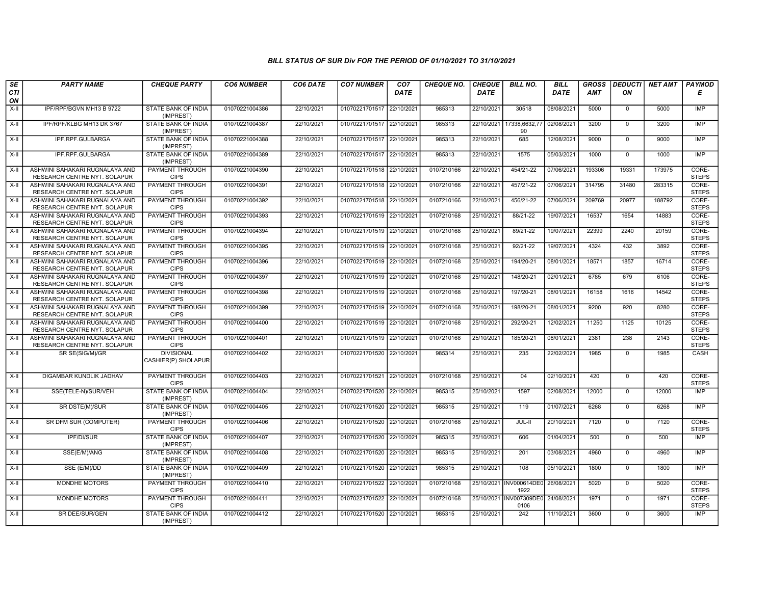*BILL STATUS OF SUR Div FOR THE PERIOD OF 01/10/2021 TO 31/10/2021*

| SECTION | PARTY NAME | CHEQUE PARTY | CO6 NUMBER | CO6 DATE | CO7 NUMBER | CO7 DATE | CHEQUE NO. | CHEQUE DATE | BILL NO. | BILL DATE | GROSS AMT | DEDUCTION | NET AMT | PAYMODE |
|---|---|---|---|---|---|---|---|---|---|---|---|---|---|---|
| X-II | IPF/RPF/BGVN MH13 B 9722 | STATE BANK OF INDIA (IMPREST) | 01070221004386 | 22/10/2021 | 01070221701517 | 22/10/2021 | 985313 | 22/10/2021 | 30518 | 08/08/2021 | 5000 | 0 | 5000 | IMP |
| X-II | IPF/RPF/KLBG MH13 DK 3767 | STATE BANK OF INDIA (IMPREST) | 01070221004387 | 22/10/2021 | 01070221701517 | 22/10/2021 | 985313 | 22/10/2021 | 17338,6632,7790 | 02/08/2021 | 3200 | 0 | 3200 | IMP |
| X-II | IPF.RPF.GULBARGA | STATE BANK OF INDIA (IMPREST) | 01070221004388 | 22/10/2021 | 01070221701517 | 22/10/2021 | 985313 | 22/10/2021 | 685 | 12/08/2021 | 9000 | 0 | 9000 | IMP |
| X-II | IPF.RPF.GULBARGA | STATE BANK OF INDIA (IMPREST) | 01070221004389 | 22/10/2021 | 01070221701517 | 22/10/2021 | 985313 | 22/10/2021 | 1575 | 05/03/2021 | 1000 | 0 | 1000 | IMP |
| X-II | ASHWINI SAHAKARI RUGNALAYA AND RESEARCH CENTRE NYT. SOLAPUR | PAYMENT THROUGH CIPS | 01070221004390 | 22/10/2021 | 01070221701518 | 22/10/2021 | 0107210166 | 22/10/2021 | 454/21-22 | 07/06/2021 | 193306 | 19331 | 173975 | CORE-STEPS |
| X-II | ASHWINI SAHAKARI RUGNALAYA AND RESEARCH CENTRE NYT. SOLAPUR | PAYMENT THROUGH CIPS | 01070221004391 | 22/10/2021 | 01070221701518 | 22/10/2021 | 0107210166 | 22/10/2021 | 457/21-22 | 07/06/2021 | 314795 | 31480 | 283315 | CORE-STEPS |
| X-II | ASHWINI SAHAKARI RUGNALAYA AND RESEARCH CENTRE NYT. SOLAPUR | PAYMENT THROUGH CIPS | 01070221004392 | 22/10/2021 | 01070221701518 | 22/10/2021 | 0107210166 | 22/10/2021 | 456/21-22 | 07/06/2021 | 209769 | 20977 | 188792 | CORE-STEPS |
| X-II | ASHWINI SAHAKARI RUGNALAYA AND RESEARCH CENTRE NYT. SOLAPUR | PAYMENT THROUGH CIPS | 01070221004393 | 22/10/2021 | 01070221701519 | 22/10/2021 | 0107210168 | 25/10/2021 | 88/21-22 | 19/07/2021 | 16537 | 1654 | 14883 | CORE-STEPS |
| X-II | ASHWINI SAHAKARI RUGNALAYA AND RESEARCH CENTRE NYT. SOLAPUR | PAYMENT THROUGH CIPS | 01070221004394 | 22/10/2021 | 01070221701519 | 22/10/2021 | 0107210168 | 25/10/2021 | 89/21-22 | 19/07/2021 | 22399 | 2240 | 20159 | CORE-STEPS |
| X-II | ASHWINI SAHAKARI RUGNALAYA AND RESEARCH CENTRE NYT. SOLAPUR | PAYMENT THROUGH CIPS | 01070221004395 | 22/10/2021 | 01070221701519 | 22/10/2021 | 0107210168 | 25/10/2021 | 92/21-22 | 19/07/2021 | 4324 | 432 | 3892 | CORE-STEPS |
| X-II | ASHWINI SAHAKARI RUGNALAYA AND RESEARCH CENTRE NYT. SOLAPUR | PAYMENT THROUGH CIPS | 01070221004396 | 22/10/2021 | 01070221701519 | 22/10/2021 | 0107210168 | 25/10/2021 | 194/20-21 | 08/01/2021 | 18571 | 1857 | 16714 | CORE-STEPS |
| X-II | ASHWINI SAHAKARI RUGNALAYA AND RESEARCH CENTRE NYT. SOLAPUR | PAYMENT THROUGH CIPS | 01070221004397 | 22/10/2021 | 01070221701519 | 22/10/2021 | 0107210168 | 25/10/2021 | 148/20-21 | 02/01/2021 | 6785 | 679 | 6106 | CORE-STEPS |
| X-II | ASHWINI SAHAKARI RUGNALAYA AND RESEARCH CENTRE NYT. SOLAPUR | PAYMENT THROUGH CIPS | 01070221004398 | 22/10/2021 | 01070221701519 | 22/10/2021 | 0107210168 | 25/10/2021 | 197/20-21 | 08/01/2021 | 16158 | 1616 | 14542 | CORE-STEPS |
| X-II | ASHWINI SAHAKARI RUGNALAYA AND RESEARCH CENTRE NYT. SOLAPUR | PAYMENT THROUGH CIPS | 01070221004399 | 22/10/2021 | 01070221701519 | 22/10/2021 | 0107210168 | 25/10/2021 | 198/20-21 | 08/01/2021 | 9200 | 920 | 8280 | CORE-STEPS |
| X-II | ASHWINI SAHAKARI RUGNALAYA AND RESEARCH CENTRE NYT. SOLAPUR | PAYMENT THROUGH CIPS | 01070221004400 | 22/10/2021 | 01070221701519 | 22/10/2021 | 0107210168 | 25/10/2021 | 292/20-21 | 12/02/2021 | 11250 | 1125 | 10125 | CORE-STEPS |
| X-II | ASHWINI SAHAKARI RUGNALAYA AND RESEARCH CENTRE NYT. SOLAPUR | PAYMENT THROUGH CIPS | 01070221004401 | 22/10/2021 | 01070221701519 | 22/10/2021 | 0107210168 | 25/10/2021 | 185/20-21 | 08/01/2021 | 2381 | 238 | 2143 | CORE-STEPS |
| X-II | SR SE(SIG/M)/GR | DIVISIONAL CASHIER(P) SHOLAPUR | 01070221004402 | 22/10/2021 | 01070221701520 | 22/10/2021 | 985314 | 25/10/2021 | 235 | 22/02/2021 | 1985 | 0 | 1985 | CASH |
| X-II | DIGAMBAR KUNDLIK JADHAV | PAYMENT THROUGH CIPS | 01070221004403 | 22/10/2021 | 01070221701521 | 22/10/2021 | 0107210168 | 25/10/2021 | 04 | 02/10/2021 | 420 | 0 | 420 | CORE-STEPS |
| X-II | SSE(TELE-N)/SUR/VEH | STATE BANK OF INDIA (IMPREST) | 01070221004404 | 22/10/2021 | 01070221701520 | 22/10/2021 | 985315 | 25/10/2021 | 1597 | 02/08/2021 | 12000 | 0 | 12000 | IMP |
| X-II | SR DSTE(M)/SUR | STATE BANK OF INDIA (IMPREST) | 01070221004405 | 22/10/2021 | 01070221701520 | 22/10/2021 | 985315 | 25/10/2021 | 119 | 01/07/2021 | 6268 | 0 | 6268 | IMP |
| X-II | SR DFM SUR (COMPUTER) | PAYMENT THROUGH CIPS | 01070221004406 | 22/10/2021 | 01070221701520 | 22/10/2021 | 0107210168 | 25/10/2021 | JUL-II | 20/10/2021 | 7120 | 0 | 7120 | CORE-STEPS |
| X-II | IPF/DI/SUR | STATE BANK OF INDIA (IMPREST) | 01070221004407 | 22/10/2021 | 01070221701520 | 22/10/2021 | 985315 | 25/10/2021 | 606 | 01/04/2021 | 500 | 0 | 500 | IMP |
| X-II | SSE(E/M)/ANG | STATE BANK OF INDIA (IMPREST) | 01070221004408 | 22/10/2021 | 01070221701520 | 22/10/2021 | 985315 | 25/10/2021 | 201 | 03/08/2021 | 4960 | 0 | 4960 | IMP |
| X-II | SSE (E/M)/DD | STATE BANK OF INDIA (IMPREST) | 01070221004409 | 22/10/2021 | 01070221701520 | 22/10/2021 | 985315 | 25/10/2021 | 108 | 05/10/2021 | 1800 | 0 | 1800 | IMP |
| X-II | MONDHE MOTORS | PAYMENT THROUGH CIPS | 01070221004410 | 22/10/2021 | 01070221701522 | 22/10/2021 | 0107210168 | 25/10/2021 | INV000614DE01922 | 26/08/2021 | 5020 | 0 | 5020 | CORE-STEPS |
| X-II | MONDHE MOTORS | PAYMENT THROUGH CIPS | 01070221004411 | 22/10/2021 | 01070221701522 | 22/10/2021 | 0107210168 | 25/10/2021 | INV007309DE00106 | 24/08/2021 | 1971 | 0 | 1971 | CORE-STEPS |
| X-II | SR DEE/SUR/GEN | STATE BANK OF INDIA (IMPREST) | 01070221004412 | 22/10/2021 | 01070221701520 | 22/10/2021 | 985315 | 25/10/2021 | 242 | 11/10/2021 | 3600 | 0 | 3600 | IMP |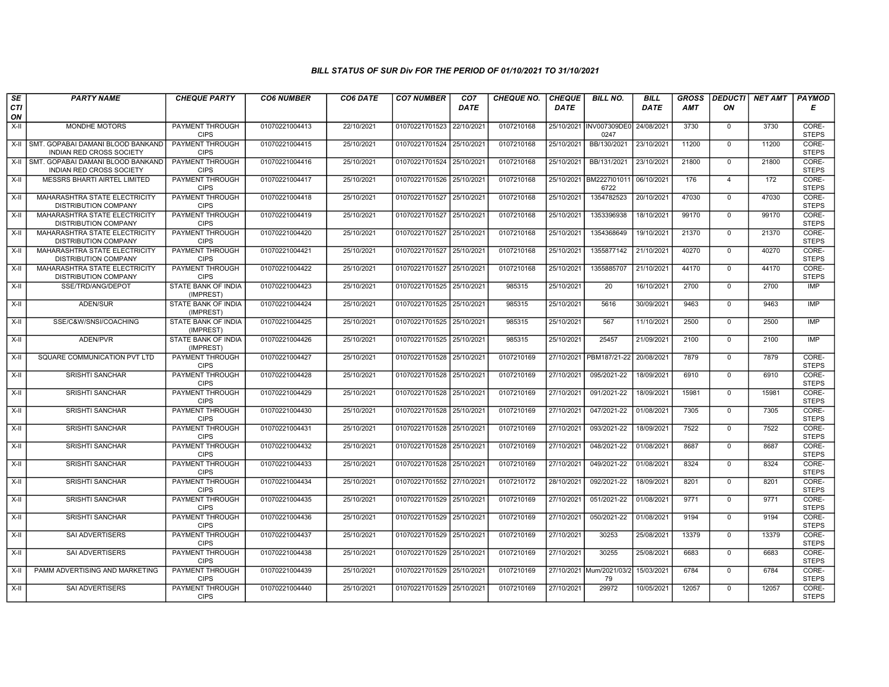### BILL STATUS OF SUR Div FOR THE PERIOD OF 01/10/2021 TO 31/10/2021

| SECTION | PARTY NAME | CHEQUE PARTY | CO6 NUMBER | CO6 DATE | CO7 NUMBER | CO7 DATE | CHEQUE NO. | CHEQUE DATE | BILL NO. | BILL DATE | GROSS AMT | DEDUCTION | NET AMT | PAYMODE |
|---|---|---|---|---|---|---|---|---|---|---|---|---|---|---|
| X-II | MONDHE MOTORS | PAYMENT THROUGH CIPS | 01070221004413 | 22/10/2021 | 01070221701523 | 22/10/2021 | 0107210168 | 25/10/2021 | INV007309DE0 0247 | 24/08/2021 | 3730 | 0 | 3730 | CORE-STEPS |
| X-II | SMT. GOPABAI DAMANI BLOOD BANKAND INDIAN RED CROSS SOCIETY | PAYMENT THROUGH CIPS | 01070221004415 | 25/10/2021 | 01070221701524 | 25/10/2021 | 0107210168 | 25/10/2021 | BB/130/2021 | 23/10/2021 | 11200 | 0 | 11200 | CORE-STEPS |
| X-II | SMT. GOPABAI DAMANI BLOOD BANKAND INDIAN RED CROSS SOCIETY | PAYMENT THROUGH CIPS | 01070221004416 | 25/10/2021 | 01070221701524 | 25/10/2021 | 0107210168 | 25/10/2021 | BB/131/2021 | 23/10/2021 | 21800 | 0 | 21800 | CORE-STEPS |
| X-II | MESSRS BHARTI AIRTEL LIMITED | PAYMENT THROUGH CIPS | 01070221004417 | 25/10/2021 | 01070221701526 | 25/10/2021 | 0107210168 | 25/10/2021 | BM2227I01011 6722 | 06/10/2021 | 176 | 4 | 172 | CORE-STEPS |
| X-II | MAHARASHTRA STATE ELECTRICITY DISTRIBUTION COMPANY | PAYMENT THROUGH CIPS | 01070221004418 | 25/10/2021 | 01070221701527 | 25/10/2021 | 0107210168 | 25/10/2021 | 1354782523 | 20/10/2021 | 47030 | 0 | 47030 | CORE-STEPS |
| X-II | MAHARASHTRA STATE ELECTRICITY DISTRIBUTION COMPANY | PAYMENT THROUGH CIPS | 01070221004419 | 25/10/2021 | 01070221701527 | 25/10/2021 | 0107210168 | 25/10/2021 | 1353396938 | 18/10/2021 | 99170 | 0 | 99170 | CORE-STEPS |
| X-II | MAHARASHTRA STATE ELECTRICITY DISTRIBUTION COMPANY | PAYMENT THROUGH CIPS | 01070221004420 | 25/10/2021 | 01070221701527 | 25/10/2021 | 0107210168 | 25/10/2021 | 1354368649 | 19/10/2021 | 21370 | 0 | 21370 | CORE-STEPS |
| X-II | MAHARASHTRA STATE ELECTRICITY DISTRIBUTION COMPANY | PAYMENT THROUGH CIPS | 01070221004421 | 25/10/2021 | 01070221701527 | 25/10/2021 | 0107210168 | 25/10/2021 | 1355877142 | 21/10/2021 | 40270 | 0 | 40270 | CORE-STEPS |
| X-II | MAHARASHTRA STATE ELECTRICITY DISTRIBUTION COMPANY | PAYMENT THROUGH CIPS | 01070221004422 | 25/10/2021 | 01070221701527 | 25/10/2021 | 0107210168 | 25/10/2021 | 1355885707 | 21/10/2021 | 44170 | 0 | 44170 | CORE-STEPS |
| X-II | SSE/TRD/ANG/DEPOT | STATE BANK OF INDIA (IMPREST) | 01070221004423 | 25/10/2021 | 01070221701525 | 25/10/2021 | 985315 | 25/10/2021 | 20 | 16/10/2021 | 2700 | 0 | 2700 | IMP |
| X-II | ADEN/SUR | STATE BANK OF INDIA (IMPREST) | 01070221004424 | 25/10/2021 | 01070221701525 | 25/10/2021 | 985315 | 25/10/2021 | 5616 | 30/09/2021 | 9463 | 0 | 9463 | IMP |
| X-II | SSE/C&W/SNSI/COACHING | STATE BANK OF INDIA (IMPREST) | 01070221004425 | 25/10/2021 | 01070221701525 | 25/10/2021 | 985315 | 25/10/2021 | 567 | 11/10/2021 | 2500 | 0 | 2500 | IMP |
| X-II | ADEN/PVR | STATE BANK OF INDIA (IMPREST) | 01070221004426 | 25/10/2021 | 01070221701525 | 25/10/2021 | 985315 | 25/10/2021 | 25457 | 21/09/2021 | 2100 | 0 | 2100 | IMP |
| X-II | SQUARE COMMUNICATION PVT LTD | PAYMENT THROUGH CIPS | 01070221004427 | 25/10/2021 | 01070221701528 | 25/10/2021 | 0107210169 | 27/10/2021 | PBM187/21-22 | 20/08/2021 | 7879 | 0 | 7879 | CORE-STEPS |
| X-II | SRISHTI SANCHAR | PAYMENT THROUGH CIPS | 01070221004428 | 25/10/2021 | 01070221701528 | 25/10/2021 | 0107210169 | 27/10/2021 | 095/2021-22 | 18/09/2021 | 6910 | 0 | 6910 | CORE-STEPS |
| X-II | SRISHTI SANCHAR | PAYMENT THROUGH CIPS | 01070221004429 | 25/10/2021 | 01070221701528 | 25/10/2021 | 0107210169 | 27/10/2021 | 091/2021-22 | 18/09/2021 | 15981 | 0 | 15981 | CORE-STEPS |
| X-II | SRISHTI SANCHAR | PAYMENT THROUGH CIPS | 01070221004430 | 25/10/2021 | 01070221701528 | 25/10/2021 | 0107210169 | 27/10/2021 | 047/2021-22 | 01/08/2021 | 7305 | 0 | 7305 | CORE-STEPS |
| X-II | SRISHTI SANCHAR | PAYMENT THROUGH CIPS | 01070221004431 | 25/10/2021 | 01070221701528 | 25/10/2021 | 0107210169 | 27/10/2021 | 093/2021-22 | 18/09/2021 | 7522 | 0 | 7522 | CORE-STEPS |
| X-II | SRISHTI SANCHAR | PAYMENT THROUGH CIPS | 01070221004432 | 25/10/2021 | 01070221701528 | 25/10/2021 | 0107210169 | 27/10/2021 | 048/2021-22 | 01/08/2021 | 8687 | 0 | 8687 | CORE-STEPS |
| X-II | SRISHTI SANCHAR | PAYMENT THROUGH CIPS | 01070221004433 | 25/10/2021 | 01070221701528 | 25/10/2021 | 0107210169 | 27/10/2021 | 049/2021-22 | 01/08/2021 | 8324 | 0 | 8324 | CORE-STEPS |
| X-II | SRISHTI SANCHAR | PAYMENT THROUGH CIPS | 01070221004434 | 25/10/2021 | 01070221701552 | 27/10/2021 | 0107210172 | 28/10/2021 | 092/2021-22 | 18/09/2021 | 8201 | 0 | 8201 | CORE-STEPS |
| X-II | SRISHTI SANCHAR | PAYMENT THROUGH CIPS | 01070221004435 | 25/10/2021 | 01070221701529 | 25/10/2021 | 0107210169 | 27/10/2021 | 051/2021-22 | 01/08/2021 | 9771 | 0 | 9771 | CORE-STEPS |
| X-II | SRISHTI SANCHAR | PAYMENT THROUGH CIPS | 01070221004436 | 25/10/2021 | 01070221701529 | 25/10/2021 | 0107210169 | 27/10/2021 | 050/2021-22 | 01/08/2021 | 9194 | 0 | 9194 | CORE-STEPS |
| X-II | SAI ADVERTISERS | PAYMENT THROUGH CIPS | 01070221004437 | 25/10/2021 | 01070221701529 | 25/10/2021 | 0107210169 | 27/10/2021 | 30253 | 25/08/2021 | 13379 | 0 | 13379 | CORE-STEPS |
| X-II | SAI ADVERTISERS | PAYMENT THROUGH CIPS | 01070221004438 | 25/10/2021 | 01070221701529 | 25/10/2021 | 0107210169 | 27/10/2021 | 30255 | 25/08/2021 | 6683 | 0 | 6683 | CORE-STEPS |
| X-II | PAMM ADVERTISING AND MARKETING | PAYMENT THROUGH CIPS | 01070221004439 | 25/10/2021 | 01070221701529 | 25/10/2021 | 0107210169 | 27/10/2021 | Mum/2021/03/2 79 | 15/03/2021 | 6784 | 0 | 6784 | CORE-STEPS |
| X-II | SAI ADVERTISERS | PAYMENT THROUGH CIPS | 01070221004440 | 25/10/2021 | 01070221701529 | 25/10/2021 | 0107210169 | 27/10/2021 | 29972 | 10/05/2021 | 12057 | 0 | 12057 | CORE-STEPS |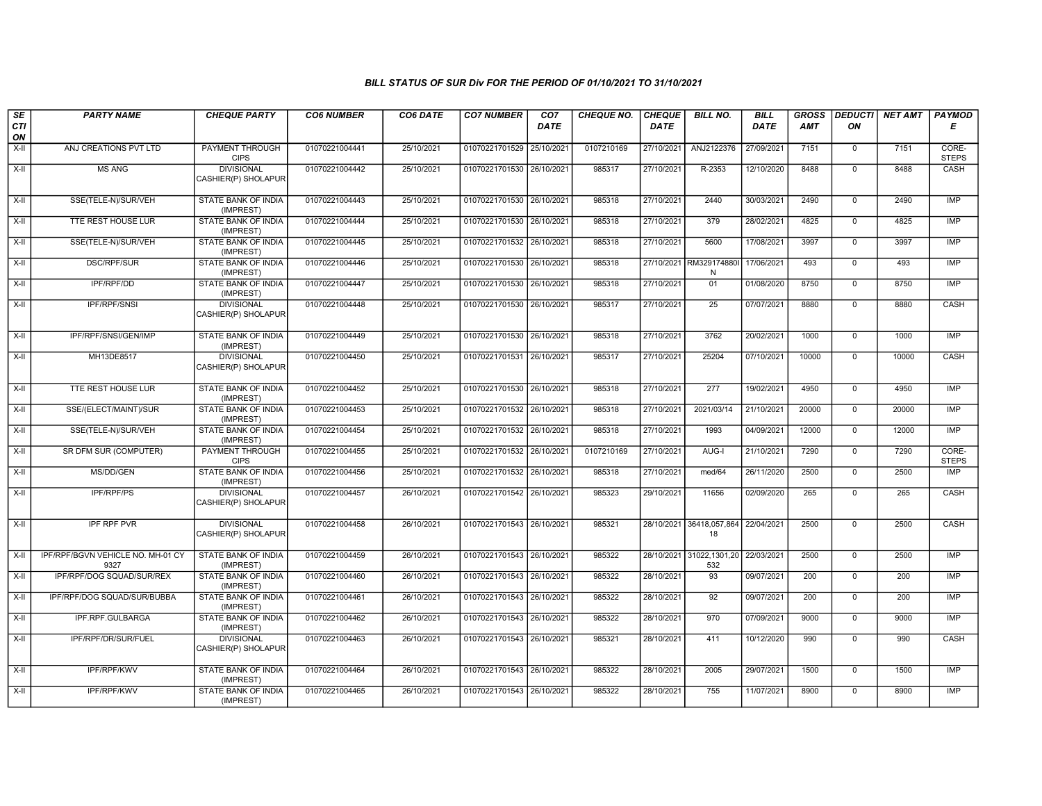# BILL STATUS OF SUR Div FOR THE PERIOD OF 01/10/2021 TO 31/10/2021

| SECTION | PARTY NAME | CHEQUE PARTY | CO6 NUMBER | CO6 DATE | CO7 NUMBER | CO7 DATE | CHEQUE NO. | CHEQUE DATE | BILL NO. | BILL DATE | GROSS AMT | DEDUCTION | NET AMT | PAYMODE |
|---|---|---|---|---|---|---|---|---|---|---|---|---|---|---|
| X-II | ANJ CREATIONS PVT LTD | PAYMENT THROUGH CIPS | 01070221004441 | 25/10/2021 | 01070221701529 | 25/10/2021 | 0107210169 | 27/10/2021 | ANJ2122376 | 27/09/2021 | 7151 | 0 | 7151 | CORE-STEPS |
| X-II | MS ANG | DIVISIONAL CASHIER(P) SHOLAPUR | 01070221004442 | 25/10/2021 | 01070221701530 | 26/10/2021 | 985317 | 27/10/2021 | R-2353 | 12/10/2020 | 8488 | 0 | 8488 | CASH |
| X-II | SSE(TELE-N)/SUR/VEH | STATE BANK OF INDIA (IMPREST) | 01070221004443 | 25/10/2021 | 01070221701530 | 26/10/2021 | 985318 | 27/10/2021 | 2440 | 30/03/2021 | 2490 | 0 | 2490 | IMP |
| X-II | TTE REST HOUSE LUR | STATE BANK OF INDIA (IMPREST) | 01070221004444 | 25/10/2021 | 01070221701530 | 26/10/2021 | 985318 | 27/10/2021 | 379 | 28/02/2021 | 4825 | 0 | 4825 | IMP |
| X-II | SSE(TELE-N)/SUR/VEH | STATE BANK OF INDIA (IMPREST) | 01070221004445 | 25/10/2021 | 01070221701532 | 26/10/2021 | 985318 | 27/10/2021 | 5600 | 17/08/2021 | 3997 | 0 | 3997 | IMP |
| X-II | DSC/RPF/SUR | STATE BANK OF INDIA (IMPREST) | 01070221004446 | 25/10/2021 | 01070221701530 | 26/10/2021 | 985318 | 27/10/2021 | RM329174880IN | 17/06/2021 | 493 | 0 | 493 | IMP |
| X-II | IPF/RPF/DD | STATE BANK OF INDIA (IMPREST) | 01070221004447 | 25/10/2021 | 01070221701530 | 26/10/2021 | 985318 | 27/10/2021 | 01 | 01/08/2020 | 8750 | 0 | 8750 | IMP |
| X-II | IPF/RPF/SNSI | DIVISIONAL CASHIER(P) SHOLAPUR | 01070221004448 | 25/10/2021 | 01070221701530 | 26/10/2021 | 985317 | 27/10/2021 | 25 | 07/07/2021 | 8880 | 0 | 8880 | CASH |
| X-II | IPF/RPF/SNSI/GEN/IMP | STATE BANK OF INDIA (IMPREST) | 01070221004449 | 25/10/2021 | 01070221701530 | 26/10/2021 | 985318 | 27/10/2021 | 3762 | 20/02/2021 | 1000 | 0 | 1000 | IMP |
| X-II | MH13DE8517 | DIVISIONAL CASHIER(P) SHOLAPUR | 01070221004450 | 25/10/2021 | 01070221701531 | 26/10/2021 | 985317 | 27/10/2021 | 25204 | 07/10/2021 | 10000 | 0 | 10000 | CASH |
| X-II | TTE REST HOUSE LUR | STATE BANK OF INDIA (IMPREST) | 01070221004452 | 25/10/2021 | 01070221701530 | 26/10/2021 | 985318 | 27/10/2021 | 277 | 19/02/2021 | 4950 | 0 | 4950 | IMP |
| X-II | SSE/(ELECT/MAINT)/SUR | STATE BANK OF INDIA (IMPREST) | 01070221004453 | 25/10/2021 | 01070221701532 | 26/10/2021 | 985318 | 27/10/2021 | 2021/03/14 | 21/10/2021 | 20000 | 0 | 20000 | IMP |
| X-II | SSE(TELE-N)/SUR/VEH | STATE BANK OF INDIA (IMPREST) | 01070221004454 | 25/10/2021 | 01070221701532 | 26/10/2021 | 985318 | 27/10/2021 | 1993 | 04/09/2021 | 12000 | 0 | 12000 | IMP |
| X-II | SR DFM SUR (COMPUTER) | PAYMENT THROUGH CIPS | 01070221004455 | 25/10/2021 | 01070221701532 | 26/10/2021 | 0107210169 | 27/10/2021 | AUG-I | 21/10/2021 | 7290 | 0 | 7290 | CORE-STEPS |
| X-II | MS/DD/GEN | STATE BANK OF INDIA (IMPREST) | 01070221004456 | 25/10/2021 | 01070221701532 | 26/10/2021 | 985318 | 27/10/2021 | med/64 | 26/11/2020 | 2500 | 0 | 2500 | IMP |
| X-II | IPF/RPF/PS | DIVISIONAL CASHIER(P) SHOLAPUR | 01070221004457 | 26/10/2021 | 01070221701542 | 26/10/2021 | 985323 | 29/10/2021 | 11656 | 02/09/2020 | 265 | 0 | 265 | CASH |
| X-II | IPF RPF PVR | DIVISIONAL CASHIER(P) SHOLAPUR | 01070221004458 | 26/10/2021 | 01070221701543 | 26/10/2021 | 985321 | 28/10/2021 | 36418,057,864 18 | 22/04/2021 | 2500 | 0 | 2500 | CASH |
| X-II | IPF/RPF/BGVN VEHICLE NO. MH-01 CY 9327 | STATE BANK OF INDIA (IMPREST) | 01070221004459 | 26/10/2021 | 01070221701543 | 26/10/2021 | 985322 | 28/10/2021 | 31022,1301,20 532 | 22/03/2021 | 2500 | 0 | 2500 | IMP |
| X-II | IPF/RPF/DOG SQUAD/SUR/REX | STATE BANK OF INDIA (IMPREST) | 01070221004460 | 26/10/2021 | 01070221701543 | 26/10/2021 | 985322 | 28/10/2021 | 93 | 09/07/2021 | 200 | 0 | 200 | IMP |
| X-II | IPF/RPF/DOG SQUAD/SUR/BUBBA | STATE BANK OF INDIA (IMPREST) | 01070221004461 | 26/10/2021 | 01070221701543 | 26/10/2021 | 985322 | 28/10/2021 | 92 | 09/07/2021 | 200 | 0 | 200 | IMP |
| X-II | IPF.RPF.GULBARGA | STATE BANK OF INDIA (IMPREST) | 01070221004462 | 26/10/2021 | 01070221701543 | 26/10/2021 | 985322 | 28/10/2021 | 970 | 07/09/2021 | 9000 | 0 | 9000 | IMP |
| X-II | IPF/RPF/DR/SUR/FUEL | DIVISIONAL CASHIER(P) SHOLAPUR | 01070221004463 | 26/10/2021 | 01070221701543 | 26/10/2021 | 985321 | 28/10/2021 | 411 | 10/12/2020 | 990 | 0 | 990 | CASH |
| X-II | IPF/RPF/KWV | STATE BANK OF INDIA (IMPREST) | 01070221004464 | 26/10/2021 | 01070221701543 | 26/10/2021 | 985322 | 28/10/2021 | 2005 | 29/07/2021 | 1500 | 0 | 1500 | IMP |
| X-II | IPF/RPF/KWV | STATE BANK OF INDIA (IMPREST) | 01070221004465 | 26/10/2021 | 01070221701543 | 26/10/2021 | 985322 | 28/10/2021 | 755 | 11/07/2021 | 8900 | 0 | 8900 | IMP |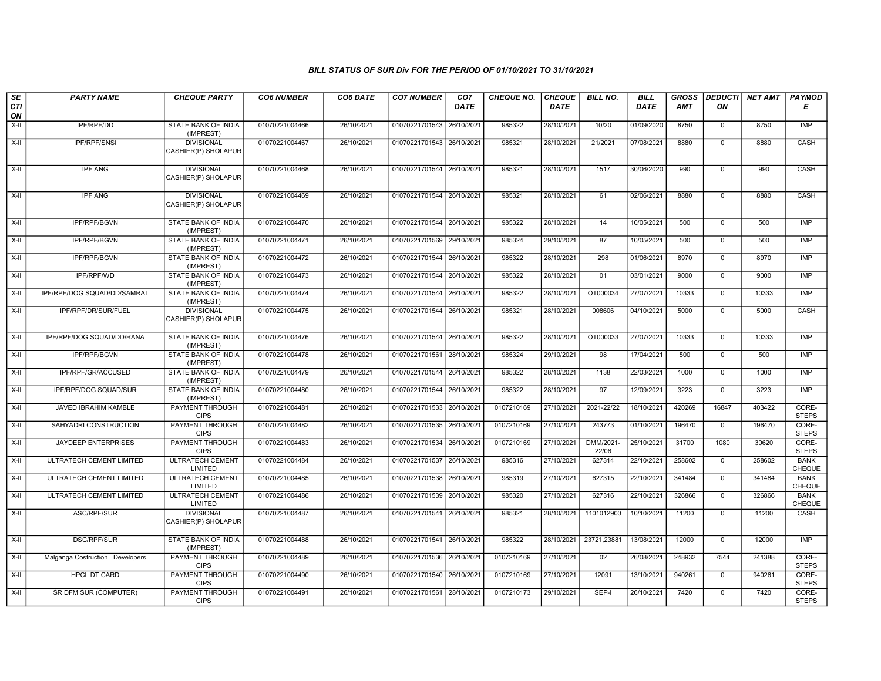### BILL STATUS OF SUR Div FOR THE PERIOD OF 01/10/2021 TO 31/10/2021

| SECTION | PARTY NAME | CHEQUE PARTY | CO6 NUMBER | CO6 DATE | CO7 NUMBER | CO7 DATE | CHEQUE NO. | CHEQUE DATE | BILL NO. | BILL DATE | GROSS AMT | DEDUCTION | NET AMT | PAYMODE |
|---|---|---|---|---|---|---|---|---|---|---|---|---|---|---|
| X-II | IPF/RPF/DD | STATE BANK OF INDIA (IMPREST) | 01070221004466 | 26/10/2021 | 01070221701543 | 26/10/2021 | 985322 | 28/10/2021 | 10/20 | 01/09/2020 | 8750 | 0 | 8750 | IMP |
| X-II | IPF/RPF/SNSI | DIVISIONAL CASHIER(P) SHOLAPUR | 01070221004467 | 26/10/2021 | 01070221701543 | 26/10/2021 | 985321 | 28/10/2021 | 21/2021 | 07/08/2021 | 8880 | 0 | 8880 | CASH |
| X-II | IPF ANG | DIVISIONAL CASHIER(P) SHOLAPUR | 01070221004468 | 26/10/2021 | 01070221701544 | 26/10/2021 | 985321 | 28/10/2021 | 1517 | 30/06/2020 | 990 | 0 | 990 | CASH |
| X-II | IPF ANG | DIVISIONAL CASHIER(P) SHOLAPUR | 01070221004469 | 26/10/2021 | 01070221701544 | 26/10/2021 | 985321 | 28/10/2021 | 61 | 02/06/2021 | 8880 | 0 | 8880 | CASH |
| X-II | IPF/RPF/BGVN | STATE BANK OF INDIA (IMPREST) | 01070221004470 | 26/10/2021 | 01070221701544 | 26/10/2021 | 985322 | 28/10/2021 | 14 | 10/05/2021 | 500 | 0 | 500 | IMP |
| X-II | IPF/RPF/BGVN | STATE BANK OF INDIA (IMPREST) | 01070221004471 | 26/10/2021 | 01070221701569 | 29/10/2021 | 985324 | 29/10/2021 | 87 | 10/05/2021 | 500 | 0 | 500 | IMP |
| X-II | IPF/RPF/BGVN | STATE BANK OF INDIA (IMPREST) | 01070221004472 | 26/10/2021 | 01070221701544 | 26/10/2021 | 985322 | 28/10/2021 | 298 | 01/06/2021 | 8970 | 0 | 8970 | IMP |
| X-II | IPF/RPF/WD | STATE BANK OF INDIA (IMPREST) | 01070221004473 | 26/10/2021 | 01070221701544 | 26/10/2021 | 985322 | 28/10/2021 | 01 | 03/01/2021 | 9000 | 0 | 9000 | IMP |
| X-II | IPF/RPF/DOG SQUAD/DD/SAMRAT | STATE BANK OF INDIA (IMPREST) | 01070221004474 | 26/10/2021 | 01070221701544 | 26/10/2021 | 985322 | 28/10/2021 | OT000034 | 27/07/2021 | 10333 | 0 | 10333 | IMP |
| X-II | IPF/RPF/DR/SUR/FUEL | DIVISIONAL CASHIER(P) SHOLAPUR | 01070221004475 | 26/10/2021 | 01070221701544 | 26/10/2021 | 985321 | 28/10/2021 | 008606 | 04/10/2021 | 5000 | 0 | 5000 | CASH |
| X-II | IPF/RPF/DOG SQUAD/DD/RANA | STATE BANK OF INDIA (IMPREST) | 01070221004476 | 26/10/2021 | 01070221701544 | 26/10/2021 | 985322 | 28/10/2021 | OT000033 | 27/07/2021 | 10333 | 0 | 10333 | IMP |
| X-II | IPF/RPF/BGVN | STATE BANK OF INDIA (IMPREST) | 01070221004478 | 26/10/2021 | 01070221701561 | 28/10/2021 | 985324 | 29/10/2021 | 98 | 17/04/2021 | 500 | 0 | 500 | IMP |
| X-II | IPF/RPF/GR/ACCUSED | STATE BANK OF INDIA (IMPREST) | 01070221004479 | 26/10/2021 | 01070221701544 | 26/10/2021 | 985322 | 28/10/2021 | 1138 | 22/03/2021 | 1000 | 0 | 1000 | IMP |
| X-II | IPF/RPF/DOG SQUAD/SUR | STATE BANK OF INDIA (IMPREST) | 01070221004480 | 26/10/2021 | 01070221701544 | 26/10/2021 | 985322 | 28/10/2021 | 97 | 12/09/2021 | 3223 | 0 | 3223 | IMP |
| X-II | JAVED IBRAHIM KAMBLE | PAYMENT THROUGH CIPS | 01070221004481 | 26/10/2021 | 01070221701533 | 26/10/2021 | 0107210169 | 27/10/2021 | 2021-22/22 | 18/10/2021 | 420269 | 16847 | 403422 | CORE-STEPS |
| X-II | SAHYADRI CONSTRUCTION | PAYMENT THROUGH CIPS | 01070221004482 | 26/10/2021 | 01070221701535 | 26/10/2021 | 0107210169 | 27/10/2021 | 243773 | 01/10/2021 | 196470 | 0 | 196470 | CORE-STEPS |
| X-II | JAYDEEP ENTERPRISES | PAYMENT THROUGH CIPS | 01070221004483 | 26/10/2021 | 01070221701534 | 26/10/2021 | 0107210169 | 27/10/2021 | DMM/2021-22/06 | 25/10/2021 | 31700 | 1080 | 30620 | CORE-STEPS |
| X-II | ULTRATECH CEMENT LIMITED | ULTRATECH CEMENT LIMITED | 01070221004484 | 26/10/2021 | 01070221701537 | 26/10/2021 | 985316 | 27/10/2021 | 627314 | 22/10/2021 | 258602 | 0 | 258602 | BANK CHEQUE |
| X-II | ULTRATECH CEMENT LIMITED | ULTRATECH CEMENT LIMITED | 01070221004485 | 26/10/2021 | 01070221701538 | 26/10/2021 | 985319 | 27/10/2021 | 627315 | 22/10/2021 | 341484 | 0 | 341484 | BANK CHEQUE |
| X-II | ULTRATECH CEMENT LIMITED | ULTRATECH CEMENT LIMITED | 01070221004486 | 26/10/2021 | 01070221701539 | 26/10/2021 | 985320 | 27/10/2021 | 627316 | 22/10/2021 | 326866 | 0 | 326866 | BANK CHEQUE |
| X-II | ASC/RPF/SUR | DIVISIONAL CASHIER(P) SHOLAPUR | 01070221004487 | 26/10/2021 | 01070221701541 | 26/10/2021 | 985321 | 28/10/2021 | 1101012900 | 10/10/2021 | 11200 | 0 | 11200 | CASH |
| X-II | DSC/RPF/SUR | STATE BANK OF INDIA (IMPREST) | 01070221004488 | 26/10/2021 | 01070221701541 | 26/10/2021 | 985322 | 28/10/2021 | 23721,23881 | 13/08/2021 | 12000 | 0 | 12000 | IMP |
| X-II | Malganga Costruction Developers | PAYMENT THROUGH CIPS | 01070221004489 | 26/10/2021 | 01070221701536 | 26/10/2021 | 0107210169 | 27/10/2021 | 02 | 26/08/2021 | 248932 | 7544 | 241388 | CORE-STEPS |
| X-II | HPCL DT CARD | PAYMENT THROUGH CIPS | 01070221004490 | 26/10/2021 | 01070221701540 | 26/10/2021 | 0107210169 | 27/10/2021 | 12091 | 13/10/2021 | 940261 | 0 | 940261 | CORE-STEPS |
| X-II | SR DFM SUR (COMPUTER) | PAYMENT THROUGH CIPS | 01070221004491 | 26/10/2021 | 01070221701561 | 28/10/2021 | 0107210173 | 29/10/2021 | SEP-I | 26/10/2021 | 7420 | 0 | 7420 | CORE-STEPS |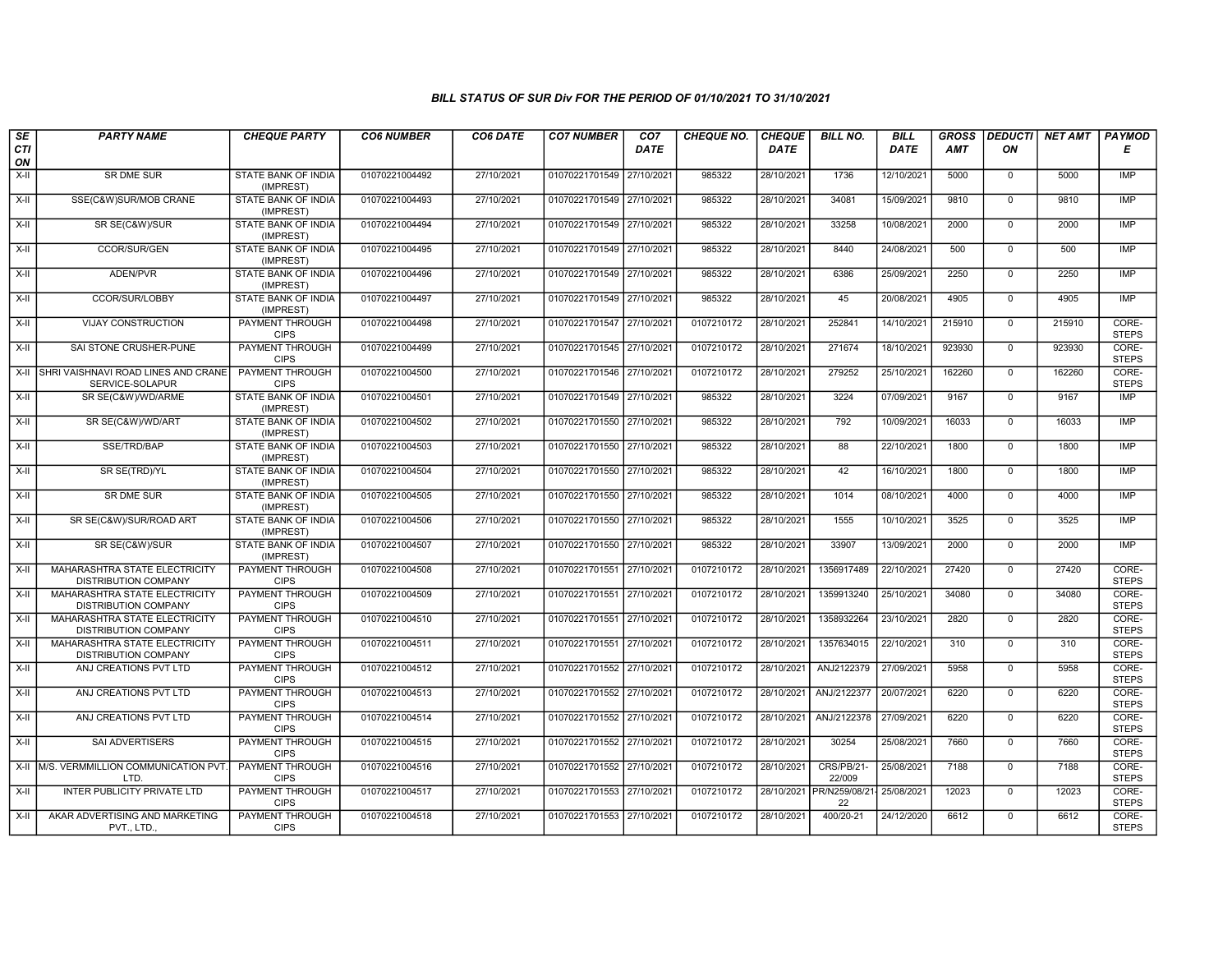## BILL STATUS OF SUR Div FOR THE PERIOD OF 01/10/2021 TO 31/10/2021

| SECTION | PARTY NAME | CHEQUE PARTY | CO6 NUMBER | CO6 DATE | CO7 NUMBER | CO7 DATE | CHEQUE NO. | CHEQUE DATE | BILL NO. | BILL DATE | GROSS AMT | DEDUCTION | NET AMT | PAYMODE |
|---|---|---|---|---|---|---|---|---|---|---|---|---|---|---|
| X-II | SR DME SUR | STATE BANK OF INDIA (IMPREST) | 01070221004492 | 27/10/2021 | 01070221701549 | 27/10/2021 | 985322 | 28/10/2021 | 1736 | 12/10/2021 | 5000 | 0 | 5000 | IMP |
| X-II | SSE(C&W)SUR/MOB CRANE | STATE BANK OF INDIA (IMPREST) | 01070221004493 | 27/10/2021 | 01070221701549 | 27/10/2021 | 985322 | 28/10/2021 | 34081 | 15/09/2021 | 9810 | 0 | 9810 | IMP |
| X-II | SR SE(C&W)/SUR | STATE BANK OF INDIA (IMPREST) | 01070221004494 | 27/10/2021 | 01070221701549 | 27/10/2021 | 985322 | 28/10/2021 | 33258 | 10/08/2021 | 2000 | 0 | 2000 | IMP |
| X-II | CCOR/SUR/GEN | STATE BANK OF INDIA (IMPREST) | 01070221004495 | 27/10/2021 | 01070221701549 | 27/10/2021 | 985322 | 28/10/2021 | 8440 | 24/08/2021 | 500 | 0 | 500 | IMP |
| X-II | ADEN/PVR | STATE BANK OF INDIA (IMPREST) | 01070221004496 | 27/10/2021 | 01070221701549 | 27/10/2021 | 985322 | 28/10/2021 | 6386 | 25/09/2021 | 2250 | 0 | 2250 | IMP |
| X-II | CCOR/SUR/LOBBY | STATE BANK OF INDIA (IMPREST) | 01070221004497 | 27/10/2021 | 01070221701549 | 27/10/2021 | 985322 | 28/10/2021 | 45 | 20/08/2021 | 4905 | 0 | 4905 | IMP |
| X-II | VIJAY CONSTRUCTION | PAYMENT THROUGH CIPS | 01070221004498 | 27/10/2021 | 01070221701547 | 27/10/2021 | 0107210172 | 28/10/2021 | 252841 | 14/10/2021 | 215910 | 0 | 215910 | CORE-STEPS |
| X-II | SAI STONE CRUSHER-PUNE | PAYMENT THROUGH CIPS | 01070221004499 | 27/10/2021 | 01070221701545 | 27/10/2021 | 0107210172 | 28/10/2021 | 271674 | 18/10/2021 | 923930 | 0 | 923930 | CORE-STEPS |
| X-II | SHRI VAISHNAVI ROAD LINES AND CRANE SERVICE-SOLAPUR | PAYMENT THROUGH CIPS | 01070221004500 | 27/10/2021 | 01070221701546 | 27/10/2021 | 0107210172 | 28/10/2021 | 279252 | 25/10/2021 | 162260 | 0 | 162260 | CORE-STEPS |
| X-II | SR SE(C&W)/WD/ARME | STATE BANK OF INDIA (IMPREST) | 01070221004501 | 27/10/2021 | 01070221701549 | 27/10/2021 | 985322 | 28/10/2021 | 3224 | 07/09/2021 | 9167 | 0 | 9167 | IMP |
| X-II | SR SE(C&W)/WD/ART | STATE BANK OF INDIA (IMPREST) | 01070221004502 | 27/10/2021 | 01070221701550 | 27/10/2021 | 985322 | 28/10/2021 | 792 | 10/09/2021 | 16033 | 0 | 16033 | IMP |
| X-II | SSE/TRD/BAP | STATE BANK OF INDIA (IMPREST) | 01070221004503 | 27/10/2021 | 01070221701550 | 27/10/2021 | 985322 | 28/10/2021 | 88 | 22/10/2021 | 1800 | 0 | 1800 | IMP |
| X-II | SR SE(TRD)/YL | STATE BANK OF INDIA (IMPREST) | 01070221004504 | 27/10/2021 | 01070221701550 | 27/10/2021 | 985322 | 28/10/2021 | 42 | 16/10/2021 | 1800 | 0 | 1800 | IMP |
| X-II | SR DME SUR | STATE BANK OF INDIA (IMPREST) | 01070221004505 | 27/10/2021 | 01070221701550 | 27/10/2021 | 985322 | 28/10/2021 | 1014 | 08/10/2021 | 4000 | 0 | 4000 | IMP |
| X-II | SR SE(C&W)/SUR/ROAD ART | STATE BANK OF INDIA (IMPREST) | 01070221004506 | 27/10/2021 | 01070221701550 | 27/10/2021 | 985322 | 28/10/2021 | 1555 | 10/10/2021 | 3525 | 0 | 3525 | IMP |
| X-II | SR SE(C&W)/SUR | STATE BANK OF INDIA (IMPREST) | 01070221004507 | 27/10/2021 | 01070221701550 | 27/10/2021 | 985322 | 28/10/2021 | 33907 | 13/09/2021 | 2000 | 0 | 2000 | IMP |
| X-II | MAHARASHTRA STATE ELECTRICITY DISTRIBUTION COMPANY | PAYMENT THROUGH CIPS | 01070221004508 | 27/10/2021 | 01070221701551 | 27/10/2021 | 0107210172 | 28/10/2021 | 1356917489 | 22/10/2021 | 27420 | 0 | 27420 | CORE-STEPS |
| X-II | MAHARASHTRA STATE ELECTRICITY DISTRIBUTION COMPANY | PAYMENT THROUGH CIPS | 01070221004509 | 27/10/2021 | 01070221701551 | 27/10/2021 | 0107210172 | 28/10/2021 | 1359913240 | 25/10/2021 | 34080 | 0 | 34080 | CORE-STEPS |
| X-II | MAHARASHTRA STATE ELECTRICITY DISTRIBUTION COMPANY | PAYMENT THROUGH CIPS | 01070221004510 | 27/10/2021 | 01070221701551 | 27/10/2021 | 0107210172 | 28/10/2021 | 1358932264 | 23/10/2021 | 2820 | 0 | 2820 | CORE-STEPS |
| X-II | MAHARASHTRA STATE ELECTRICITY DISTRIBUTION COMPANY | PAYMENT THROUGH CIPS | 01070221004511 | 27/10/2021 | 01070221701551 | 27/10/2021 | 0107210172 | 28/10/2021 | 1357634015 | 22/10/2021 | 310 | 0 | 310 | CORE-STEPS |
| X-II | ANJ CREATIONS PVT LTD | PAYMENT THROUGH CIPS | 01070221004512 | 27/10/2021 | 01070221701552 | 27/10/2021 | 0107210172 | 28/10/2021 | ANJ2122379 | 27/09/2021 | 5958 | 0 | 5958 | CORE-STEPS |
| X-II | ANJ CREATIONS PVT LTD | PAYMENT THROUGH CIPS | 01070221004513 | 27/10/2021 | 01070221701552 | 27/10/2021 | 0107210172 | 28/10/2021 | ANJ/2122377 | 20/07/2021 | 6220 | 0 | 6220 | CORE-STEPS |
| X-II | ANJ CREATIONS PVT LTD | PAYMENT THROUGH CIPS | 01070221004514 | 27/10/2021 | 01070221701552 | 27/10/2021 | 0107210172 | 28/10/2021 | ANJ/2122378 | 27/09/2021 | 6220 | 0 | 6220 | CORE-STEPS |
| X-II | SAI ADVERTISERS | PAYMENT THROUGH CIPS | 01070221004515 | 27/10/2021 | 01070221701552 | 27/10/2021 | 0107210172 | 28/10/2021 | 30254 | 25/08/2021 | 7660 | 0 | 7660 | CORE-STEPS |
| X-II | M/S. VERMMILLION COMMUNICATION PVT. LTD. | PAYMENT THROUGH CIPS | 01070221004516 | 27/10/2021 | 01070221701552 | 27/10/2021 | 0107210172 | 28/10/2021 | CRS/PB/21-22/009 | 25/08/2021 | 7188 | 0 | 7188 | CORE-STEPS |
| X-II | INTER PUBLICITY PRIVATE LTD | PAYMENT THROUGH CIPS | 01070221004517 | 27/10/2021 | 01070221701553 | 27/10/2021 | 0107210172 | 28/10/2021 | PR/N259/08/21-22 | 25/08/2021 | 12023 | 0 | 12023 | CORE-STEPS |
| X-II | AKAR ADVERTISING AND MARKETING PVT., LTD., | PAYMENT THROUGH CIPS | 01070221004518 | 27/10/2021 | 01070221701553 | 27/10/2021 | 0107210172 | 28/10/2021 | 400/20-21 | 24/12/2020 | 6612 | 0 | 6612 | CORE-STEPS |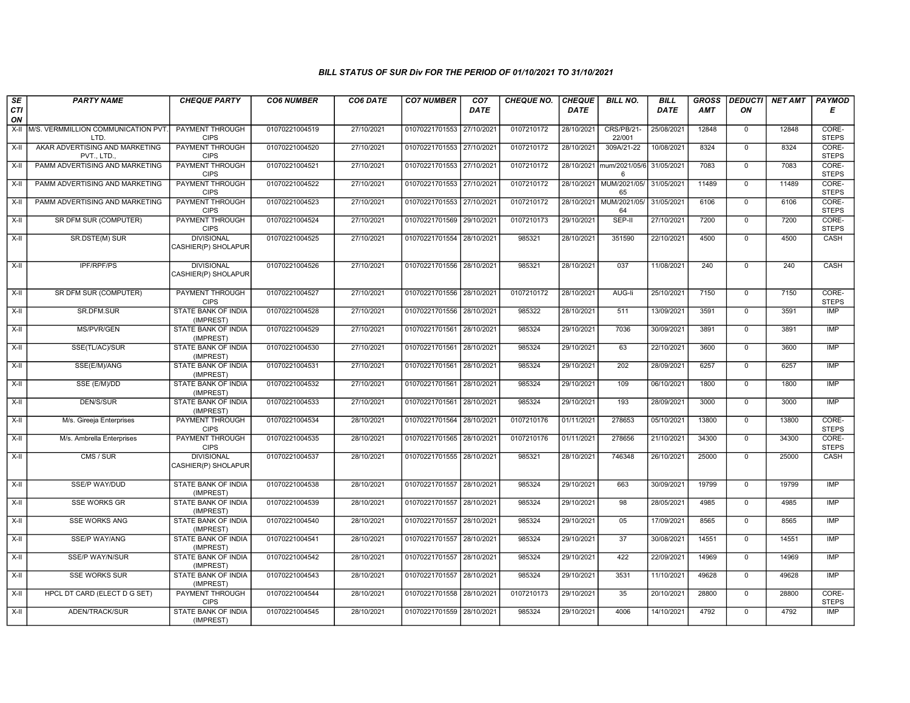## BILL STATUS OF SUR Div FOR THE PERIOD OF 01/10/2021 TO 31/10/2021

| SECTION | PARTY NAME | CHEQUE PARTY | CO6 NUMBER | CO6 DATE | CO7 NUMBER | CO7 DATE | CHEQUE NO. | CHEQUE DATE | BILL NO. | BILL DATE | GROSS AMT | DEDUCTION | NET AMT | PAYMODE |
|---|---|---|---|---|---|---|---|---|---|---|---|---|---|---|
| X-II | M/S. VERMMILLION COMMUNICATION PVT. LTD. | PAYMENT THROUGH CIPS | 01070221004519 | 27/10/2021 | 01070221701553 | 27/10/2021 | 0107210172 | 28/10/2021 | CRS/PB/21-22/001 | 25/08/2021 | 12848 | 0 | 12848 | CORE-STEPS |
| X-II | AKAR ADVERTISING AND MARKETING PVT., LTD., | PAYMENT THROUGH CIPS | 01070221004520 | 27/10/2021 | 01070221701553 | 27/10/2021 | 0107210172 | 28/10/2021 | 309A/21-22 | 10/08/2021 | 8324 | 0 | 8324 | CORE-STEPS |
| X-II | PAMM ADVERTISING AND MARKETING | PAYMENT THROUGH CIPS | 01070221004521 | 27/10/2021 | 01070221701553 | 27/10/2021 | 0107210172 | 28/10/2021 | mum/2021/05/66 | 31/05/2021 | 7083 | 0 | 7083 | CORE-STEPS |
| X-II | PAMM ADVERTISING AND MARKETING | PAYMENT THROUGH CIPS | 01070221004522 | 27/10/2021 | 01070221701553 | 27/10/2021 | 0107210172 | 28/10/2021 | MUM/2021/05/65 | 31/05/2021 | 11489 | 0 | 11489 | CORE-STEPS |
| X-II | PAMM ADVERTISING AND MARKETING | PAYMENT THROUGH CIPS | 01070221004523 | 27/10/2021 | 01070221701553 | 27/10/2021 | 0107210172 | 28/10/2021 | MUM/2021/05/64 | 31/05/2021 | 6106 | 0 | 6106 | CORE-STEPS |
| X-II | SR DFM SUR (COMPUTER) | PAYMENT THROUGH CIPS | 01070221004524 | 27/10/2021 | 01070221701569 | 29/10/2021 | 0107210173 | 29/10/2021 | SEP-II | 27/10/2021 | 7200 | 0 | 7200 | CORE-STEPS |
| X-II | SR.DSTE(M) SUR | DIVISIONAL CASHIER(P) SHOLAPUR | 01070221004525 | 27/10/2021 | 01070221701554 | 28/10/2021 | 985321 | 28/10/2021 | 351590 | 22/10/2021 | 4500 | 0 | 4500 | CASH |
| X-II | IPF/RPF/PS | DIVISIONAL CASHIER(P) SHOLAPUR | 01070221004526 | 27/10/2021 | 01070221701556 | 28/10/2021 | 985321 | 28/10/2021 | 037 | 11/08/2021 | 240 | 0 | 240 | CASH |
| X-II | SR DFM SUR (COMPUTER) | PAYMENT THROUGH CIPS | 01070221004527 | 27/10/2021 | 01070221701556 | 28/10/2021 | 0107210172 | 28/10/2021 | AUG-Ii | 25/10/2021 | 7150 | 0 | 7150 | CORE-STEPS |
| X-II | SR.DFM.SUR | STATE BANK OF INDIA (IMPREST) | 01070221004528 | 27/10/2021 | 01070221701556 | 28/10/2021 | 985322 | 28/10/2021 | 511 | 13/09/2021 | 3591 | 0 | 3591 | IMP |
| X-II | MS/PVR/GEN | STATE BANK OF INDIA (IMPREST) | 01070221004529 | 27/10/2021 | 01070221701561 | 28/10/2021 | 985324 | 29/10/2021 | 7036 | 30/09/2021 | 3891 | 0 | 3891 | IMP |
| X-II | SSE(TL/AC)/SUR | STATE BANK OF INDIA (IMPREST) | 01070221004530 | 27/10/2021 | 01070221701561 | 28/10/2021 | 985324 | 29/10/2021 | 63 | 22/10/2021 | 3600 | 0 | 3600 | IMP |
| X-II | SSE(E/M)/ANG | STATE BANK OF INDIA (IMPREST) | 01070221004531 | 27/10/2021 | 01070221701561 | 28/10/2021 | 985324 | 29/10/2021 | 202 | 28/09/2021 | 6257 | 0 | 6257 | IMP |
| X-II | SSE (E/M)/DD | STATE BANK OF INDIA (IMPREST) | 01070221004532 | 27/10/2021 | 01070221701561 | 28/10/2021 | 985324 | 29/10/2021 | 109 | 06/10/2021 | 1800 | 0 | 1800 | IMP |
| X-II | DEN/S/SUR | STATE BANK OF INDIA (IMPREST) | 01070221004533 | 27/10/2021 | 01070221701561 | 28/10/2021 | 985324 | 29/10/2021 | 193 | 28/09/2021 | 3000 | 0 | 3000 | IMP |
| X-II | M/s. Gireeja Enterprises | PAYMENT THROUGH CIPS | 01070221004534 | 28/10/2021 | 01070221701564 | 28/10/2021 | 0107210176 | 01/11/2021 | 278653 | 05/10/2021 | 13800 | 0 | 13800 | CORE-STEPS |
| X-II | M/s. Ambrella Enterprises | PAYMENT THROUGH CIPS | 01070221004535 | 28/10/2021 | 01070221701565 | 28/10/2021 | 0107210176 | 01/11/2021 | 278656 | 21/10/2021 | 34300 | 0 | 34300 | CORE-STEPS |
| X-II | CMS / SUR | DIVISIONAL CASHIER(P) SHOLAPUR | 01070221004537 | 28/10/2021 | 01070221701555 | 28/10/2021 | 985321 | 28/10/2021 | 746348 | 26/10/2021 | 25000 | 0 | 25000 | CASH |
| X-II | SSE/P WAY/DUD | STATE BANK OF INDIA (IMPREST) | 01070221004538 | 28/10/2021 | 01070221701557 | 28/10/2021 | 985324 | 29/10/2021 | 663 | 30/09/2021 | 19799 | 0 | 19799 | IMP |
| X-II | SSE WORKS GR | STATE BANK OF INDIA (IMPREST) | 01070221004539 | 28/10/2021 | 01070221701557 | 28/10/2021 | 985324 | 29/10/2021 | 98 | 28/05/2021 | 4985 | 0 | 4985 | IMP |
| X-II | SSE WORKS ANG | STATE BANK OF INDIA (IMPREST) | 01070221004540 | 28/10/2021 | 01070221701557 | 28/10/2021 | 985324 | 29/10/2021 | 05 | 17/09/2021 | 8565 | 0 | 8565 | IMP |
| X-II | SSE/P WAY/ANG | STATE BANK OF INDIA (IMPREST) | 01070221004541 | 28/10/2021 | 01070221701557 | 28/10/2021 | 985324 | 29/10/2021 | 37 | 30/08/2021 | 14551 | 0 | 14551 | IMP |
| X-II | SSE/P WAY/N/SUR | STATE BANK OF INDIA (IMPREST) | 01070221004542 | 28/10/2021 | 01070221701557 | 28/10/2021 | 985324 | 29/10/2021 | 422 | 22/09/2021 | 14969 | 0 | 14969 | IMP |
| X-II | SSE WORKS SUR | STATE BANK OF INDIA (IMPREST) | 01070221004543 | 28/10/2021 | 01070221701557 | 28/10/2021 | 985324 | 29/10/2021 | 3531 | 11/10/2021 | 49628 | 0 | 49628 | IMP |
| X-II | HPCL DT CARD (ELECT D G SET) | PAYMENT THROUGH CIPS | 01070221004544 | 28/10/2021 | 01070221701558 | 28/10/2021 | 0107210173 | 29/10/2021 | 35 | 20/10/2021 | 28800 | 0 | 28800 | CORE-STEPS |
| X-II | ADEN/TRACK/SUR | STATE BANK OF INDIA (IMPREST) | 01070221004545 | 28/10/2021 | 01070221701559 | 28/10/2021 | 985324 | 29/10/2021 | 4006 | 14/10/2021 | 4792 | 0 | 4792 | IMP |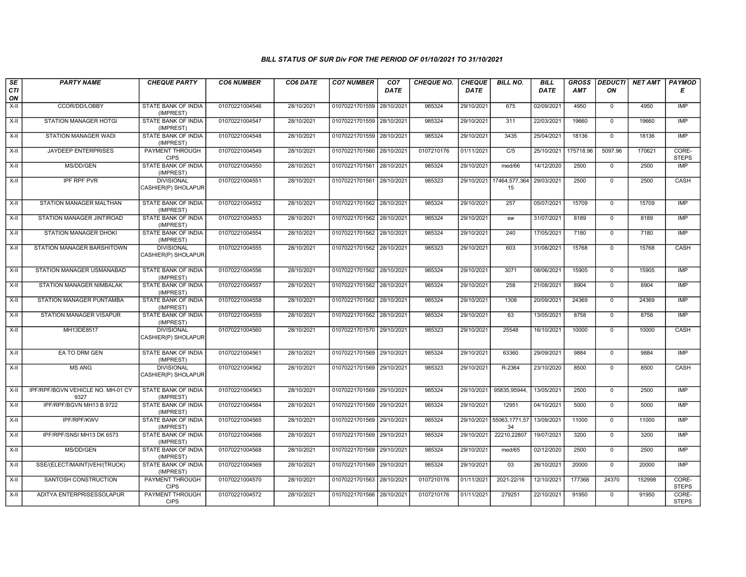### BILL STATUS OF SUR Div FOR THE PERIOD OF 01/10/2021 TO 31/10/2021

| SECTION | PARTY NAME | CHEQUE PARTY | CO6 NUMBER | CO6 DATE | CO7 NUMBER | CO7 DATE | CHEQUE NO. | CHEQUE DATE | BILL NO. | BILL DATE | GROSS AMT | DEDUCTION | NET AMT | PAYMODE |
|---|---|---|---|---|---|---|---|---|---|---|---|---|---|---|
| X-II | CCOR/DD/LOBBY | STATE BANK OF INDIA (IMPREST) | 01070221004546 | 28/10/2021 | 01070221701559 | 28/10/2021 | 985324 | 29/10/2021 | 675 | 02/09/2021 | 4950 | 0 | 4950 | IMP |
| X-II | STATION MANAGER HOTGI | STATE BANK OF INDIA (IMPREST) | 01070221004547 | 28/10/2021 | 01070221701559 | 28/10/2021 | 985324 | 29/10/2021 | 311 | 22/03/2021 | 19660 | 0 | 19660 | IMP |
| X-II | STATION MANAGER WADI | STATE BANK OF INDIA (IMPREST) | 01070221004548 | 28/10/2021 | 01070221701559 | 28/10/2021 | 985324 | 29/10/2021 | 3435 | 25/04/2021 | 18136 | 0 | 18136 | IMP |
| X-II | JAYDEEP ENTERPRISES | PAYMENT THROUGH CIPS | 01070221004549 | 28/10/2021 | 01070221701560 | 28/10/2021 | 0107210176 | 01/11/2021 | C/5 | 25/10/2021 | 175718.96 | 5097.96 | 170621 | CORE-STEPS |
| X-II | MS/DD/GEN | STATE BANK OF INDIA (IMPREST) | 01070221004550 | 28/10/2021 | 01070221701561 | 28/10/2021 | 985324 | 29/10/2021 | med/66 | 14/12/2020 | 2500 | 0 | 2500 | IMP |
| X-II | IPF RPF PVR | DIVISIONAL CASHIER(P) SHOLAPUR | 01070221004551 | 28/10/2021 | 01070221701561 | 28/10/2021 | 985323 | 29/10/2021 | 17464,577,364 15 | 29/03/2021 | 2500 | 0 | 2500 | CASH |
| X-II | STATION MANAGER MALTHAN | STATE BANK OF INDIA (IMPREST) | 01070221004552 | 28/10/2021 | 01070221701562 | 28/10/2021 | 985324 | 29/10/2021 | 257 | 05/07/2021 | 15709 | 0 | 15709 | IMP |
| X-II | STATION MANAGER JINTIROAD | STATE BANK OF INDIA (IMPREST) | 01070221004553 | 28/10/2021 | 01070221701562 | 28/10/2021 | 985324 | 29/10/2021 | sw | 31/07/2021 | 8189 | 0 | 8189 | IMP |
| X-II | STATION MANAGER DHOKI | STATE BANK OF INDIA (IMPREST) | 01070221004554 | 28/10/2021 | 01070221701562 | 28/10/2021 | 985324 | 29/10/2021 | 240 | 17/05/2021 | 7180 | 0 | 7180 | IMP |
| X-II | STATION MANAGER BARSHITOWN | DIVISIONAL CASHIER(P) SHOLAPUR | 01070221004555 | 28/10/2021 | 01070221701562 | 28/10/2021 | 985323 | 29/10/2021 | 603 | 31/08/2021 | 15768 | 0 | 15768 | CASH |
| X-II | STATION MANAGER USMANABAD | STATE BANK OF INDIA (IMPREST) | 01070221004556 | 28/10/2021 | 01070221701562 | 28/10/2021 | 985324 | 29/10/2021 | 3071 | 08/06/2021 | 15905 | 0 | 15905 | IMP |
| X-II | STATION MANAGER NIMBALAK | STATE BANK OF INDIA (IMPREST) | 01070221004557 | 28/10/2021 | 01070221701562 | 28/10/2021 | 985324 | 29/10/2021 | 258 | 21/08/2021 | 8904 | 0 | 8904 | IMP |
| X-II | STATION MANAGER PUNTAMBA | STATE BANK OF INDIA (IMPREST) | 01070221004558 | 28/10/2021 | 01070221701562 | 28/10/2021 | 985324 | 29/10/2021 | 1308 | 20/09/2021 | 24369 | 0 | 24369 | IMP |
| X-II | STATION MANAGER VISAPUR | STATE BANK OF INDIA (IMPREST) | 01070221004559 | 28/10/2021 | 01070221701562 | 28/10/2021 | 985324 | 29/10/2021 | 63 | 13/05/2021 | 8758 | 0 | 8758 | IMP |
| X-II | MH13DE8517 | DIVISIONAL CASHIER(P) SHOLAPUR | 01070221004560 | 28/10/2021 | 01070221701570 | 29/10/2021 | 985323 | 29/10/2021 | 25548 | 16/10/2021 | 10000 | 0 | 10000 | CASH |
| X-II | EA TO DRM GEN | STATE BANK OF INDIA (IMPREST) | 01070221004561 | 28/10/2021 | 01070221701569 | 29/10/2021 | 985324 | 29/10/2021 | 63360 | 29/09/2021 | 9884 | 0 | 9884 | IMP |
| X-II | MS ANG | DIVISIONAL CASHIER(P) SHOLAPUR | 01070221004562 | 28/10/2021 | 01070221701569 | 29/10/2021 | 985323 | 29/10/2021 | R-2364 | 23/10/2020 | 8500 | 0 | 8500 | CASH |
| X-II | IPF/RPF/BGVN VEHICLE NO. MH-01 CY 9327 | STATE BANK OF INDIA (IMPREST) | 01070221004563 | 28/10/2021 | 01070221701569 | 29/10/2021 | 985324 | 29/10/2021 | 95835,95944, | 13/05/2021 | 2500 | 0 | 2500 | IMP |
| X-II | IPF/RPF/BGVN MH13 B 9722 | STATE BANK OF INDIA (IMPREST) | 01070221004564 | 28/10/2021 | 01070221701569 | 29/10/2021 | 985324 | 29/10/2021 | 12951 | 04/10/2021 | 5000 | 0 | 5000 | IMP |
| X-II | IPF/RPF/KWV | STATE BANK OF INDIA (IMPREST) | 01070221004565 | 28/10/2021 | 01070221701569 | 29/10/2021 | 985324 | 29/10/2021 | 55063,1771,57 34 | 13/09/2021 | 11000 | 0 | 11000 | IMP |
| X-II | IPF/RPF/SNSI MH13 DK 6573 | STATE BANK OF INDIA (IMPREST) | 01070221004566 | 28/10/2021 | 01070221701569 | 29/10/2021 | 985324 | 29/10/2021 | 22210,22807 | 19/07/2021 | 3200 | 0 | 3200 | IMP |
| X-II | MS/DD/GEN | STATE BANK OF INDIA (IMPREST) | 01070221004568 | 28/10/2021 | 01070221701569 | 29/10/2021 | 985324 | 29/10/2021 | med/65 | 02/12/2020 | 2500 | 0 | 2500 | IMP |
| X-II | SSE/(ELECT/MAINT)VEH/(TRUCK) | STATE BANK OF INDIA (IMPREST) | 01070221004569 | 28/10/2021 | 01070221701569 | 29/10/2021 | 985324 | 29/10/2021 | 03 | 26/10/2021 | 20000 | 0 | 20000 | IMP |
| X-II | SANTOSH CONSTRUCTION | PAYMENT THROUGH CIPS | 01070221004570 | 28/10/2021 | 01070221701563 | 28/10/2021 | 0107210176 | 01/11/2021 | 2021-22/16 | 12/10/2021 | 177368 | 24370 | 152998 | CORE-STEPS |
| X-II | ADITYA ENTERPRISESSOLAPUR | PAYMENT THROUGH CIPS | 01070221004572 | 28/10/2021 | 01070221701566 | 28/10/2021 | 0107210176 | 01/11/2021 | 279251 | 22/10/2021 | 91950 | 0 | 91950 | CORE-STEPS |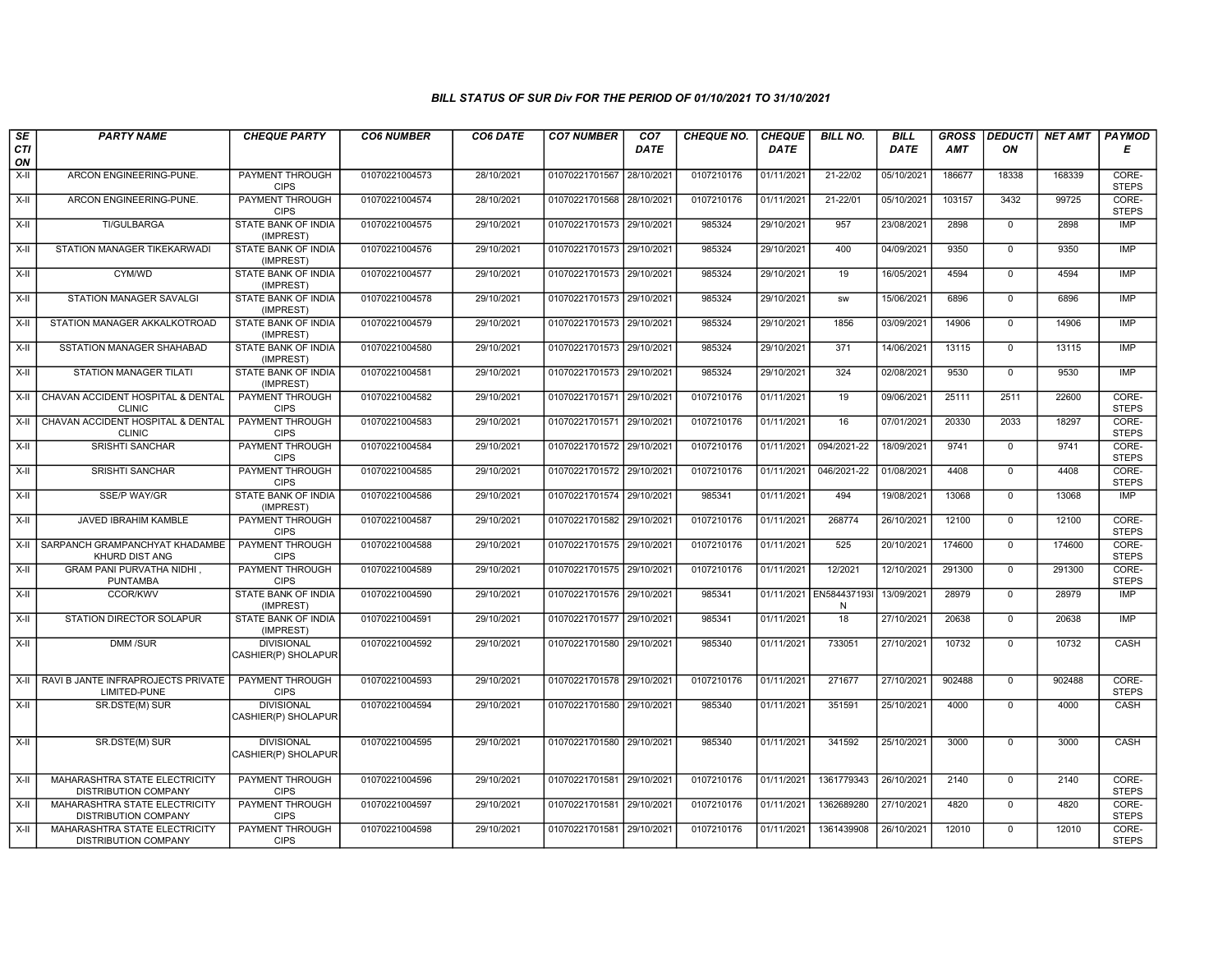## BILL STATUS OF SUR Div FOR THE PERIOD OF 01/10/2021 TO 31/10/2021

| SECTION | PARTY NAME | CHEQUE PARTY | CO6 NUMBER | CO6 DATE | CO7 NUMBER | CO7 DATE | CHEQUE NO. | CHEQUE DATE | BILL NO. | BILL DATE | GROSS AMT | DEDUCTION | NET AMT | PAYMODE |
|---|---|---|---|---|---|---|---|---|---|---|---|---|---|---|
| X-II | ARCON ENGINEERING-PUNE. | PAYMENT THROUGH CIPS | 01070221004573 | 28/10/2021 | 01070221701567 | 28/10/2021 | 0107210176 | 01/11/2021 | 21-22/02 | 05/10/2021 | 186677 | 18338 | 168339 | CORE-STEPS |
| X-II | ARCON ENGINEERING-PUNE. | PAYMENT THROUGH CIPS | 01070221004574 | 28/10/2021 | 01070221701568 | 28/10/2021 | 0107210176 | 01/11/2021 | 21-22/01 | 05/10/2021 | 103157 | 3432 | 99725 | CORE-STEPS |
| X-II | TI/GULBARGA | STATE BANK OF INDIA (IMPREST) | 01070221004575 | 29/10/2021 | 01070221701573 | 29/10/2021 | 985324 | 29/10/2021 | 957 | 23/08/2021 | 2898 | 0 | 2898 | IMP |
| X-II | STATION MANAGER TIKEKARWADI | STATE BANK OF INDIA (IMPREST) | 01070221004576 | 29/10/2021 | 01070221701573 | 29/10/2021 | 985324 | 29/10/2021 | 400 | 04/09/2021 | 9350 | 0 | 9350 | IMP |
| X-II | CYM/WD | STATE BANK OF INDIA (IMPREST) | 01070221004577 | 29/10/2021 | 01070221701573 | 29/10/2021 | 985324 | 29/10/2021 | 19 | 16/05/2021 | 4594 | 0 | 4594 | IMP |
| X-II | STATION MANAGER SAVALGI | STATE BANK OF INDIA (IMPREST) | 01070221004578 | 29/10/2021 | 01070221701573 | 29/10/2021 | 985324 | 29/10/2021 | sw | 15/06/2021 | 6896 | 0 | 6896 | IMP |
| X-II | STATION MANAGER AKKALKOTROAD | STATE BANK OF INDIA (IMPREST) | 01070221004579 | 29/10/2021 | 01070221701573 | 29/10/2021 | 985324 | 29/10/2021 | 1856 | 03/09/2021 | 14906 | 0 | 14906 | IMP |
| X-II | SSTATION MANAGER SHAHABAD | STATE BANK OF INDIA (IMPREST) | 01070221004580 | 29/10/2021 | 01070221701573 | 29/10/2021 | 985324 | 29/10/2021 | 371 | 14/06/2021 | 13115 | 0 | 13115 | IMP |
| X-II | STATION MANAGER TILATI | STATE BANK OF INDIA (IMPREST) | 01070221004581 | 29/10/2021 | 01070221701573 | 29/10/2021 | 985324 | 29/10/2021 | 324 | 02/08/2021 | 9530 | 0 | 9530 | IMP |
| X-II | CHAVAN ACCIDENT HOSPITAL & DENTAL CLINIC | PAYMENT THROUGH CIPS | 01070221004582 | 29/10/2021 | 01070221701571 | 29/10/2021 | 0107210176 | 01/11/2021 | 19 | 09/06/2021 | 25111 | 2511 | 22600 | CORE-STEPS |
| X-II | CHAVAN ACCIDENT HOSPITAL & DENTAL CLINIC | PAYMENT THROUGH CIPS | 01070221004583 | 29/10/2021 | 01070221701571 | 29/10/2021 | 0107210176 | 01/11/2021 | 16 | 07/01/2021 | 20330 | 2033 | 18297 | CORE-STEPS |
| X-II | SRISHTI SANCHAR | PAYMENT THROUGH CIPS | 01070221004584 | 29/10/2021 | 01070221701572 | 29/10/2021 | 0107210176 | 01/11/2021 | 094/2021-22 | 18/09/2021 | 9741 | 0 | 9741 | CORE-STEPS |
| X-II | SRISHTI SANCHAR | PAYMENT THROUGH CIPS | 01070221004585 | 29/10/2021 | 01070221701572 | 29/10/2021 | 0107210176 | 01/11/2021 | 046/2021-22 | 01/08/2021 | 4408 | 0 | 4408 | CORE-STEPS |
| X-II | SSE/P WAY/GR | STATE BANK OF INDIA (IMPREST) | 01070221004586 | 29/10/2021 | 01070221701574 | 29/10/2021 | 985341 | 01/11/2021 | 494 | 19/08/2021 | 13068 | 0 | 13068 | IMP |
| X-II | JAVED IBRAHIM KAMBLE | PAYMENT THROUGH CIPS | 01070221004587 | 29/10/2021 | 01070221701582 | 29/10/2021 | 0107210176 | 01/11/2021 | 268774 | 26/10/2021 | 12100 | 0 | 12100 | CORE-STEPS |
| X-II | SARPANCH GRAMPANCHYAT KHADAMBE KHURD DIST ANG | PAYMENT THROUGH CIPS | 01070221004588 | 29/10/2021 | 01070221701575 | 29/10/2021 | 0107210176 | 01/11/2021 | 525 | 20/10/2021 | 174600 | 0 | 174600 | CORE-STEPS |
| X-II | GRAM PANI PURVATHA NIDHI , PUNTAMBA | PAYMENT THROUGH CIPS | 01070221004589 | 29/10/2021 | 01070221701575 | 29/10/2021 | 0107210176 | 01/11/2021 | 12/2021 | 12/10/2021 | 291300 | 0 | 291300 | CORE-STEPS |
| X-II | CCOR/KWV | STATE BANK OF INDIA (IMPREST) | 01070221004590 | 29/10/2021 | 01070221701576 | 29/10/2021 | 985341 | 01/11/2021 | EN584437193IN | 13/09/2021 | 28979 | 0 | 28979 | IMP |
| X-II | STATION DIRECTOR SOLAPUR | STATE BANK OF INDIA (IMPREST) | 01070221004591 | 29/10/2021 | 01070221701577 | 29/10/2021 | 985341 | 01/11/2021 | 18 | 27/10/2021 | 20638 | 0 | 20638 | IMP |
| X-II | DMM /SUR | DIVISIONAL CASHIER(P) SHOLAPUR | 01070221004592 | 29/10/2021 | 01070221701580 | 29/10/2021 | 985340 | 01/11/2021 | 733051 | 27/10/2021 | 10732 | 0 | 10732 | CASH |
| X-II | RAVI B JANTE INFRAPROJECTS PRIVATE LIMITED-PUNE | PAYMENT THROUGH CIPS | 01070221004593 | 29/10/2021 | 01070221701578 | 29/10/2021 | 0107210176 | 01/11/2021 | 271677 | 27/10/2021 | 902488 | 0 | 902488 | CORE-STEPS |
| X-II | SR.DSTE(M) SUR | DIVISIONAL CASHIER(P) SHOLAPUR | 01070221004594 | 29/10/2021 | 01070221701580 | 29/10/2021 | 985340 | 01/11/2021 | 351591 | 25/10/2021 | 4000 | 0 | 4000 | CASH |
| X-II | SR.DSTE(M) SUR | DIVISIONAL CASHIER(P) SHOLAPUR | 01070221004595 | 29/10/2021 | 01070221701580 | 29/10/2021 | 985340 | 01/11/2021 | 341592 | 25/10/2021 | 3000 | 0 | 3000 | CASH |
| X-II | MAHARASHTRA STATE ELECTRICITY DISTRIBUTION COMPANY | PAYMENT THROUGH CIPS | 01070221004596 | 29/10/2021 | 01070221701581 | 29/10/2021 | 0107210176 | 01/11/2021 | 1361779343 | 26/10/2021 | 2140 | 0 | 2140 | CORE-STEPS |
| X-II | MAHARASHTRA STATE ELECTRICITY DISTRIBUTION COMPANY | PAYMENT THROUGH CIPS | 01070221004597 | 29/10/2021 | 01070221701581 | 29/10/2021 | 0107210176 | 01/11/2021 | 1362689280 | 27/10/2021 | 4820 | 0 | 4820 | CORE-STEPS |
| X-II | MAHARASHTRA STATE ELECTRICITY DISTRIBUTION COMPANY | PAYMENT THROUGH CIPS | 01070221004598 | 29/10/2021 | 01070221701581 | 29/10/2021 | 0107210176 | 01/11/2021 | 1361439908 | 26/10/2021 | 12010 | 0 | 12010 | CORE-STEPS |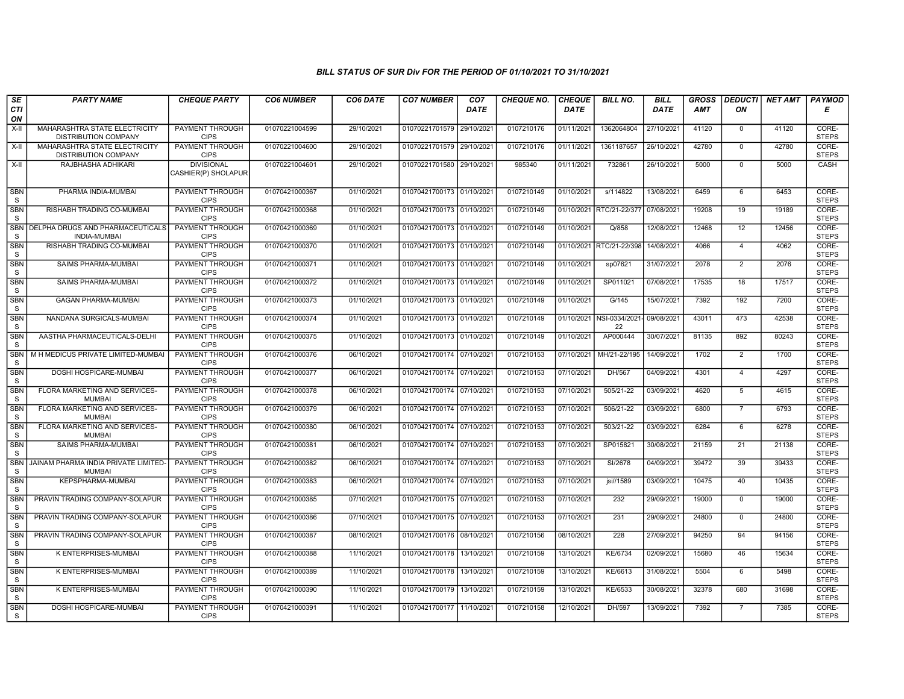### BILL STATUS OF SUR Div FOR THE PERIOD OF 01/10/2021 TO 31/10/2021

| SECTION | PARTY NAME | CHEQUE PARTY | CO6 NUMBER | CO6 DATE | CO7 NUMBER | CO7 DATE | CHEQUE NO. | CHEQUE DATE | BILL NO. | BILL DATE | GROSS AMT | DEDUCTION | NET AMT | PAYMODE |
|---|---|---|---|---|---|---|---|---|---|---|---|---|---|---|
| X-II | MAHARASHTRA STATE ELECTRICITY DISTRIBUTION COMPANY | PAYMENT THROUGH CIPS | 01070221004599 | 29/10/2021 | 01070221701579 | 29/10/2021 | 0107210176 | 01/11/2021 | 1362064804 | 27/10/2021 | 41120 | 0 | 41120 | CORE-STEPS |
| X-II | MAHARASHTRA STATE ELECTRICITY DISTRIBUTION COMPANY | PAYMENT THROUGH CIPS | 01070221004600 | 29/10/2021 | 01070221701579 | 29/10/2021 | 0107210176 | 01/11/2021 | 1361187657 | 26/10/2021 | 42780 | 0 | 42780 | CORE-STEPS |
| X-II | RAJBHASHA ADHIKARI | DIVISIONAL CASHIER(P) SHOLAPUR | 01070221004601 | 29/10/2021 | 01070221701580 | 29/10/2021 | 985340 | 01/11/2021 | 732861 | 26/10/2021 | 5000 | 0 | 5000 | CASH |
| SBNS | PHARMA INDIA-MUMBAI | PAYMENT THROUGH CIPS | 01070421000367 | 01/10/2021 | 01070421700173 | 01/10/2021 | 0107210149 | 01/10/2021 | s/114822 | 13/08/2021 | 6459 | 6 | 6453 | CORE-STEPS |
| SBNS | RISHABH TRADING CO-MUMBAI | PAYMENT THROUGH CIPS | 01070421000368 | 01/10/2021 | 01070421700173 | 01/10/2021 | 0107210149 | 01/10/2021 | RTC/21-22/377 | 07/08/2021 | 19208 | 19 | 19189 | CORE-STEPS |
| SBNS | DELPHA DRUGS AND PHARMACEUTICALS INDIA-MUMBAI | PAYMENT THROUGH CIPS | 01070421000369 | 01/10/2021 | 01070421700173 | 01/10/2021 | 0107210149 | 01/10/2021 | Q/858 | 12/08/2021 | 12468 | 12 | 12456 | CORE-STEPS |
| SBNS | RISHABH TRADING CO-MUMBAI | PAYMENT THROUGH CIPS | 01070421000370 | 01/10/2021 | 01070421700173 | 01/10/2021 | 0107210149 | 01/10/2021 | RTC/21-22/398 | 14/08/2021 | 4066 | 4 | 4062 | CORE-STEPS |
| SBNS | SAIMS PHARMA-MUMBAI | PAYMENT THROUGH CIPS | 01070421000371 | 01/10/2021 | 01070421700173 | 01/10/2021 | 0107210149 | 01/10/2021 | sp07621 | 31/07/2021 | 2078 | 2 | 2076 | CORE-STEPS |
| SBNS | SAIMS PHARMA-MUMBAI | PAYMENT THROUGH CIPS | 01070421000372 | 01/10/2021 | 01070421700173 | 01/10/2021 | 0107210149 | 01/10/2021 | SP011021 | 07/08/2021 | 17535 | 18 | 17517 | CORE-STEPS |
| SBNS | GAGAN PHARMA-MUMBAI | PAYMENT THROUGH CIPS | 01070421000373 | 01/10/2021 | 01070421700173 | 01/10/2021 | 0107210149 | 01/10/2021 | G/145 | 15/07/2021 | 7392 | 192 | 7200 | CORE-STEPS |
| SBNS | NANDANA SURGICALS-MUMBAI | PAYMENT THROUGH CIPS | 01070421000374 | 01/10/2021 | 01070421700173 | 01/10/2021 | 0107210149 | 01/10/2021 | NSI-0334/2021-22 | 09/08/2021 | 43011 | 473 | 42538 | CORE-STEPS |
| SBNS | AASTHA PHARMACEUTICALS-DELHI | PAYMENT THROUGH CIPS | 01070421000375 | 01/10/2021 | 01070421700173 | 01/10/2021 | 0107210149 | 01/10/2021 | AP000444 | 30/07/2021 | 81135 | 892 | 80243 | CORE-STEPS |
| SBNS | M H MEDICUS PRIVATE LIMITED-MUMBAI | PAYMENT THROUGH CIPS | 01070421000376 | 06/10/2021 | 01070421700174 | 07/10/2021 | 0107210153 | 07/10/2021 | MH/21-22/195 | 14/09/2021 | 1702 | 2 | 1700 | CORE-STEPS |
| SBNS | DOSHI HOSPICARE-MUMBAI | PAYMENT THROUGH CIPS | 01070421000377 | 06/10/2021 | 01070421700174 | 07/10/2021 | 0107210153 | 07/10/2021 | DH/567 | 04/09/2021 | 4301 | 4 | 4297 | CORE-STEPS |
| SBNS | FLORA MARKETING AND SERVICES-MUMBAI | PAYMENT THROUGH CIPS | 01070421000378 | 06/10/2021 | 01070421700174 | 07/10/2021 | 0107210153 | 07/10/2021 | 505/21-22 | 03/09/2021 | 4620 | 5 | 4615 | CORE-STEPS |
| SBNS | FLORA MARKETING AND SERVICES-MUMBAI | PAYMENT THROUGH CIPS | 01070421000379 | 06/10/2021 | 01070421700174 | 07/10/2021 | 0107210153 | 07/10/2021 | 506/21-22 | 03/09/2021 | 6800 | 7 | 6793 | CORE-STEPS |
| SBNS | FLORA MARKETING AND SERVICES-MUMBAI | PAYMENT THROUGH CIPS | 01070421000380 | 06/10/2021 | 01070421700174 | 07/10/2021 | 0107210153 | 07/10/2021 | 503/21-22 | 03/09/2021 | 6284 | 6 | 6278 | CORE-STEPS |
| SBNS | SAIMS PHARMA-MUMBAI | PAYMENT THROUGH CIPS | 01070421000381 | 06/10/2021 | 01070421700174 | 07/10/2021 | 0107210153 | 07/10/2021 | SP015821 | 30/08/2021 | 21159 | 21 | 21138 | CORE-STEPS |
| SBNS | JAINAM PHARMA INDIA PRIVATE LIMITED-MUMBAI | PAYMENT THROUGH CIPS | 01070421000382 | 06/10/2021 | 01070421700174 | 07/10/2021 | 0107210153 | 07/10/2021 | SI/2678 | 04/09/2021 | 39472 | 39 | 39433 | CORE-STEPS |
| SBNS | KEPSPHARMA-MUMBAI | PAYMENT THROUGH CIPS | 01070421000383 | 06/10/2021 | 01070421700174 | 07/10/2021 | 0107210153 | 07/10/2021 | jsi//1589 | 03/09/2021 | 10475 | 40 | 10435 | CORE-STEPS |
| SBNS | PRAVIN TRADING COMPANY-SOLAPUR | PAYMENT THROUGH CIPS | 01070421000385 | 07/10/2021 | 01070421700175 | 07/10/2021 | 0107210153 | 07/10/2021 | 232 | 29/09/2021 | 19000 | 0 | 19000 | CORE-STEPS |
| SBNS | PRAVIN TRADING COMPANY-SOLAPUR | PAYMENT THROUGH CIPS | 01070421000386 | 07/10/2021 | 01070421700175 | 07/10/2021 | 0107210153 | 07/10/2021 | 231 | 29/09/2021 | 24800 | 0 | 24800 | CORE-STEPS |
| SBNS | PRAVIN TRADING COMPANY-SOLAPUR | PAYMENT THROUGH CIPS | 01070421000387 | 08/10/2021 | 01070421700176 | 08/10/2021 | 0107210156 | 08/10/2021 | 228 | 27/09/2021 | 94250 | 94 | 94156 | CORE-STEPS |
| SBNS | K ENTERPRISES-MUMBAI | PAYMENT THROUGH CIPS | 01070421000388 | 11/10/2021 | 01070421700178 | 13/10/2021 | 0107210159 | 13/10/2021 | KE/6734 | 02/09/2021 | 15680 | 46 | 15634 | CORE-STEPS |
| SBNS | K ENTERPRISES-MUMBAI | PAYMENT THROUGH CIPS | 01070421000389 | 11/10/2021 | 01070421700178 | 13/10/2021 | 0107210159 | 13/10/2021 | KE/6613 | 31/08/2021 | 5504 | 6 | 5498 | CORE-STEPS |
| SBNS | K ENTERPRISES-MUMBAI | PAYMENT THROUGH CIPS | 01070421000390 | 11/10/2021 | 01070421700179 | 13/10/2021 | 0107210159 | 13/10/2021 | KE/6533 | 30/08/2021 | 32378 | 680 | 31698 | CORE-STEPS |
| SBNS | DOSHI HOSPICARE-MUMBAI | PAYMENT THROUGH CIPS | 01070421000391 | 11/10/2021 | 01070421700177 | 11/10/2021 | 0107210158 | 12/10/2021 | DH/597 | 13/09/2021 | 7392 | 7 | 7385 | CORE-STEPS |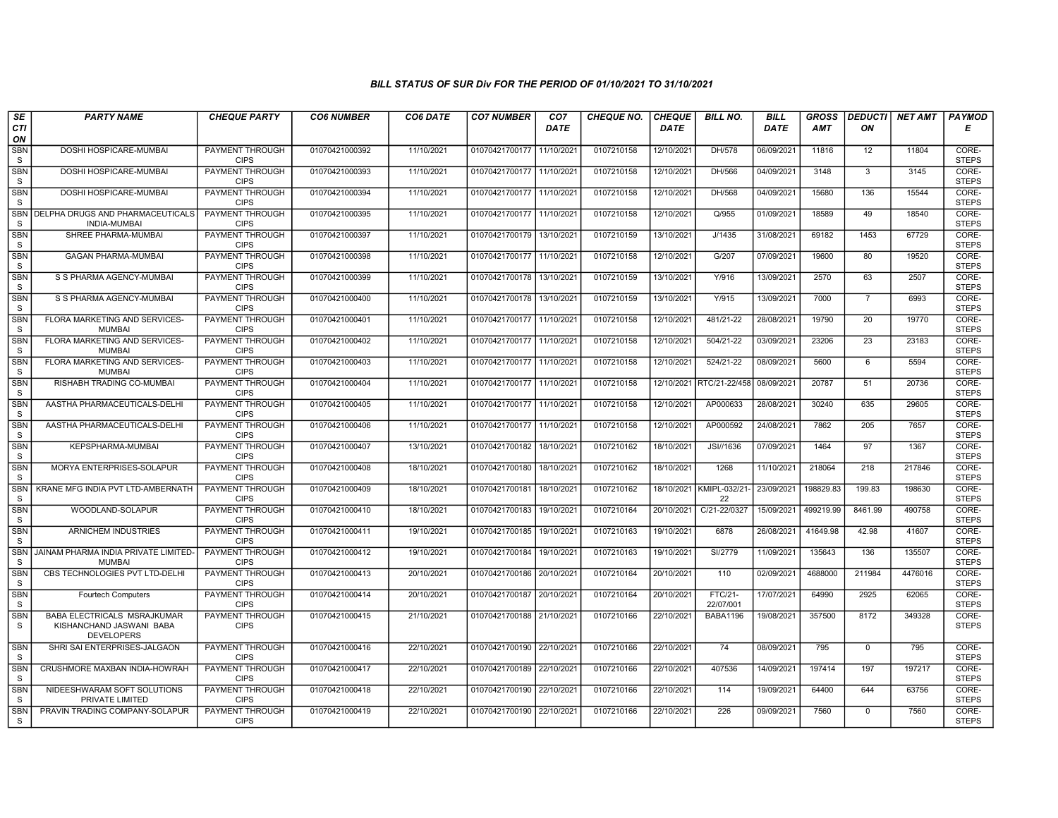### BILL STATUS OF SUR Div FOR THE PERIOD OF 01/10/2021 TO 31/10/2021

| SECTION | PARTY NAME | CHEQUE PARTY | CO6 NUMBER | CO6 DATE | CO7 NUMBER | CO7 DATE | CHEQUE NO. | CHEQUE DATE | BILL NO. | BILL DATE | GROSS AMT | DEDUCTION | NET AMT | PAYMODE |
|---|---|---|---|---|---|---|---|---|---|---|---|---|---|---|
| SBNS | DOSHI HOSPICARE-MUMBAI | PAYMENT THROUGH CIPS | 01070421000392 | 11/10/2021 | 01070421700177 | 11/10/2021 | 0107210158 | 12/10/2021 | DH/578 | 06/09/2021 | 11816 | 12 | 11804 | CORE-STEPS |
| SBNS | DOSHI HOSPICARE-MUMBAI | PAYMENT THROUGH CIPS | 01070421000393 | 11/10/2021 | 01070421700177 | 11/10/2021 | 0107210158 | 12/10/2021 | DH/566 | 04/09/2021 | 3148 | 3 | 3145 | CORE-STEPS |
| SBNS | DOSHI HOSPICARE-MUMBAI | PAYMENT THROUGH CIPS | 01070421000394 | 11/10/2021 | 01070421700177 | 11/10/2021 | 0107210158 | 12/10/2021 | DH/568 | 04/09/2021 | 15680 | 136 | 15544 | CORE-STEPS |
| SBNS | DELPHA DRUGS AND PHARMACEUTICALS INDIA-MUMBAI | PAYMENT THROUGH CIPS | 01070421000395 | 11/10/2021 | 01070421700177 | 11/10/2021 | 0107210158 | 12/10/2021 | Q/955 | 01/09/2021 | 18589 | 49 | 18540 | CORE-STEPS |
| SBNS | SHREE PHARMA-MUMBAI | PAYMENT THROUGH CIPS | 01070421000397 | 11/10/2021 | 01070421700179 | 13/10/2021 | 0107210159 | 13/10/2021 | J/1435 | 31/08/2021 | 69182 | 1453 | 67729 | CORE-STEPS |
| SBNS | GAGAN PHARMA-MUMBAI | PAYMENT THROUGH CIPS | 01070421000398 | 11/10/2021 | 01070421700177 | 11/10/2021 | 0107210158 | 12/10/2021 | G/207 | 07/09/2021 | 19600 | 80 | 19520 | CORE-STEPS |
| SBNS | S S PHARMA AGENCY-MUMBAI | PAYMENT THROUGH CIPS | 01070421000399 | 11/10/2021 | 01070421700178 | 13/10/2021 | 0107210159 | 13/10/2021 | Y/916 | 13/09/2021 | 2570 | 63 | 2507 | CORE-STEPS |
| SBNS | S S PHARMA AGENCY-MUMBAI | PAYMENT THROUGH CIPS | 01070421000400 | 11/10/2021 | 01070421700178 | 13/10/2021 | 0107210159 | 13/10/2021 | Y/915 | 13/09/2021 | 7000 | 7 | 6993 | CORE-STEPS |
| SBNS | FLORA MARKETING AND SERVICES-MUMBAI | PAYMENT THROUGH CIPS | 01070421000401 | 11/10/2021 | 01070421700177 | 11/10/2021 | 0107210158 | 12/10/2021 | 481/21-22 | 28/08/2021 | 19790 | 20 | 19770 | CORE-STEPS |
| SBNS | FLORA MARKETING AND SERVICES-MUMBAI | PAYMENT THROUGH CIPS | 01070421000402 | 11/10/2021 | 01070421700177 | 11/10/2021 | 0107210158 | 12/10/2021 | 504/21-22 | 03/09/2021 | 23206 | 23 | 23183 | CORE-STEPS |
| SBNS | FLORA MARKETING AND SERVICES-MUMBAI | PAYMENT THROUGH CIPS | 01070421000403 | 11/10/2021 | 01070421700177 | 11/10/2021 | 0107210158 | 12/10/2021 | 524/21-22 | 08/09/2021 | 5600 | 6 | 5594 | CORE-STEPS |
| SBNS | RISHABH TRADING CO-MUMBAI | PAYMENT THROUGH CIPS | 01070421000404 | 11/10/2021 | 01070421700177 | 11/10/2021 | 0107210158 | 12/10/2021 | RTC/21-22/458 | 08/09/2021 | 20787 | 51 | 20736 | CORE-STEPS |
| SBNS | AASTHA PHARMACEUTICALS-DELHI | PAYMENT THROUGH CIPS | 01070421000405 | 11/10/2021 | 01070421700177 | 11/10/2021 | 0107210158 | 12/10/2021 | AP000633 | 28/08/2021 | 30240 | 635 | 29605 | CORE-STEPS |
| SBNS | AASTHA PHARMACEUTICALS-DELHI | PAYMENT THROUGH CIPS | 01070421000406 | 11/10/2021 | 01070421700177 | 11/10/2021 | 0107210158 | 12/10/2021 | AP000592 | 24/08/2021 | 7862 | 205 | 7657 | CORE-STEPS |
| SBNS | KEPSPHARMA-MUMBAI | PAYMENT THROUGH CIPS | 01070421000407 | 13/10/2021 | 01070421700182 | 18/10/2021 | 0107210162 | 18/10/2021 | JSI//1636 | 07/09/2021 | 1464 | 97 | 1367 | CORE-STEPS |
| SBNS | MORYA ENTERPRISES-SOLAPUR | PAYMENT THROUGH CIPS | 01070421000408 | 18/10/2021 | 01070421700180 | 18/10/2021 | 0107210162 | 18/10/2021 | 1268 | 11/10/2021 | 218064 | 218 | 217846 | CORE-STEPS |
| SBNS | KRANE MFG INDIA PVT LTD-AMBERNATH | PAYMENT THROUGH CIPS | 01070421000409 | 18/10/2021 | 01070421700181 | 18/10/2021 | 0107210162 | 18/10/2021 | KMIPL-032/21-22 | 23/09/2021 | 198829.83 | 199.83 | 198630 | CORE-STEPS |
| SBNS | WOODLAND-SOLAPUR | PAYMENT THROUGH CIPS | 01070421000410 | 18/10/2021 | 01070421700183 | 19/10/2021 | 0107210164 | 20/10/2021 | C/21-22/0327 | 15/09/2021 | 499219.99 | 8461.99 | 490758 | CORE-STEPS |
| SBNS | ARNICHEM INDUSTRIES | PAYMENT THROUGH CIPS | 01070421000411 | 19/10/2021 | 01070421700185 | 19/10/2021 | 0107210163 | 19/10/2021 | 6878 | 26/08/2021 | 41649.98 | 42.98 | 41607 | CORE-STEPS |
| SBNS | JAINAM PHARMA INDIA PRIVATE LIMITED-MUMBAI | PAYMENT THROUGH CIPS | 01070421000412 | 19/10/2021 | 01070421700184 | 19/10/2021 | 0107210163 | 19/10/2021 | SI/2779 | 11/09/2021 | 135643 | 136 | 135507 | CORE-STEPS |
| SBNS | CBS TECHNOLOGIES PVT LTD-DELHI | PAYMENT THROUGH CIPS | 01070421000413 | 20/10/2021 | 01070421700186 | 20/10/2021 | 0107210164 | 20/10/2021 | 110 | 02/09/2021 | 4688000 | 211984 | 4476016 | CORE-STEPS |
| SBNS | Fourtech Computers | PAYMENT THROUGH CIPS | 01070421000414 | 20/10/2021 | 01070421700187 | 20/10/2021 | 0107210164 | 20/10/2021 | FTC/21-22/07/001 | 17/07/2021 | 64990 | 2925 | 62065 | CORE-STEPS |
| SBNS | BABA ELECTRICALS MSRAJKUMAR KISHANCHAND JASWANI BABA DEVELOPERS | PAYMENT THROUGH CIPS | 01070421000415 | 21/10/2021 | 01070421700188 | 21/10/2021 | 0107210166 | 22/10/2021 | BABA1196 | 19/08/2021 | 357500 | 8172 | 349328 | CORE-STEPS |
| SBNS | SHRI SAI ENTERPRISES-JALGAON | PAYMENT THROUGH CIPS | 01070421000416 | 22/10/2021 | 01070421700190 | 22/10/2021 | 0107210166 | 22/10/2021 | 74 | 08/09/2021 | 795 | 0 | 795 | CORE-STEPS |
| SBNS | CRUSHMORE MAXBAN INDIA-HOWRAH | PAYMENT THROUGH CIPS | 01070421000417 | 22/10/2021 | 01070421700189 | 22/10/2021 | 0107210166 | 22/10/2021 | 407536 | 14/09/2021 | 197414 | 197 | 197217 | CORE-STEPS |
| SBNS | NIDEESHWARAM SOFT SOLUTIONS PRIVATE LIMITED | PAYMENT THROUGH CIPS | 01070421000418 | 22/10/2021 | 01070421700190 | 22/10/2021 | 0107210166 | 22/10/2021 | 114 | 19/09/2021 | 64400 | 644 | 63756 | CORE-STEPS |
| SBNS | PRAVIN TRADING COMPANY-SOLAPUR | PAYMENT THROUGH CIPS | 01070421000419 | 22/10/2021 | 01070421700190 | 22/10/2021 | 0107210166 | 22/10/2021 | 226 | 09/09/2021 | 7560 | 0 | 7560 | CORE-STEPS |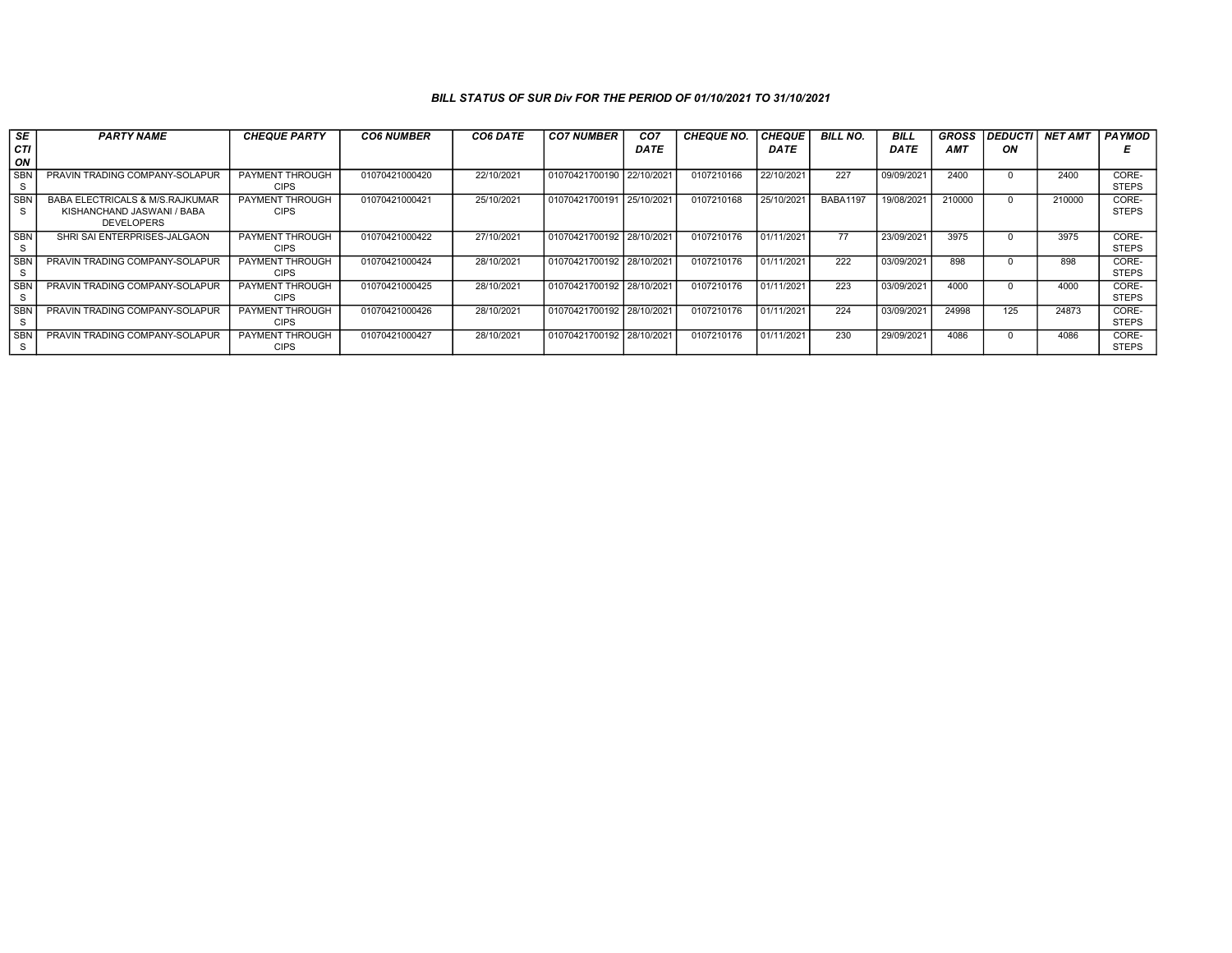### *BILL STATUS OF SUR Div FOR THE PERIOD OF 01/10/2021 TO 31/10/2021*

| SECTION | PARTY NAME | CHEQUE PARTY | CO6 NUMBER | CO6 DATE | CO7 NUMBER | CO7 DATE | CHEQUE NO. | CHEQUE DATE | BILL NO. | BILL DATE | GROSS AMT | DEDUCTION | NET AMT | PAYMODE |
|---|---|---|---|---|---|---|---|---|---|---|---|---|---|---|
| SBNS | PRAVIN TRADING COMPANY-SOLAPUR | PAYMENT THROUGH CIPS | 01070421000420 | 22/10/2021 | 01070421700190 | 22/10/2021 | 0107210166 | 22/10/2021 | 227 | 09/09/2021 | 2400 | 0 | 2400 | CORE-STEPS |
| SBNS | BABA ELECTRICALS & M/S.RAJKUMAR KISHANCHAND JASWANI / BABA DEVELOPERS | PAYMENT THROUGH CIPS | 01070421000421 | 25/10/2021 | 01070421700191 | 25/10/2021 | 0107210168 | 25/10/2021 | BABA1197 | 19/08/2021 | 210000 | 0 | 210000 | CORE-STEPS |
| SBNS | SHRI SAI ENTERPRISES-JALGAON | PAYMENT THROUGH CIPS | 01070421000422 | 27/10/2021 | 01070421700192 | 28/10/2021 | 0107210176 | 01/11/2021 | 77 | 23/09/2021 | 3975 | 0 | 3975 | CORE-STEPS |
| SBNS | PRAVIN TRADING COMPANY-SOLAPUR | PAYMENT THROUGH CIPS | 01070421000424 | 28/10/2021 | 01070421700192 | 28/10/2021 | 0107210176 | 01/11/2021 | 222 | 03/09/2021 | 898 | 0 | 898 | CORE-STEPS |
| SBNS | PRAVIN TRADING COMPANY-SOLAPUR | PAYMENT THROUGH CIPS | 01070421000425 | 28/10/2021 | 01070421700192 | 28/10/2021 | 0107210176 | 01/11/2021 | 223 | 03/09/2021 | 4000 | 0 | 4000 | CORE-STEPS |
| SBNS | PRAVIN TRADING COMPANY-SOLAPUR | PAYMENT THROUGH CIPS | 01070421000426 | 28/10/2021 | 01070421700192 | 28/10/2021 | 0107210176 | 01/11/2021 | 224 | 03/09/2021 | 24998 | 125 | 24873 | CORE-STEPS |
| SBNS | PRAVIN TRADING COMPANY-SOLAPUR | PAYMENT THROUGH CIPS | 01070421000427 | 28/10/2021 | 01070421700192 | 28/10/2021 | 0107210176 | 01/11/2021 | 230 | 29/09/2021 | 4086 | 0 | 4086 | CORE-STEPS |